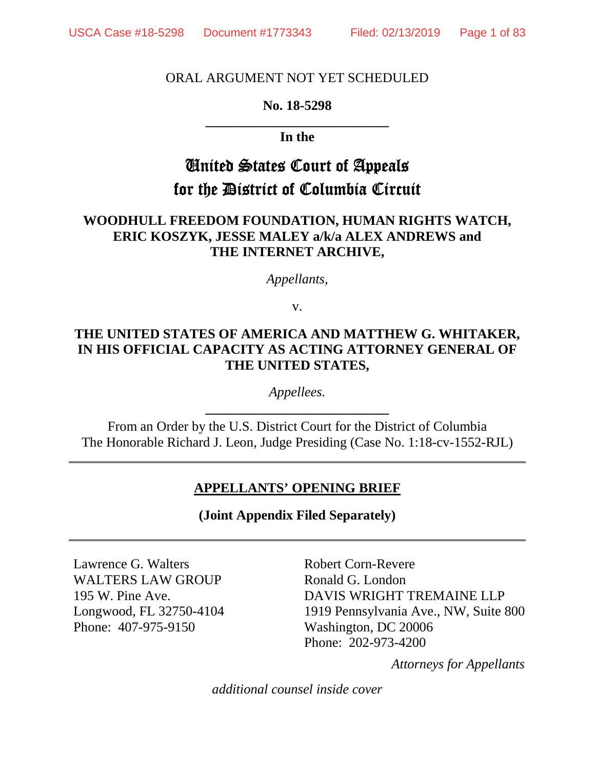ORAL ARGUMENT NOT YET SCHEDULED

**No. 18-5298**

**In the**

# United States Court of Appeals for the District of Columbia Circuit

**WOODHULL FREEDOM FOUNDATION, HUMAN RIGHTS WATCH, ERIC KOSZYK, JESSE MALEY a/k/a ALEX ANDREWS and THE INTERNET ARCHIVE,**

*Appellants,*

v.

**THE UNITED STATES OF AMERICA AND MATTHEW G. WHITAKER, IN HIS OFFICIAL CAPACITY AS ACTING ATTORNEY GENERAL OF THE UNITED STATES,**

*Appellees.*

From an Order by the U.S. District Court for the District of Columbia
The Honorable Richard J. Leon, Judge Presiding (Case No. 1:18-cv-1552-RJL)

---

## APPELLANTS' OPENING BRIEF

**(Joint Appendix Filed Separately)**

---

Lawrence G. Walters
WALTERS LAW GROUP
195 W. Pine Ave.
Longwood, FL 32750-4104
Phone: 407-975-9150

Robert Corn-Revere
Ronald G. London
DAVIS WRIGHT TREMAINE LLP
1919 Pennsylvania Ave., NW, Suite 800
Washington, DC 20006
Phone: 202-973-4200

*Attorneys for Appellants*

*additional counsel inside cover*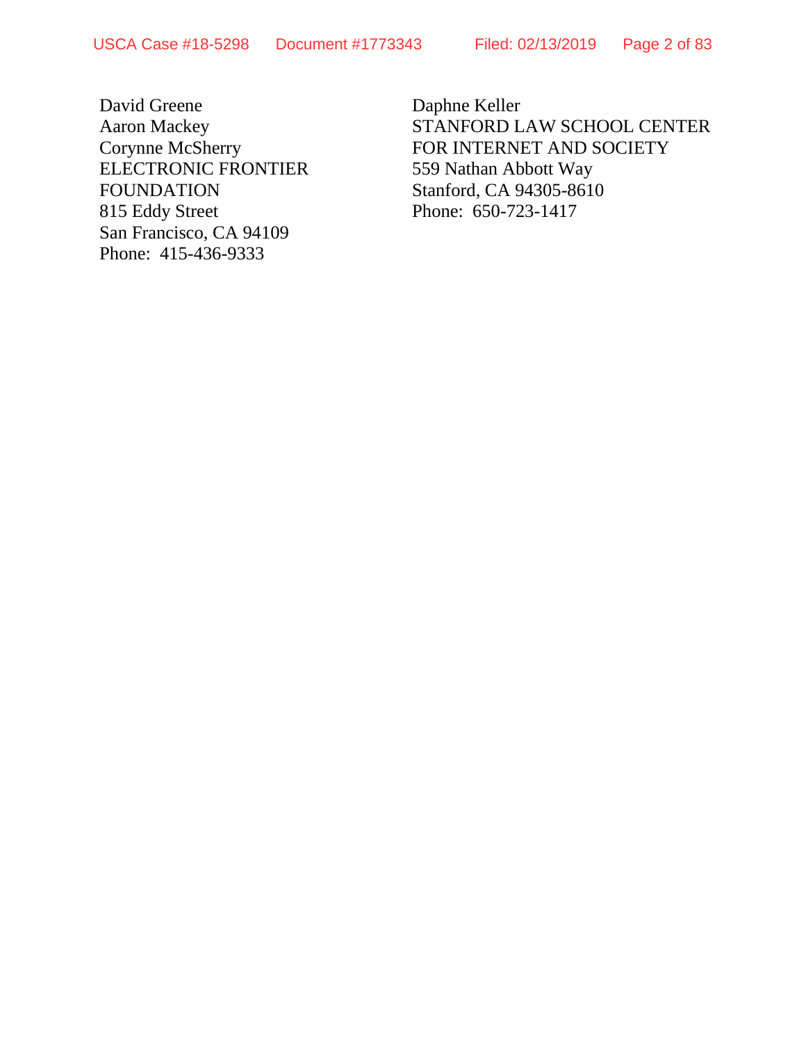David Greene
Aaron Mackey
Corynne McSherry
ELECTRONIC FRONTIER
FOUNDATION
815 Eddy Street
San Francisco, CA 94109
Phone: 415-436-9333

Daphne Keller
STANFORD LAW SCHOOL CENTER
FOR INTERNET AND SOCIETY
559 Nathan Abbott Way
Stanford, CA 94305-8610
Phone: 650-723-1417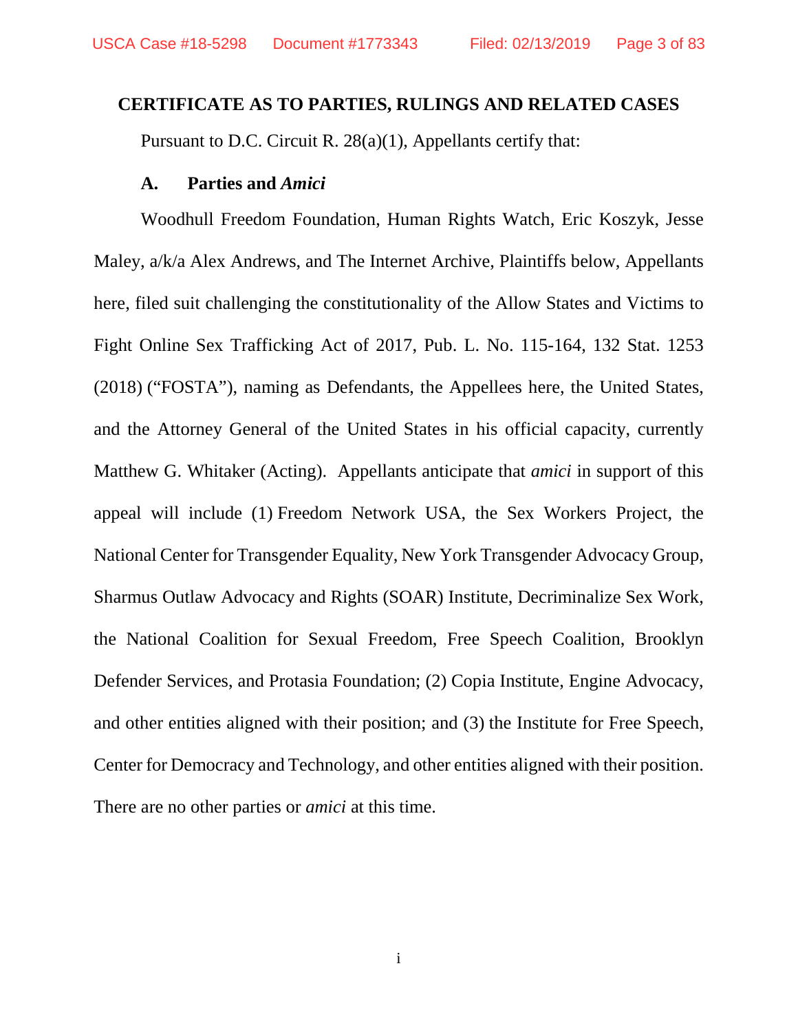## CERTIFICATE AS TO PARTIES, RULINGS AND RELATED CASES

Pursuant to D.C. Circuit R. 28(a)(1), Appellants certify that:

### A. Parties and *Amici*

Woodhull Freedom Foundation, Human Rights Watch, Eric Koszyk, Jesse Maley, a/k/a Alex Andrews, and The Internet Archive, Plaintiffs below, Appellants here, filed suit challenging the constitutionality of the Allow States and Victims to Fight Online Sex Trafficking Act of 2017, Pub. L. No. 115-164, 132 Stat. 1253 (2018) ("FOSTA"), naming as Defendants, the Appellees here, the United States, and the Attorney General of the United States in his official capacity, currently Matthew G. Whitaker (Acting). Appellants anticipate that *amici* in support of this appeal will include (1) Freedom Network USA, the Sex Workers Project, the National Center for Transgender Equality, New York Transgender Advocacy Group, Sharmus Outlaw Advocacy and Rights (SOAR) Institute, Decriminalize Sex Work, the National Coalition for Sexual Freedom, Free Speech Coalition, Brooklyn Defender Services, and Protasia Foundation; (2) Copia Institute, Engine Advocacy, and other entities aligned with their position; and (3) the Institute for Free Speech, Center for Democracy and Technology, and other entities aligned with their position. There are no other parties or *amici* at this time.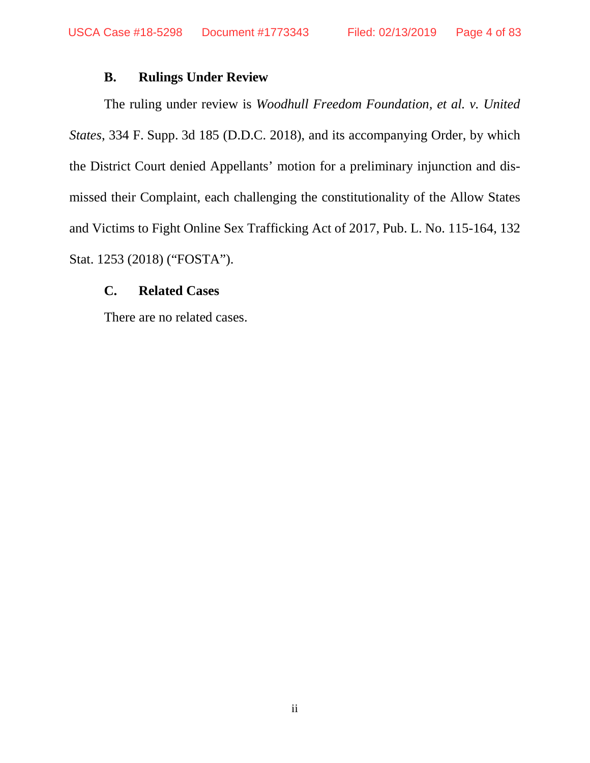### B. Rulings Under Review

The ruling under review is *Woodhull Freedom Foundation, et al. v. United States*, 334 F. Supp. 3d 185 (D.D.C. 2018), and its accompanying Order, by which the District Court denied Appellants' motion for a preliminary injunction and dismissed their Complaint, each challenging the constitutionality of the Allow States and Victims to Fight Online Sex Trafficking Act of 2017, Pub. L. No. 115-164, 132 Stat. 1253 (2018) ("FOSTA").

### C. Related Cases

There are no related cases.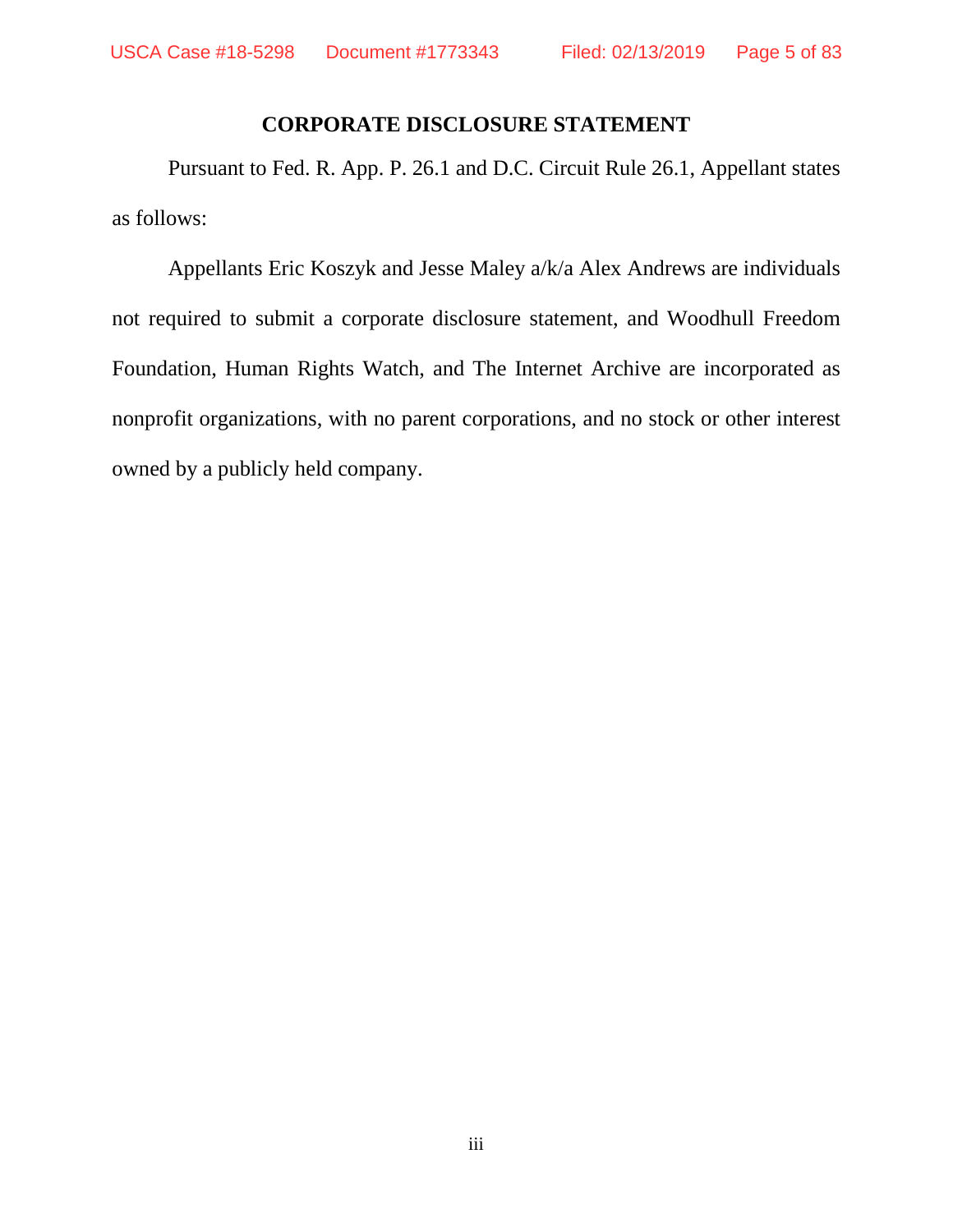## CORPORATE DISCLOSURE STATEMENT

Pursuant to Fed. R. App. P. 26.1 and D.C. Circuit Rule 26.1, Appellant states as follows:

Appellants Eric Koszyk and Jesse Maley a/k/a Alex Andrews are individuals not required to submit a corporate disclosure statement, and Woodhull Freedom Foundation, Human Rights Watch, and The Internet Archive are incorporated as nonprofit organizations, with no parent corporations, and no stock or other interest owned by a publicly held company.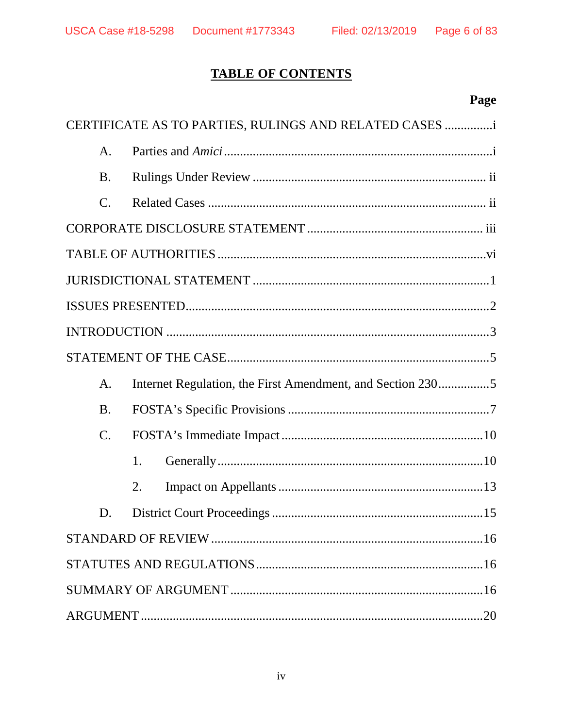## TABLE OF CONTENTS

| | Page |
|---|---|
| CERTIFICATE AS TO PARTIES, RULINGS AND RELATED CASES | i |
| A. Parties and *Amici* | i |
| B. Rulings Under Review | ii |
| C. Related Cases | ii |
| CORPORATE DISCLOSURE STATEMENT | iii |
| TABLE OF AUTHORITIES | vi |
| JURISDICTIONAL STATEMENT | 1 |
| ISSUES PRESENTED | 2 |
| INTRODUCTION | 3 |
| STATEMENT OF THE CASE | 5 |
| A. Internet Regulation, the First Amendment, and Section 230 | 5 |
| B. FOSTA's Specific Provisions | 7 |
| C. FOSTA's Immediate Impact | 10 |
| 1. Generally | 10 |
| 2. Impact on Appellants | 13 |
| D. District Court Proceedings | 15 |
| STANDARD OF REVIEW | 16 |
| STATUTES AND REGULATIONS | 16 |
| SUMMARY OF ARGUMENT | 16 |
| ARGUMENT | 20 |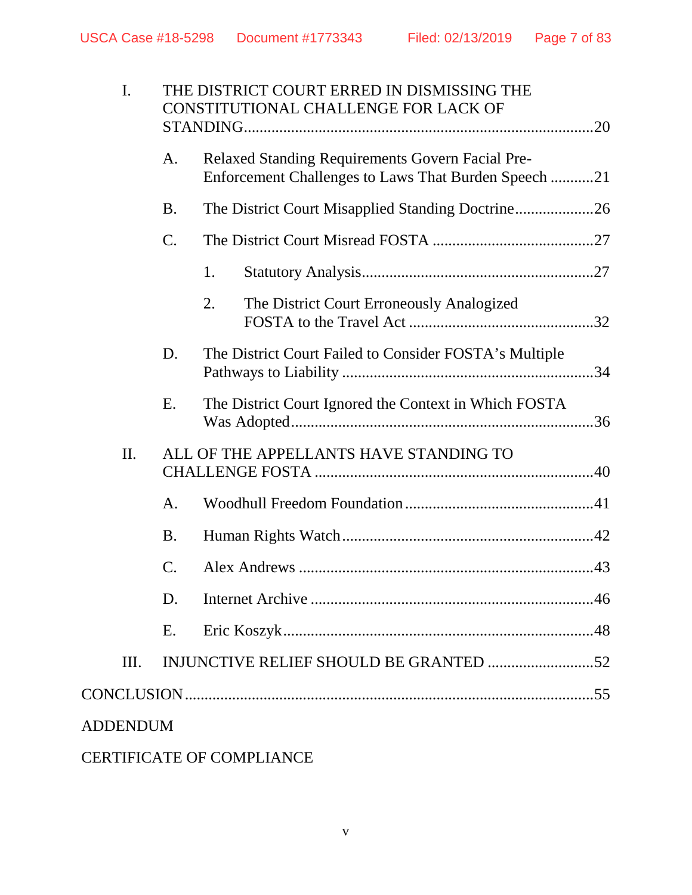I. THE DISTRICT COURT ERRED IN DISMISSING THE CONSTITUTIONAL CHALLENGE FOR LACK OF STANDING....................20

- A. Relaxed Standing Requirements Govern Facial Pre-Enforcement Challenges to Laws That Burden Speech ...........21
- B. The District Court Misapplied Standing Doctrine....................26
- C. The District Court Misread FOSTA .........................................27
  - 1. Statutory Analysis...........................................................27
  - 2. The District Court Erroneously Analogized FOSTA to the Travel Act ...............................................32
- D. The District Court Failed to Consider FOSTA's Multiple Pathways to Liability ................................................................34
- E. The District Court Ignored the Context in Which FOSTA Was Adopted.............................................................................36

II. ALL OF THE APPELLANTS HAVE STANDING TO CHALLENGE FOSTA .......................................................................40

- A. Woodhull Freedom Foundation ................................................41
- B. Human Rights Watch ................................................................42
- C. Alex Andrews ...........................................................................43
- D. Internet Archive .......................................................................46
- E. Eric Koszyk...............................................................................48

III. INJUNCTIVE RELIEF SHOULD BE GRANTED ...........................52

CONCLUSION.......................................................................................55

ADDENDUM

CERTIFICATE OF COMPLIANCE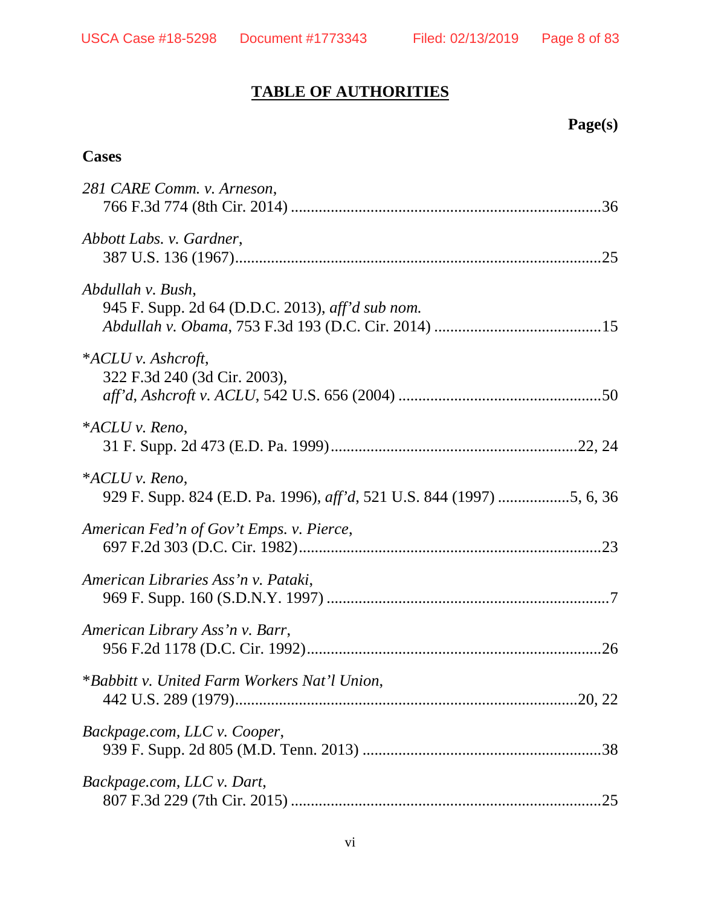## TABLE OF AUTHORITIES

**Page(s)**

### Cases

*281 CARE Comm. v. Arneson*,
766 F.3d 774 (8th Cir. 2014) ............................................................................36

*Abbott Labs. v. Gardner*,
387 U.S. 136 (1967)..........................................................................................25

*Abdullah v. Bush*,
945 F. Supp. 2d 64 (D.D.C. 2013), *aff'd sub nom. Abdullah v. Obama*, 753 F.3d 193 (D.C. Cir. 2014) ..........................................15

*\*ACLU v. Ashcroft*,
322 F.3d 240 (3d Cir. 2003),
*aff'd*, *Ashcroft v. ACLU*, 542 U.S. 656 (2004) ..................................................50

*\*ACLU v. Reno*,
31 F. Supp. 2d 473 (E.D. Pa. 1999)............................................................22, 24

*\*ACLU v. Reno*,
929 F. Supp. 824 (E.D. Pa. 1996), *aff'd*, 521 U.S. 844 (1997) ..................5, 6, 36

*American Fed'n of Gov't Emps. v. Pierce*,
697 F.2d 303 (D.C. Cir. 1982)..........................................................................23

*American Libraries Ass'n v. Pataki*,
969 F. Supp. 160 (S.D.N.Y. 1997) ......................................................................7

*American Library Ass'n v. Barr*,
956 F.2d 1178 (D.C. Cir. 1992)........................................................................26

*\*Babbitt v. United Farm Workers Nat'l Union*,
442 U.S. 289 (1979)....................................................................................20, 22

*Backpage.com, LLC v. Cooper*,
939 F. Supp. 2d 805 (M.D. Tenn. 2013) ...........................................................38

*Backpage.com, LLC v. Dart*,
807 F.3d 229 (7th Cir. 2015) ............................................................................25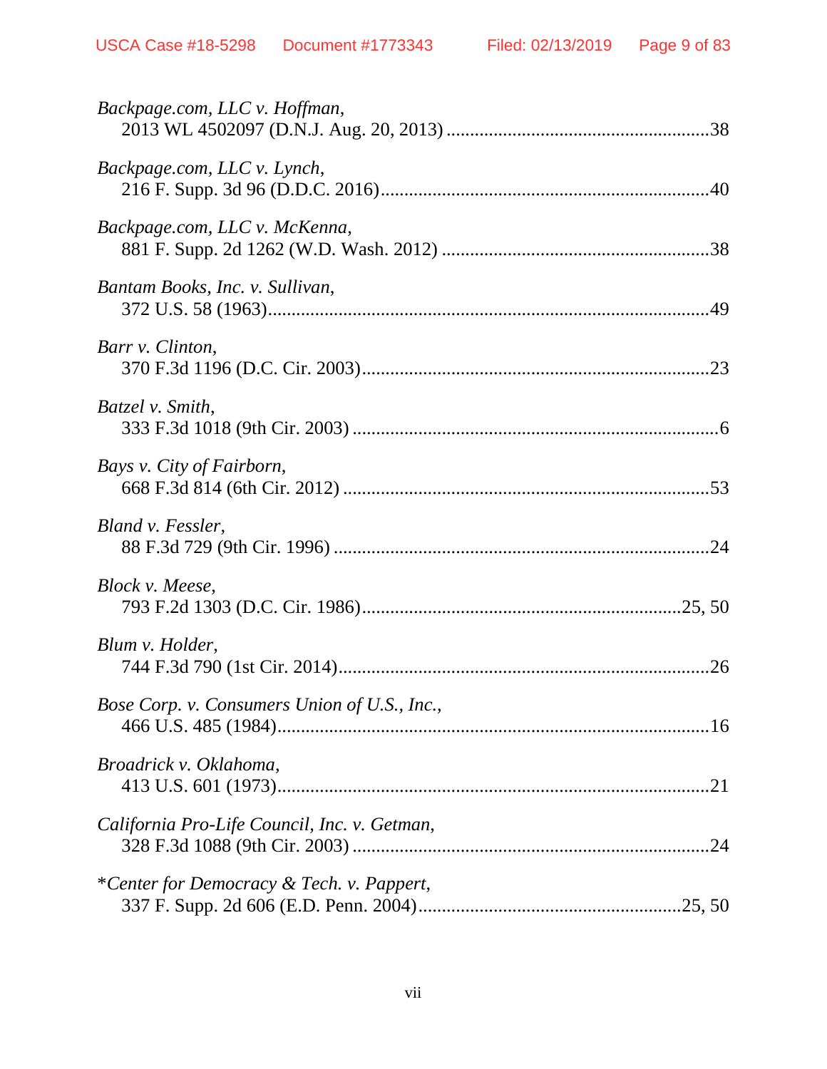*Backpage.com, LLC v. Hoffman*,
2013 WL 4502097 (D.N.J. Aug. 20, 2013) ........................................................38

*Backpage.com, LLC v. Lynch*,
216 F. Supp. 3d 96 (D.D.C. 2016)....................................................................40

*Backpage.com, LLC v. McKenna*,
881 F. Supp. 2d 1262 (W.D. Wash. 2012) ........................................................38

*Bantam Books, Inc. v. Sullivan*,
372 U.S. 58 (1963)............................................................................................49

*Barr v. Clinton*,
370 F.3d 1196 (D.C. Cir. 2003)........................................................................23

*Batzel v. Smith*,
333 F.3d 1018 (9th Cir. 2003) ............................................................................6

*Bays v. City of Fairborn*,
668 F.3d 814 (6th Cir. 2012) ............................................................................53

*Bland v. Fessler*,
88 F.3d 729 (9th Cir. 1996) ..............................................................................24

*Block v. Meese*,
793 F.2d 1303 (D.C. Cir. 1986)...................................................................25, 50

*Blum v. Holder*,
744 F.3d 790 (1st Cir. 2014).............................................................................26

*Bose Corp. v. Consumers Union of U.S., Inc.*,
466 U.S. 485 (1984)...........................................................................................16

*Broadrick v. Oklahoma*,
413 U.S. 601 (1973)...........................................................................................21

*California Pro-Life Council, Inc. v. Getman*,
328 F.3d 1088 (9th Cir. 2003) ...........................................................................24

*\*Center for Democracy & Tech. v. Pappert*,
337 F. Supp. 2d 606 (E.D. Penn. 2004).......................................................25, 50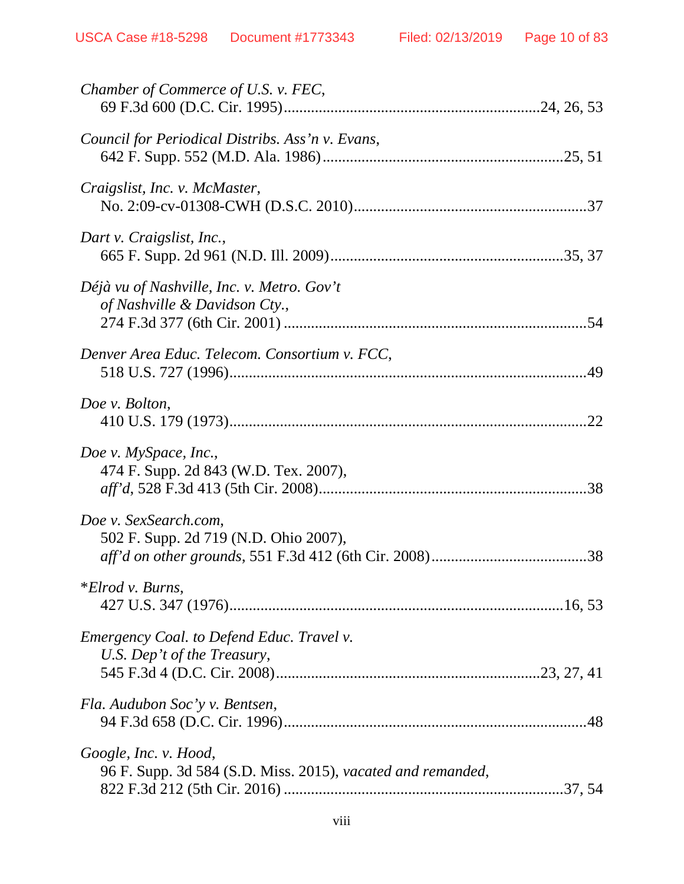*Chamber of Commerce of U.S. v. FEC*,
69 F.3d 600 (D.C. Cir. 1995)....................................................................24, 26, 53

*Council for Periodical Distribs. Ass'n v. Evans*,
642 F. Supp. 552 (M.D. Ala. 1986)..............................................................25, 51

*Craigslist, Inc. v. McMaster*,
No. 2:09-cv-01308-CWH (D.S.C. 2010)............................................................37

*Dart v. Craigslist, Inc.*,
665 F. Supp. 2d 961 (N.D. Ill. 2009)...........................................................35, 37

*Déjà vu of Nashville, Inc. v. Metro. Gov't of Nashville & Davidson Cty.*,
274 F.3d 377 (6th Cir. 2001) ..............................................................................54

*Denver Area Educ. Telecom. Consortium v. FCC*,
518 U.S. 727 (1996)...........................................................................................49

*Doe v. Bolton*,
410 U.S. 179 (1973)...........................................................................................22

*Doe v. MySpace, Inc.*,
474 F. Supp. 2d 843 (W.D. Tex. 2007),
*aff'd*, 528 F.3d 413 (5th Cir. 2008).....................................................................38

*Doe v. SexSearch.com*,
502 F. Supp. 2d 719 (N.D. Ohio 2007),
*aff'd on other grounds*, 551 F.3d 412 (6th Cir. 2008).........................................38

*\*Elrod v. Burns*,
427 U.S. 347 (1976).....................................................................................16, 53

*Emergency Coal. to Defend Educ. Travel v. U.S. Dep't of the Treasury*,
545 F.3d 4 (D.C. Cir. 2008)...................................................................23, 27, 41

*Fla. Audubon Soc'y v. Bentsen*,
94 F.3d 658 (D.C. Cir. 1996)..............................................................................48

*Google, Inc. v. Hood*,
96 F. Supp. 3d 584 (S.D. Miss. 2015), *vacated and remanded*,
822 F.3d 212 (5th Cir. 2016) ........................................................................37, 54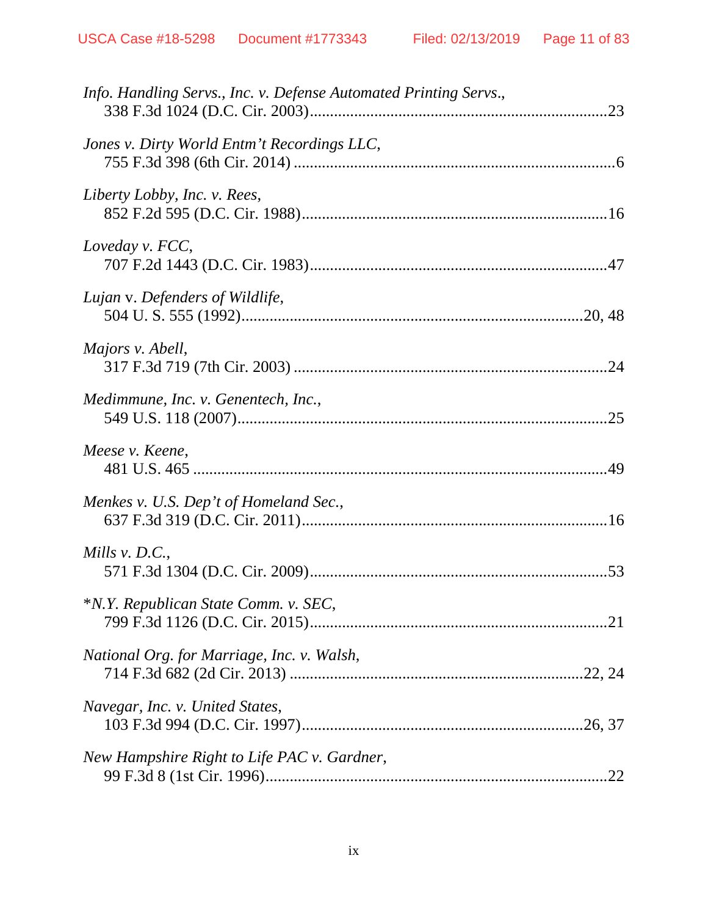*Info. Handling Servs., Inc. v. Defense Automated Printing Servs.*,
338 F.3d 1024 (D.C. Cir. 2003)........................................................................23

*Jones v. Dirty World Entm't Recordings LLC*,
755 F.3d 398 (6th Cir. 2014) ..............................................................................6

*Liberty Lobby, Inc. v. Rees*,
852 F.2d 595 (D.C. Cir. 1988)..........................................................................16

*Loveday v. FCC*,
707 F.2d 1443 (D.C. Cir. 1983)........................................................................47

*Lujan* v. *Defenders of Wildlife*,
504 U. S. 555 (1992).....................................................................................20, 48

*Majors v. Abell*,
317 F.3d 719 (7th Cir. 2003) ............................................................................24

*Medimmune, Inc. v. Genentech, Inc.*,
549 U.S. 118 (2007)..........................................................................................25

*Meese v. Keene*,
481 U.S. 465 ......................................................................................................49

*Menkes v. U.S. Dep't of Homeland Sec.*,
637 F.3d 319 (D.C. Cir. 2011)..........................................................................16

*Mills v. D.C.*,
571 F.3d 1304 (D.C. Cir. 2009)........................................................................53

*\*N.Y. Republican State Comm. v. SEC*,
799 F.3d 1126 (D.C. Cir. 2015)........................................................................21

*National Org. for Marriage, Inc. v. Walsh*,
714 F.3d 682 (2d Cir. 2013) ........................................................................22, 24

*Navegar, Inc. v. United States*,
103 F.3d 994 (D.C. Cir. 1997)....................................................................26, 37

*New Hampshire Right to Life PAC v. Gardner*,
99 F.3d 8 (1st Cir. 1996)....................................................................................22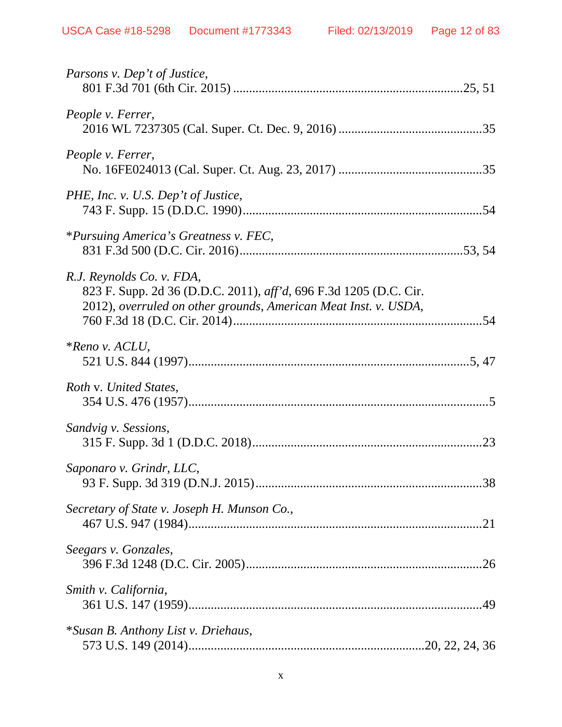*Parsons v. Dep't of Justice*,
801 F.3d 701 (6th Cir. 2015) ......................................................................25, 51

*People v. Ferrer*,
2016 WL 7237305 (Cal. Super. Ct. Dec. 9, 2016) ............................................35

*People v. Ferrer*,
No. 16FE024013 (Cal. Super. Ct. Aug. 23, 2017) ............................................35

*PHE, Inc. v. U.S. Dep't of Justice*,
743 F. Supp. 15 (D.D.C. 1990)..........................................................................54

\**Pursuing America's Greatness v. FEC*,
831 F.3d 500 (D.C. Cir. 2016)......................................................................53, 54

*R.J. Reynolds Co. v. FDA*,
823 F. Supp. 2d 36 (D.D.C. 2011), *aff'd*, 696 F.3d 1205 (D.C. Cir. 2012), *overruled on other grounds*, *American Meat Inst. v. USDA*,
760 F.3d 18 (D.C. Cir. 2014)..............................................................................54

\**Reno v. ACLU*,
521 U.S. 844 (1997)........................................................................................5, 47

*Roth* v. *United States*,
354 U.S. 476 (1957)..............................................................................................5

*Sandvig v. Sessions*,
315 F. Supp. 3d 1 (D.D.C. 2018).......................................................................23

*Saponaro v. Grindr, LLC*,
93 F. Supp. 3d 319 (D.N.J. 2015)......................................................................38

*Secretary of State v. Joseph H. Munson Co.*,
467 U.S. 947 (1984)............................................................................................21

*Seegars v. Gonzales*,
396 F.3d 1248 (D.C. Cir. 2005).........................................................................26

*Smith v. California*,
361 U.S. 147 (1959)............................................................................................49

\**Susan B. Anthony List v. Driehaus*,
573 U.S. 149 (2014).........................................................................20, 22, 24, 36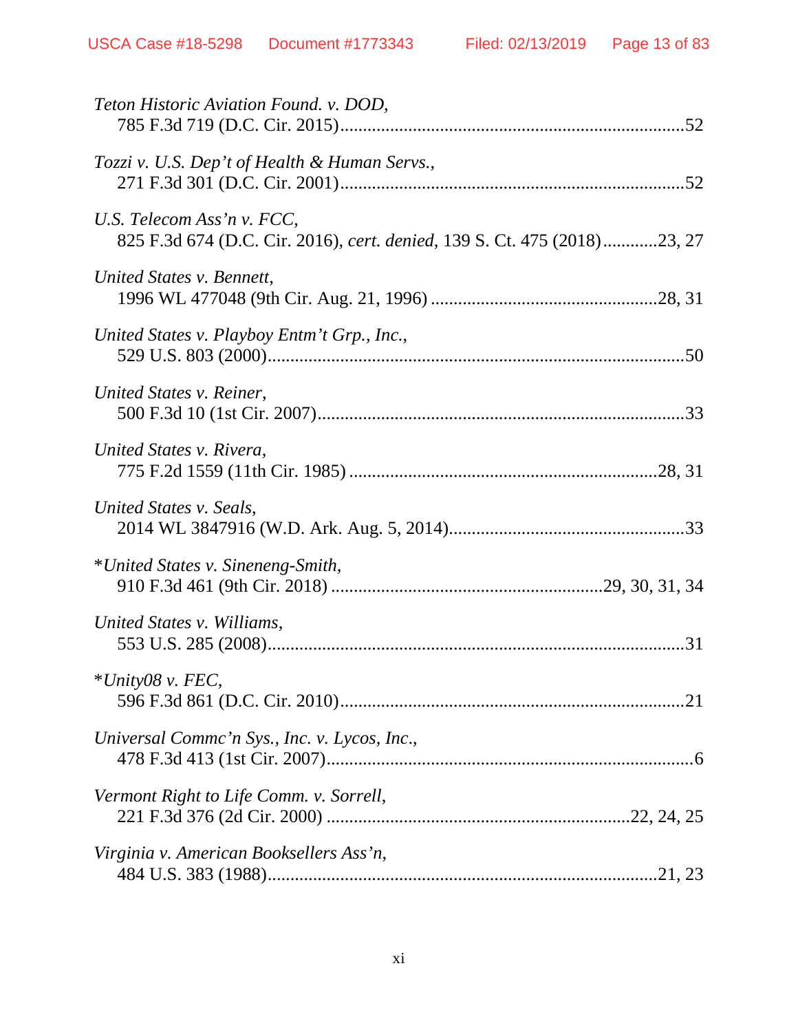*Teton Historic Aviation Found. v. DOD*,
785 F.3d 719 (D.C. Cir. 2015)..........................................................................52

*Tozzi v. U.S. Dep't of Health & Human Servs.*,
271 F.3d 301 (D.C. Cir. 2001)..........................................................................52

*U.S. Telecom Ass'n v. FCC*,
825 F.3d 674 (D.C. Cir. 2016), *cert. denied*, 139 S. Ct. 475 (2018)............23, 27

*United States v. Bennett*,
1996 WL 477048 (9th Cir. Aug. 21, 1996) .................................................28, 31

*United States v. Playboy Entm't Grp., Inc.*,
529 U.S. 803 (2000)..........................................................................................50

*United States v. Reiner*,
500 F.3d 10 (1st Cir. 2007)...............................................................................33

*United States v. Rivera*,
775 F.2d 1559 (11th Cir. 1985) ....................................................................28, 31

*United States v. Seals*,
2014 WL 3847916 (W.D. Ark. Aug. 5, 2014)...................................................33

*\*United States v. Sineneng-Smith*,
910 F.3d 461 (9th Cir. 2018) ...........................................................29, 30, 31, 34

*United States v. Williams*,
553 U.S. 285 (2008)..........................................................................................31

*\*Unity08 v. FEC*,
596 F.3d 861 (D.C. Cir. 2010)..........................................................................21

*Universal Commc'n Sys., Inc. v. Lycos, Inc.*,
478 F.3d 413 (1st Cir. 2007)...............................................................................6

*Vermont Right to Life Comm. v. Sorrell*,
221 F.3d 376 (2d Cir. 2000) .................................................................22, 24, 25

*Virginia v. American Booksellers Ass'n*,
484 U.S. 383 (1988).....................................................................................21, 23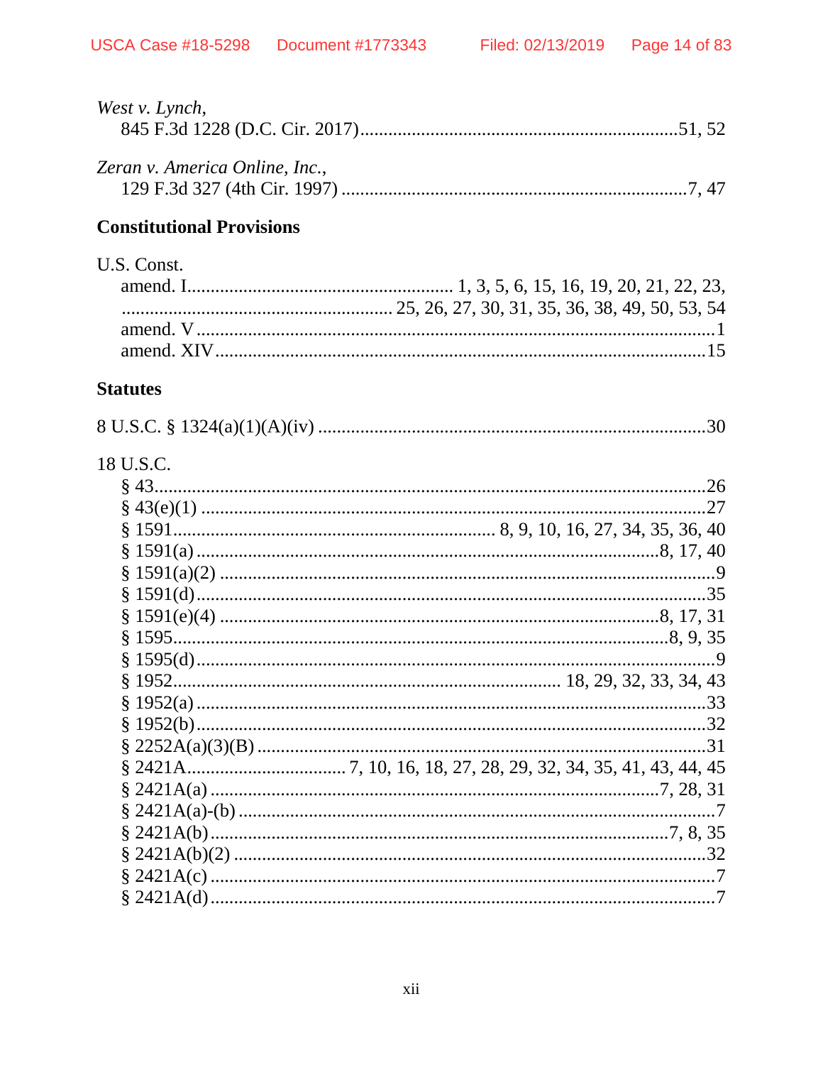*West v. Lynch*,
845 F.3d 1228 (D.C. Cir. 2017) .......................................................... 51, 52

*Zeran v. America Online, Inc.*,
129 F.3d 327 (4th Cir. 1997) ............................................................ 7, 47

**Constitutional Provisions**

U.S. Const.
amend. I ................................................ 1, 3, 5, 6, 15, 16, 19, 20, 21, 22, 23,
................................................ 25, 26, 27, 30, 31, 35, 36, 38, 49, 50, 53, 54
amend. V ............................................................................................ 1
amend. XIV ........................................................................................ 15

**Statutes**

8 U.S.C. § 1324(a)(1)(A)(iv) ............................................................... 30

18 U.S.C.
§ 43 .................................................................................................... 26
§ 43(e)(1) ........................................................................................... 27
§ 1591 ............................................................ 8, 9, 10, 16, 27, 34, 35, 36, 40
§ 1591(a) ....................................................................................... 8, 17, 40
§ 1591(a)(2) ........................................................................................ 9
§ 1591(d) ............................................................................................ 35
§ 1591(e)(4) ................................................................................... 8, 17, 31
§ 1595 ............................................................................................. 8, 9, 35
§ 1595(d) ............................................................................................ 9
§ 1952 ................................................................... 18, 29, 32, 33, 34, 43
§ 1952(a) ............................................................................................ 33
§ 1952(b) ............................................................................................ 32
§ 2252A(a)(3)(B) ............................................................................... 31
§ 2421A ............................... 7, 10, 16, 18, 27, 28, 29, 32, 34, 35, 41, 43, 44, 45
§ 2421A(a) ...................................................................................... 7, 28, 31
§ 2421A(a)-(b) ................................................................................... 7
§ 2421A(b) ....................................................................................... 7, 8, 35
§ 2421A(b)(2) .................................................................................... 32
§ 2421A(c) .......................................................................................... 7
§ 2421A(d) .......................................................................................... 7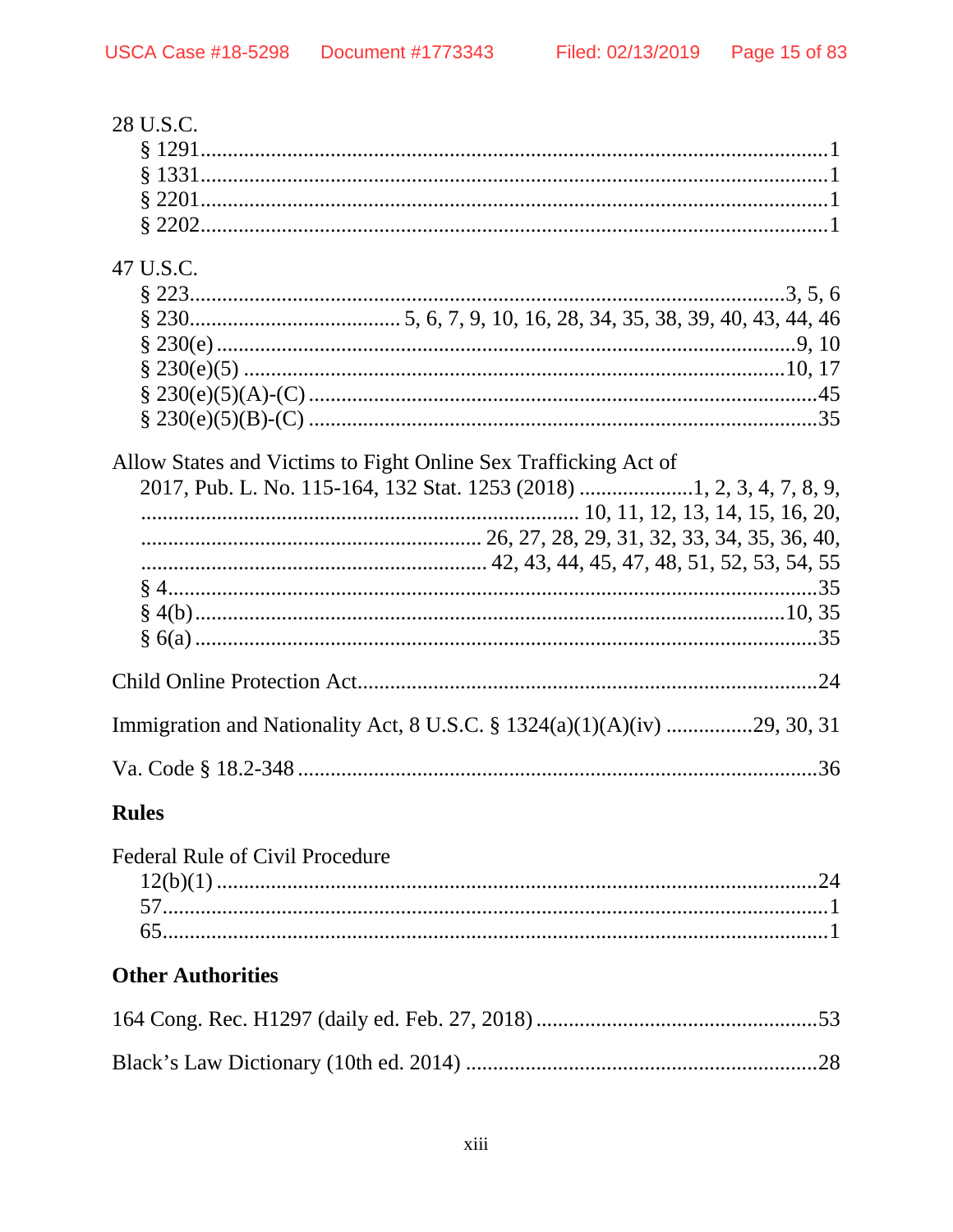28 U.S.C.

§ 1291..................................................................................................1

§ 1331..................................................................................................1

§ 2201..................................................................................................1

§ 2202..................................................................................................1

47 U.S.C.

§ 223..............................................................................................3, 5, 6

§ 230...................................... 5, 6, 7, 9, 10, 16, 28, 34, 35, 38, 39, 40, 43, 44, 46

§ 230(e) ............................................................................................9, 10

§ 230(e)(5) .......................................................................................10, 17

§ 230(e)(5)(A)-(C) ..................................................................................45

§ 230(e)(5)(B)-(C) ..................................................................................35

Allow States and Victims to Fight Online Sex Trafficking Act of 2017, Pub. L. No. 115-164, 132 Stat. 1253 (2018) .....................1, 2, 3, 4, 7, 8, 9, ............................................................................... 10, 11, 12, 13, 14, 15, 16, 20, ............................................................ 26, 27, 28, 29, 31, 32, 33, 34, 35, 36, 40, ............................................................ 42, 43, 44, 45, 47, 48, 51, 52, 53, 54, 55

§ 4.......................................................................................................35

§ 4(b)..............................................................................................10, 35

§ 6(a) ..................................................................................................35

Child Online Protection Act...................................................................24

Immigration and Nationality Act, 8 U.S.C. § 1324(a)(1)(A)(iv) ................29, 30, 31

Va. Code § 18.2-348 ...........................................................................36

## Rules

Federal Rule of Civil Procedure

12(b)(1) ...............................................................................................24

57.........................................................................................................1

65.........................................................................................................1

## Other Authorities

164 Cong. Rec. H1297 (daily ed. Feb. 27, 2018) ....................................................53

Black's Law Dictionary (10th ed. 2014) .................................................................28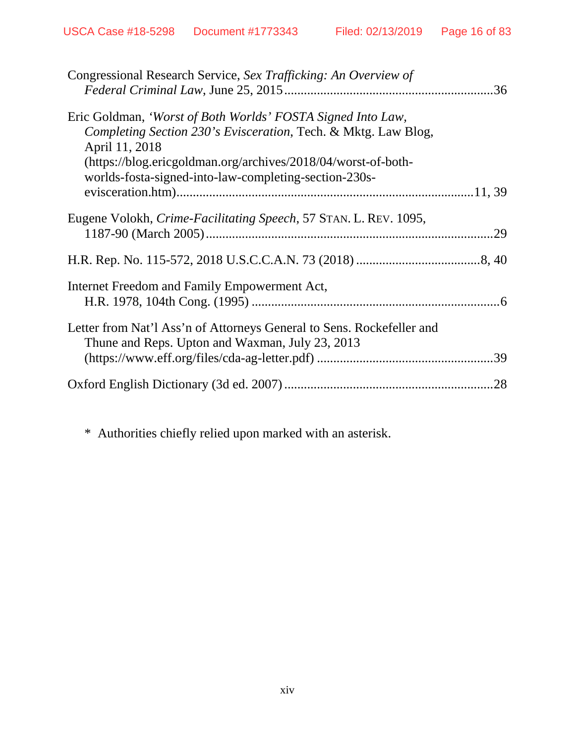Congressional Research Service, *Sex Trafficking: An Overview of Federal Criminal Law*, June 25, 2015 ................................................................36

Eric Goldman, *'Worst of Both Worlds' FOSTA Signed Into Law, Completing Section 230's Evisceration*, Tech. & Mktg. Law Blog, April 11, 2018 (https://blog.ericgoldman.org/archives/2018/04/worst-of-both-worlds-fosta-signed-into-law-completing-section-230s-evisceration.htm).........................................................................................11, 39

Eugene Volokh, *Crime-Facilitating Speech*, 57 STAN. L. REV. 1095, 1187-90 (March 2005).......................................................................................29

H.R. Rep. No. 115-572, 2018 U.S.C.C.A.N. 73 (2018) ......................................8, 40

Internet Freedom and Family Empowerment Act, H.R. 1978, 104th Cong. (1995) ...........................................................................6

Letter from Nat'l Ass'n of Attorneys General to Sens. Rockefeller and Thune and Reps. Upton and Waxman, July 23, 2013 (https://www.eff.org/files/cda-ag-letter.pdf) ......................................................39

Oxford English Dictionary (3d ed. 2007) ................................................................28

\* Authorities chiefly relied upon marked with an asterisk.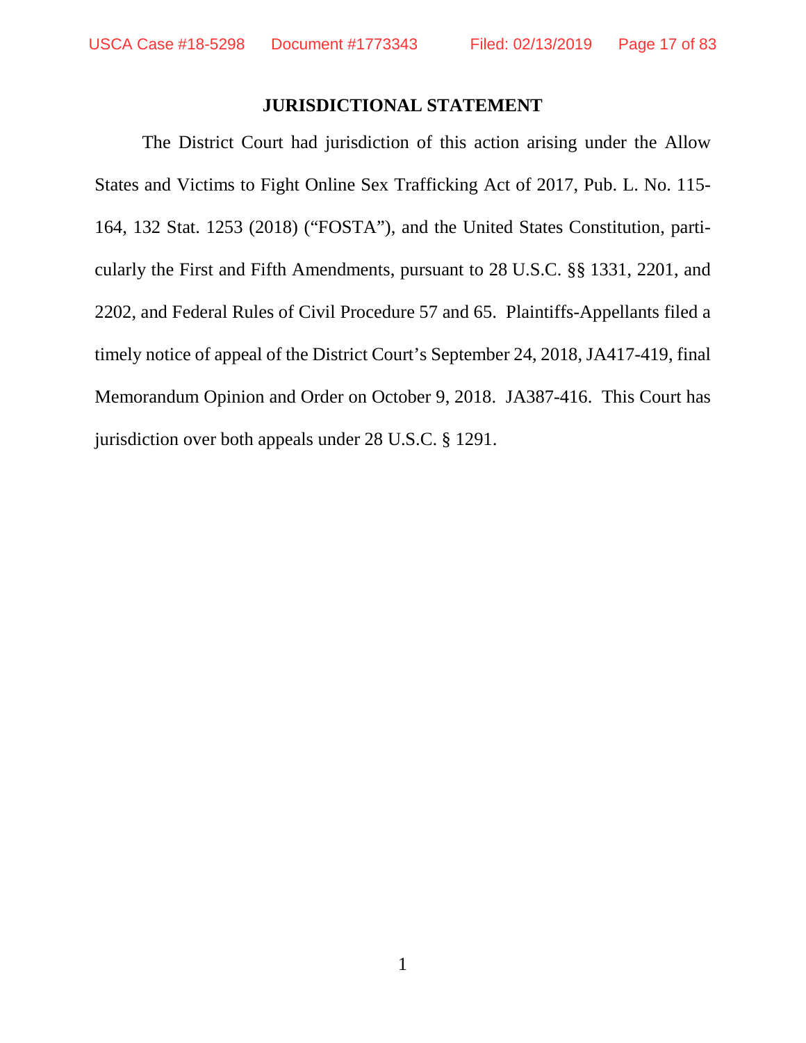# JURISDICTIONAL STATEMENT

The District Court had jurisdiction of this action arising under the Allow States and Victims to Fight Online Sex Trafficking Act of 2017, Pub. L. No. 115-164, 132 Stat. 1253 (2018) ("FOSTA"), and the United States Constitution, particularly the First and Fifth Amendments, pursuant to 28 U.S.C. §§ 1331, 2201, and 2202, and Federal Rules of Civil Procedure 57 and 65. Plaintiffs-Appellants filed a timely notice of appeal of the District Court's September 24, 2018, JA417-419, final Memorandum Opinion and Order on October 9, 2018. JA387-416. This Court has jurisdiction over both appeals under 28 U.S.C. § 1291.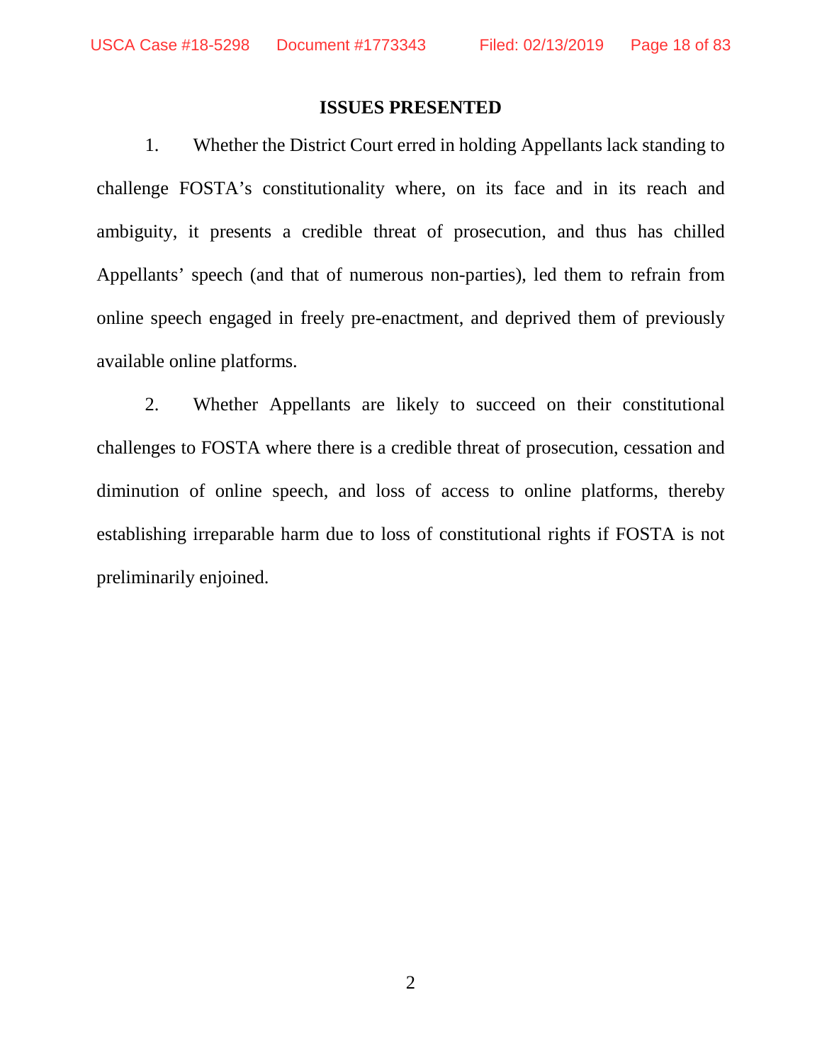## ISSUES PRESENTED

1. Whether the District Court erred in holding Appellants lack standing to challenge FOSTA's constitutionality where, on its face and in its reach and ambiguity, it presents a credible threat of prosecution, and thus has chilled Appellants' speech (and that of numerous non-parties), led them to refrain from online speech engaged in freely pre-enactment, and deprived them of previously available online platforms.

2. Whether Appellants are likely to succeed on their constitutional challenges to FOSTA where there is a credible threat of prosecution, cessation and diminution of online speech, and loss of access to online platforms, thereby establishing irreparable harm due to loss of constitutional rights if FOSTA is not preliminarily enjoined.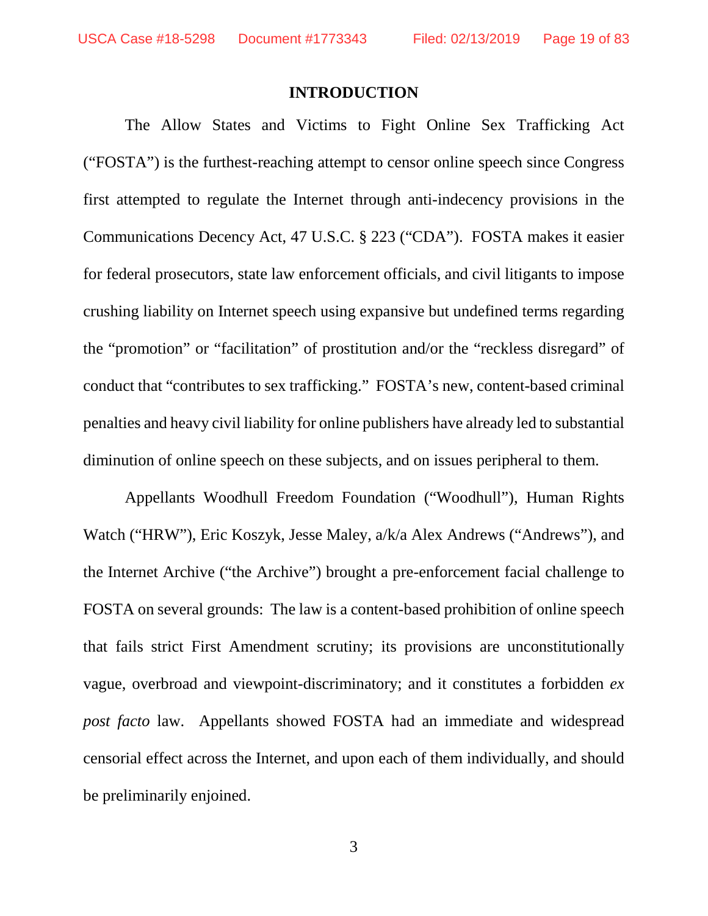## INTRODUCTION

The Allow States and Victims to Fight Online Sex Trafficking Act ("FOSTA") is the furthest-reaching attempt to censor online speech since Congress first attempted to regulate the Internet through anti-indecency provisions in the Communications Decency Act, 47 U.S.C. § 223 ("CDA"). FOSTA makes it easier for federal prosecutors, state law enforcement officials, and civil litigants to impose crushing liability on Internet speech using expansive but undefined terms regarding the "promotion" or "facilitation" of prostitution and/or the "reckless disregard" of conduct that "contributes to sex trafficking." FOSTA's new, content-based criminal penalties and heavy civil liability for online publishers have already led to substantial diminution of online speech on these subjects, and on issues peripheral to them.

Appellants Woodhull Freedom Foundation ("Woodhull"), Human Rights Watch ("HRW"), Eric Koszyk, Jesse Maley, a/k/a Alex Andrews ("Andrews"), and the Internet Archive ("the Archive") brought a pre-enforcement facial challenge to FOSTA on several grounds: The law is a content-based prohibition of online speech that fails strict First Amendment scrutiny; its provisions are unconstitutionally vague, overbroad and viewpoint-discriminatory; and it constitutes a forbidden *ex post facto* law. Appellants showed FOSTA had an immediate and widespread censorial effect across the Internet, and upon each of them individually, and should be preliminarily enjoined.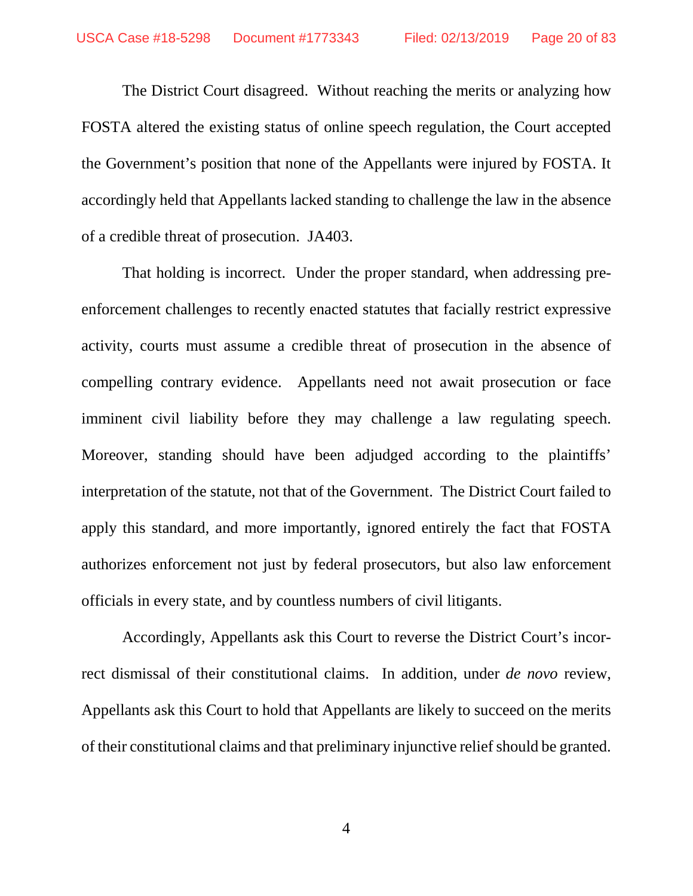The District Court disagreed. Without reaching the merits or analyzing how FOSTA altered the existing status of online speech regulation, the Court accepted the Government's position that none of the Appellants were injured by FOSTA. It accordingly held that Appellants lacked standing to challenge the law in the absence of a credible threat of prosecution. JA403.

That holding is incorrect. Under the proper standard, when addressing pre-enforcement challenges to recently enacted statutes that facially restrict expressive activity, courts must assume a credible threat of prosecution in the absence of compelling contrary evidence. Appellants need not await prosecution or face imminent civil liability before they may challenge a law regulating speech. Moreover, standing should have been adjudged according to the plaintiffs' interpretation of the statute, not that of the Government. The District Court failed to apply this standard, and more importantly, ignored entirely the fact that FOSTA authorizes enforcement not just by federal prosecutors, but also law enforcement officials in every state, and by countless numbers of civil litigants.

Accordingly, Appellants ask this Court to reverse the District Court's incorrect dismissal of their constitutional claims. In addition, under *de novo* review, Appellants ask this Court to hold that Appellants are likely to succeed on the merits of their constitutional claims and that preliminary injunctive relief should be granted.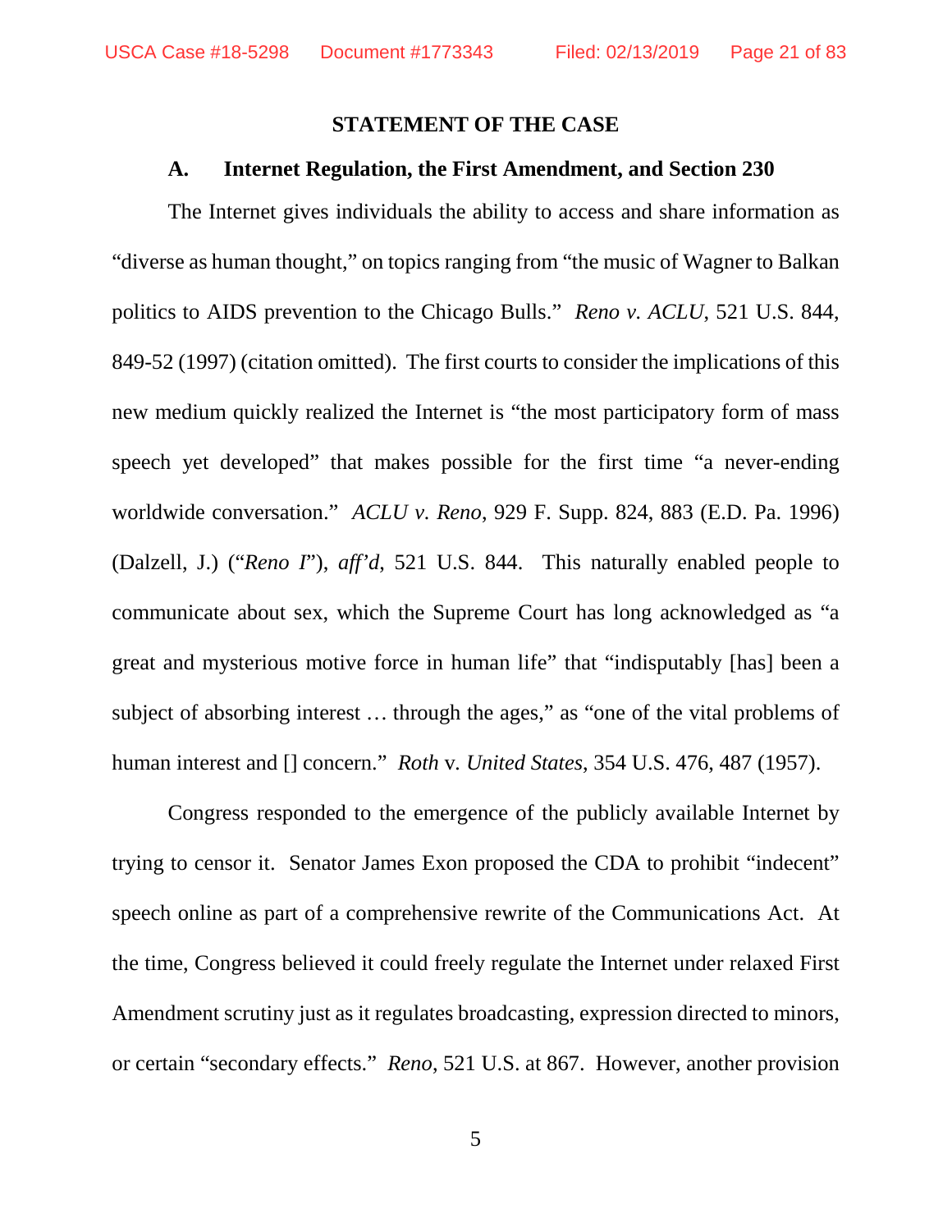## STATEMENT OF THE CASE

### A. Internet Regulation, the First Amendment, and Section 230

The Internet gives individuals the ability to access and share information as "diverse as human thought," on topics ranging from "the music of Wagner to Balkan politics to AIDS prevention to the Chicago Bulls." *Reno v. ACLU*, 521 U.S. 844, 849-52 (1997) (citation omitted). The first courts to consider the implications of this new medium quickly realized the Internet is "the most participatory form of mass speech yet developed" that makes possible for the first time "a never-ending worldwide conversation." *ACLU v. Reno*, 929 F. Supp. 824, 883 (E.D. Pa. 1996) (Dalzell, J.) ("*Reno I*"), *aff'd*, 521 U.S. 844. This naturally enabled people to communicate about sex, which the Supreme Court has long acknowledged as "a great and mysterious motive force in human life" that "indisputably [has] been a subject of absorbing interest … through the ages," as "one of the vital problems of human interest and [] concern." *Roth* v. *United States*, 354 U.S. 476, 487 (1957).

Congress responded to the emergence of the publicly available Internet by trying to censor it. Senator James Exon proposed the CDA to prohibit "indecent" speech online as part of a comprehensive rewrite of the Communications Act. At the time, Congress believed it could freely regulate the Internet under relaxed First Amendment scrutiny just as it regulates broadcasting, expression directed to minors, or certain "secondary effects." *Reno*, 521 U.S. at 867. However, another provision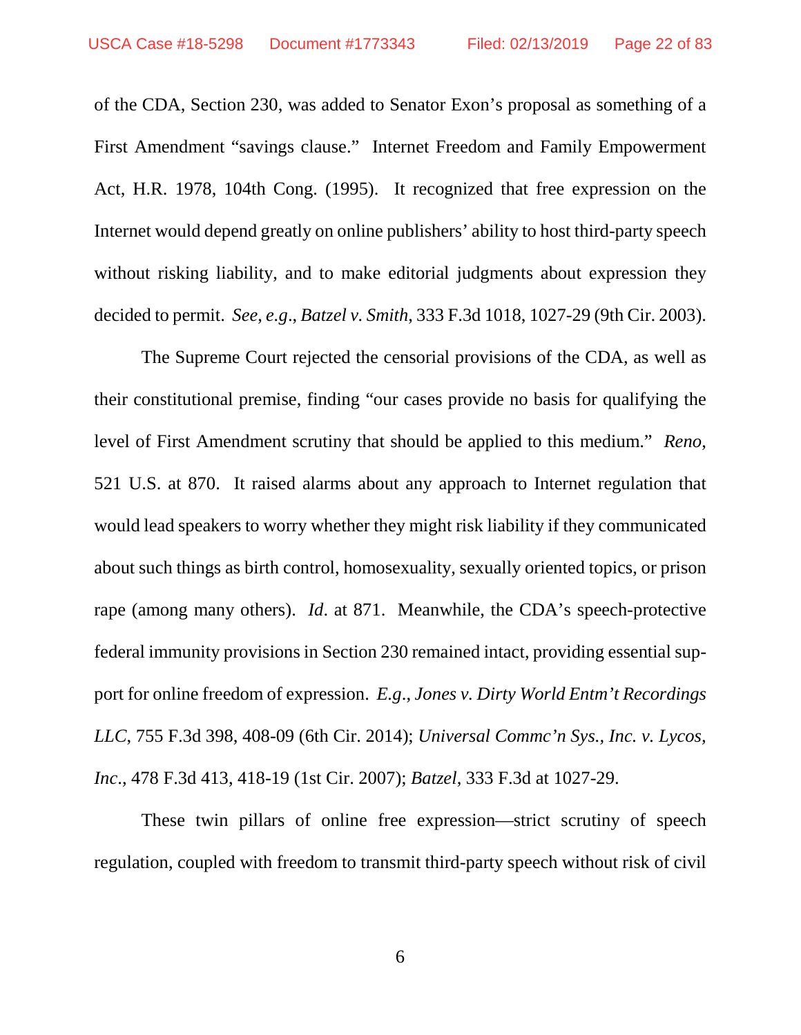of the CDA, Section 230, was added to Senator Exon's proposal as something of a First Amendment "savings clause." Internet Freedom and Family Empowerment Act, H.R. 1978, 104th Cong. (1995). It recognized that free expression on the Internet would depend greatly on online publishers' ability to host third-party speech without risking liability, and to make editorial judgments about expression they decided to permit. *See, e.g.*, *Batzel v. Smith*, 333 F.3d 1018, 1027-29 (9th Cir. 2003).

The Supreme Court rejected the censorial provisions of the CDA, as well as their constitutional premise, finding "our cases provide no basis for qualifying the level of First Amendment scrutiny that should be applied to this medium." *Reno*, 521 U.S. at 870. It raised alarms about any approach to Internet regulation that would lead speakers to worry whether they might risk liability if they communicated about such things as birth control, homosexuality, sexually oriented topics, or prison rape (among many others). *Id*. at 871. Meanwhile, the CDA's speech-protective federal immunity provisions in Section 230 remained intact, providing essential support for online freedom of expression. *E.g*., *Jones v. Dirty World Entm't Recordings LLC*, 755 F.3d 398, 408-09 (6th Cir. 2014); *Universal Commc'n Sys., Inc. v. Lycos, Inc*., 478 F.3d 413, 418-19 (1st Cir. 2007); *Batzel*, 333 F.3d at 1027-29.

These twin pillars of online free expression—strict scrutiny of speech regulation, coupled with freedom to transmit third-party speech without risk of civil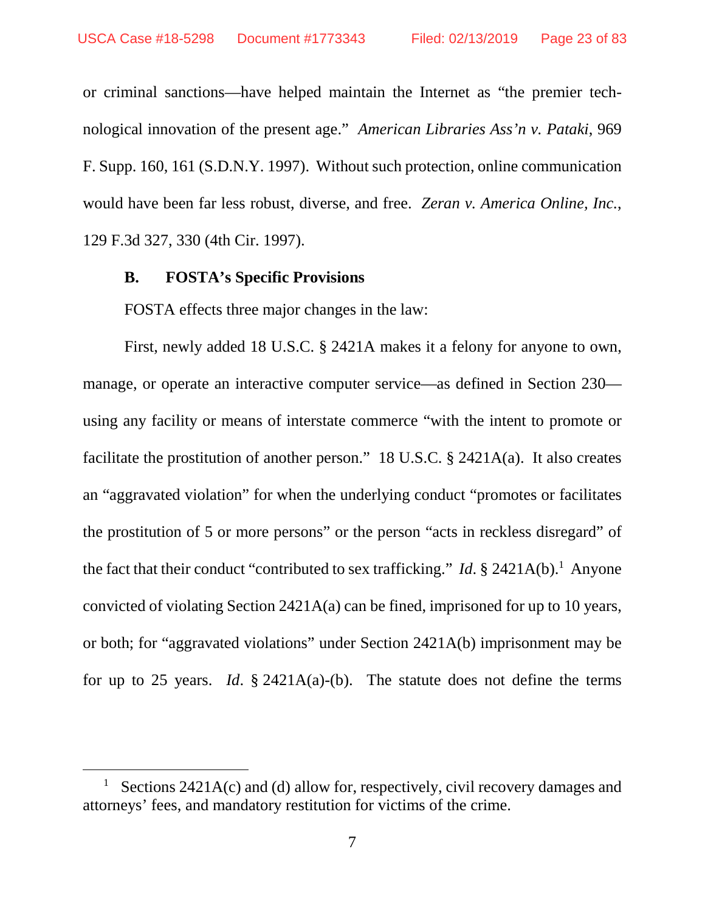or criminal sanctions—have helped maintain the Internet as "the premier technological innovation of the present age." *American Libraries Ass'n v. Pataki*, 969 F. Supp. 160, 161 (S.D.N.Y. 1997). Without such protection, online communication would have been far less robust, diverse, and free. *Zeran v. America Online, Inc.*, 129 F.3d 327, 330 (4th Cir. 1997).

### B. FOSTA's Specific Provisions

FOSTA effects three major changes in the law:

First, newly added 18 U.S.C. § 2421A makes it a felony for anyone to own, manage, or operate an interactive computer service—as defined in Section 230—using any facility or means of interstate commerce "with the intent to promote or facilitate the prostitution of another person." 18 U.S.C. § 2421A(a). It also creates an "aggravated violation" for when the underlying conduct "promotes or facilitates the prostitution of 5 or more persons" or the person "acts in reckless disregard" of the fact that their conduct "contributed to sex trafficking." *Id*. § 2421A(b).[1] Anyone convicted of violating Section 2421A(a) can be fined, imprisoned for up to 10 years, or both; for "aggravated violations" under Section 2421A(b) imprisonment may be for up to 25 years. *Id*. § 2421A(a)-(b). The statute does not define the terms

---

[1] Sections 2421A(c) and (d) allow for, respectively, civil recovery damages and attorneys' fees, and mandatory restitution for victims of the crime.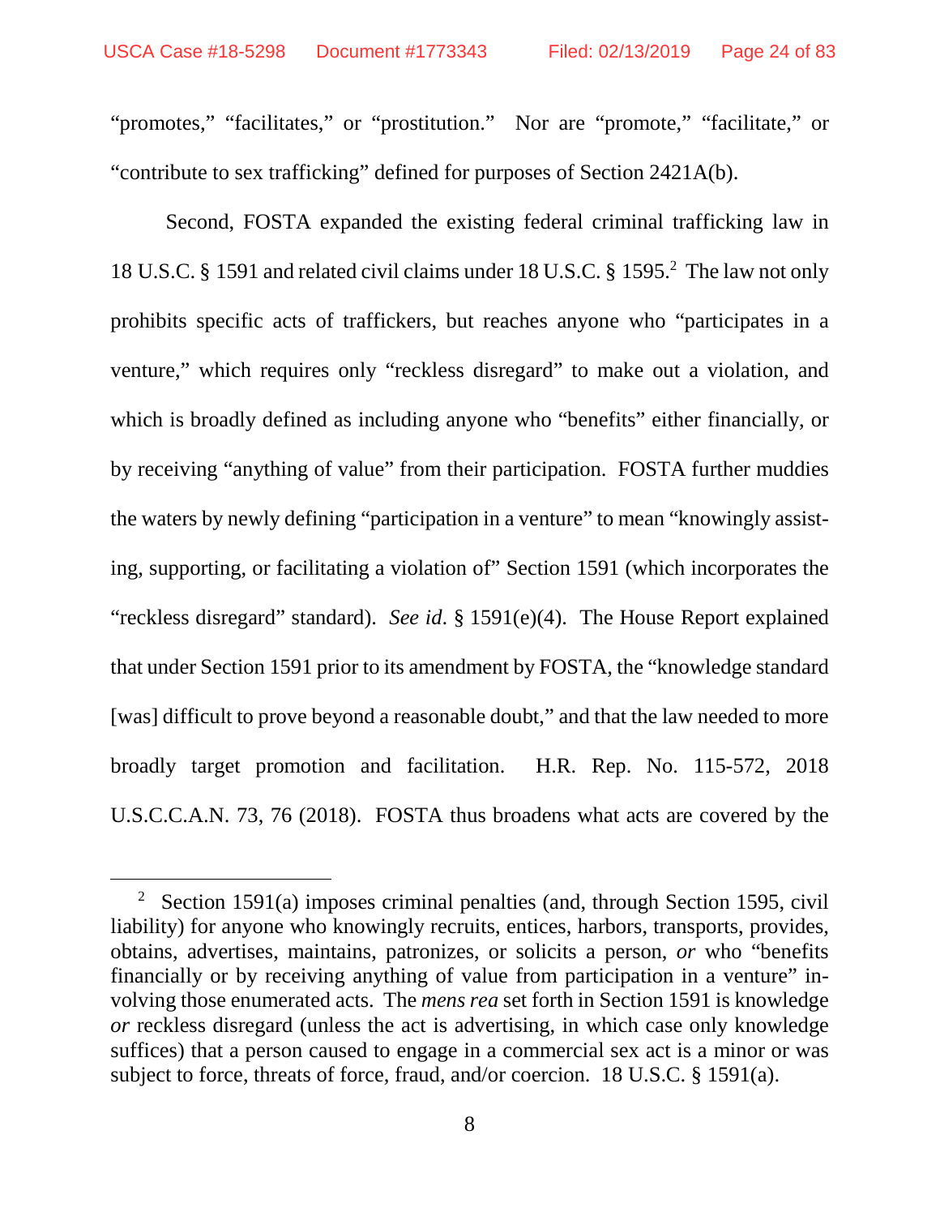"promotes," "facilitates," or "prostitution." Nor are "promote," "facilitate," or "contribute to sex trafficking" defined for purposes of Section 2421A(b).

Second, FOSTA expanded the existing federal criminal trafficking law in 18 U.S.C. § 1591 and related civil claims under 18 U.S.C. § 1595.[2] The law not only prohibits specific acts of traffickers, but reaches anyone who "participates in a venture," which requires only "reckless disregard" to make out a violation, and which is broadly defined as including anyone who "benefits" either financially, or by receiving "anything of value" from their participation. FOSTA further muddies the waters by newly defining "participation in a venture" to mean "knowingly assisting, supporting, or facilitating a violation of" Section 1591 (which incorporates the "reckless disregard" standard). *See id*. § 1591(e)(4). The House Report explained that under Section 1591 prior to its amendment by FOSTA, the "knowledge standard [was] difficult to prove beyond a reasonable doubt," and that the law needed to more broadly target promotion and facilitation. H.R. Rep. No. 115-572, 2018 U.S.C.C.A.N. 73, 76 (2018). FOSTA thus broadens what acts are covered by the

---

[2] Section 1591(a) imposes criminal penalties (and, through Section 1595, civil liability) for anyone who knowingly recruits, entices, harbors, transports, provides, obtains, advertises, maintains, patronizes, or solicits a person, *or* who "benefits financially or by receiving anything of value from participation in a venture" involving those enumerated acts. The *mens rea* set forth in Section 1591 is knowledge *or* reckless disregard (unless the act is advertising, in which case only knowledge suffices) that a person caused to engage in a commercial sex act is a minor or was subject to force, threats of force, fraud, and/or coercion. 18 U.S.C. § 1591(a).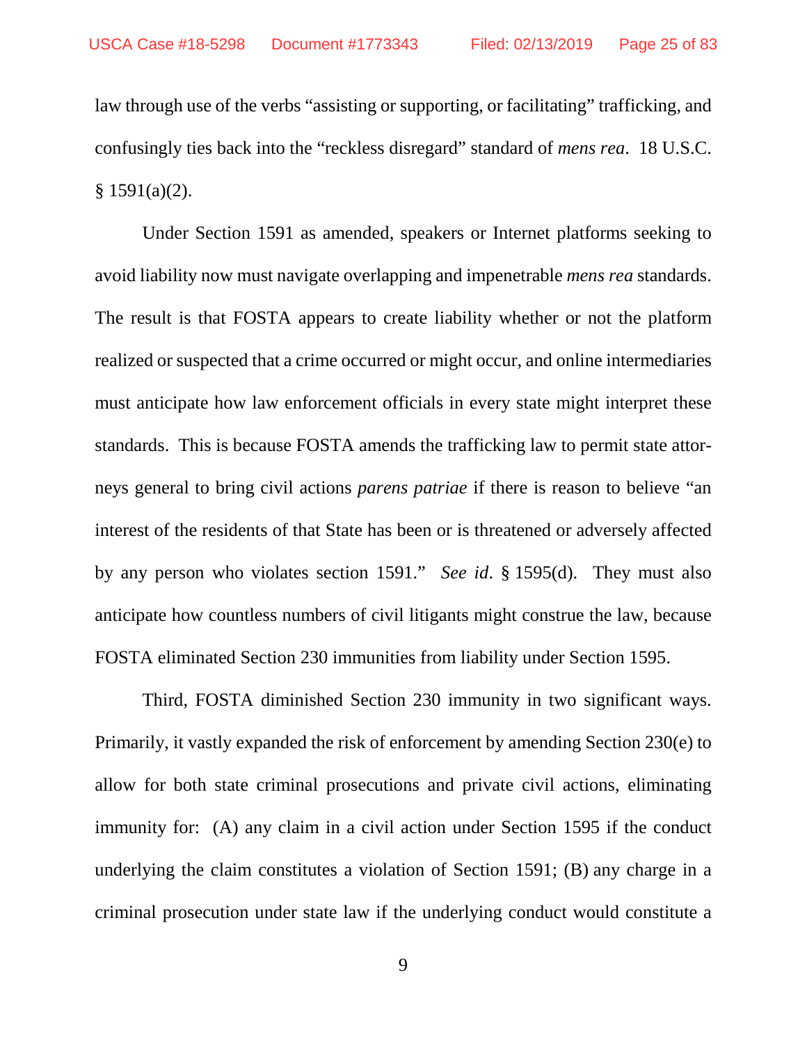law through use of the verbs "assisting or supporting, or facilitating" trafficking, and confusingly ties back into the "reckless disregard" standard of *mens rea*. 18 U.S.C. § 1591(a)(2).

Under Section 1591 as amended, speakers or Internet platforms seeking to avoid liability now must navigate overlapping and impenetrable *mens rea* standards. The result is that FOSTA appears to create liability whether or not the platform realized or suspected that a crime occurred or might occur, and online intermediaries must anticipate how law enforcement officials in every state might interpret these standards. This is because FOSTA amends the trafficking law to permit state attorneys general to bring civil actions *parens patriae* if there is reason to believe "an interest of the residents of that State has been or is threatened or adversely affected by any person who violates section 1591." *See id*. § 1595(d). They must also anticipate how countless numbers of civil litigants might construe the law, because FOSTA eliminated Section 230 immunities from liability under Section 1595.

Third, FOSTA diminished Section 230 immunity in two significant ways. Primarily, it vastly expanded the risk of enforcement by amending Section 230(e) to allow for both state criminal prosecutions and private civil actions, eliminating immunity for: (A) any claim in a civil action under Section 1595 if the conduct underlying the claim constitutes a violation of Section 1591; (B) any charge in a criminal prosecution under state law if the underlying conduct would constitute a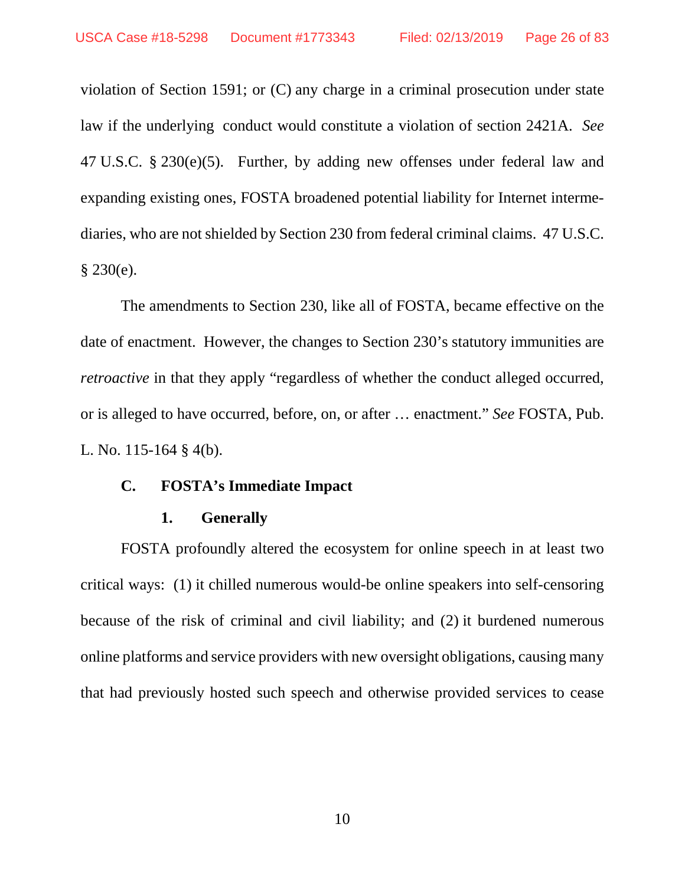violation of Section 1591; or (C) any charge in a criminal prosecution under state law if the underlying conduct would constitute a violation of section 2421A. *See* 47 U.S.C. § 230(e)(5). Further, by adding new offenses under federal law and expanding existing ones, FOSTA broadened potential liability for Internet intermediaries, who are not shielded by Section 230 from federal criminal claims. 47 U.S.C. § 230(e).

The amendments to Section 230, like all of FOSTA, became effective on the date of enactment. However, the changes to Section 230's statutory immunities are *retroactive* in that they apply "regardless of whether the conduct alleged occurred, or is alleged to have occurred, before, on, or after … enactment." *See* FOSTA, Pub. L. No. 115-164 § 4(b).

### C. FOSTA's Immediate Impact

#### 1. Generally

FOSTA profoundly altered the ecosystem for online speech in at least two critical ways: (1) it chilled numerous would-be online speakers into self-censoring because of the risk of criminal and civil liability; and (2) it burdened numerous online platforms and service providers with new oversight obligations, causing many that had previously hosted such speech and otherwise provided services to cease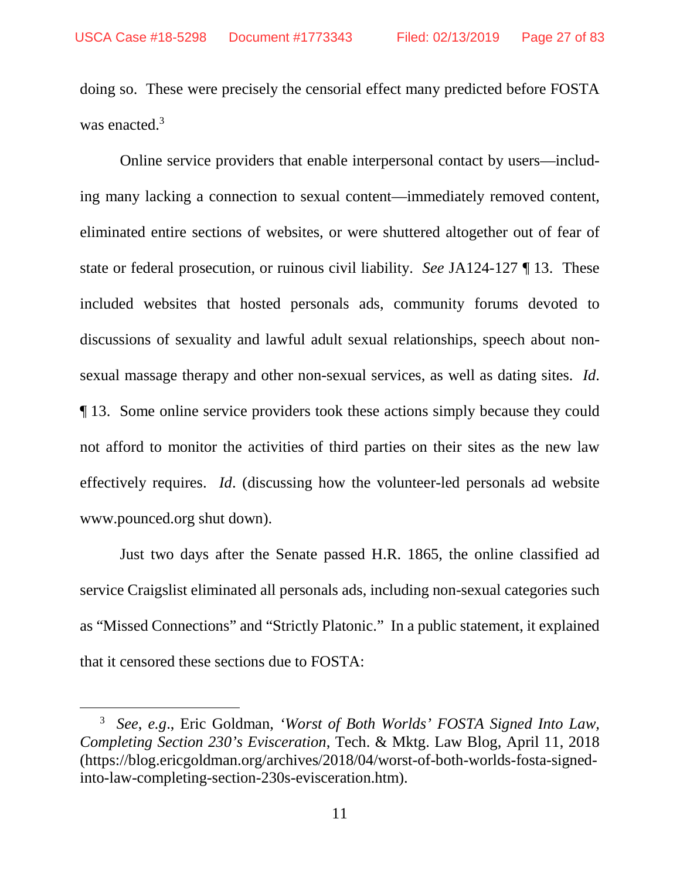doing so. These were precisely the censorial effect many predicted before FOSTA was enacted.[3]

Online service providers that enable interpersonal contact by users—including many lacking a connection to sexual content—immediately removed content, eliminated entire sections of websites, or were shuttered altogether out of fear of state or federal prosecution, or ruinous civil liability. *See* JA124-127 ¶ 13. These included websites that hosted personals ads, community forums devoted to discussions of sexuality and lawful adult sexual relationships, speech about non-sexual massage therapy and other non-sexual services, as well as dating sites. *Id*. ¶ 13. Some online service providers took these actions simply because they could not afford to monitor the activities of third parties on their sites as the new law effectively requires. *Id*. (discussing how the volunteer-led personals ad website www.pounced.org shut down).

Just two days after the Senate passed H.R. 1865, the online classified ad service Craigslist eliminated all personals ads, including non-sexual categories such as "Missed Connections" and "Strictly Platonic." In a public statement, it explained that it censored these sections due to FOSTA:

---

[3] *See*, *e.g*., Eric Goldman, *'Worst of Both Worlds' FOSTA Signed Into Law, Completing Section 230's Evisceration*, Tech. & Mktg. Law Blog, April 11, 2018 (https://blog.ericgoldman.org/archives/2018/04/worst-of-both-worlds-fosta-signed-into-law-completing-section-230s-evisceration.htm).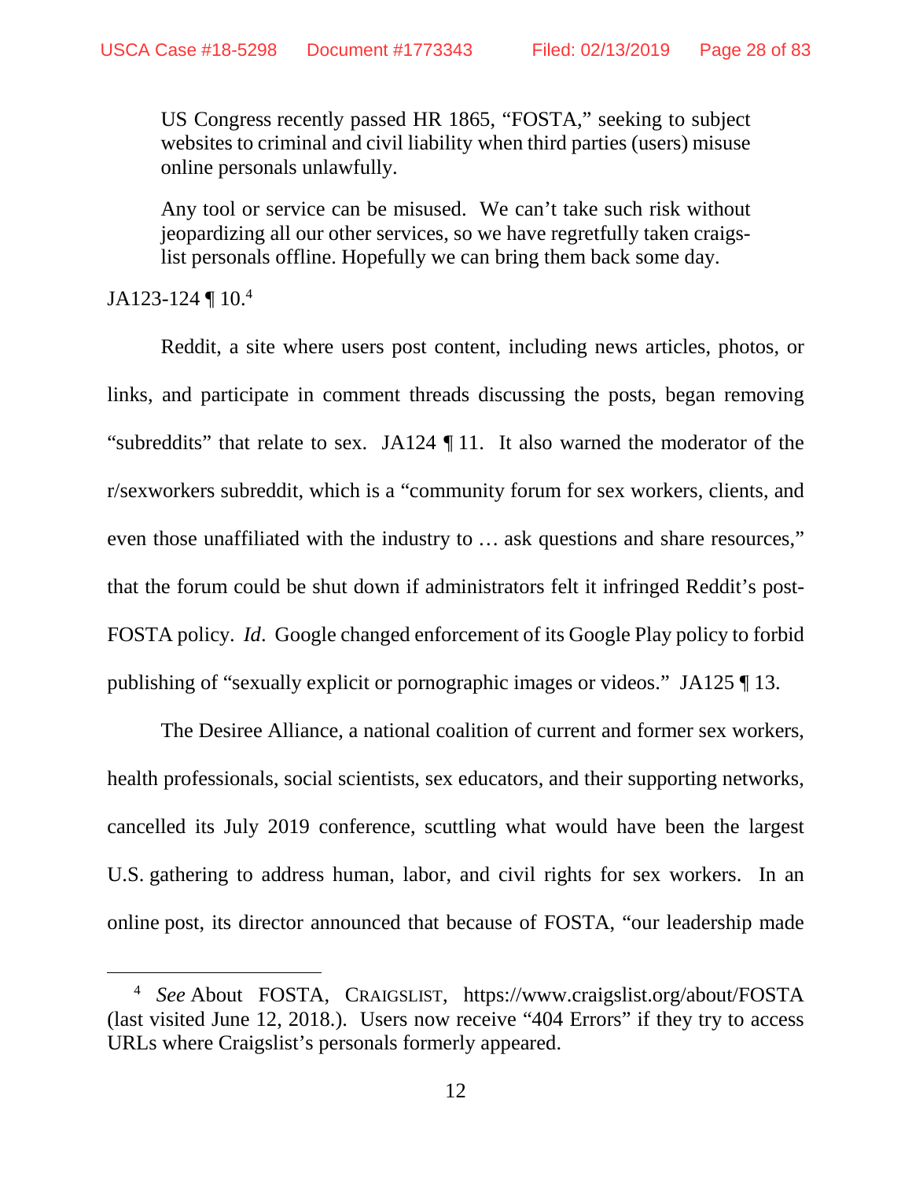> US Congress recently passed HR 1865, "FOSTA," seeking to subject websites to criminal and civil liability when third parties (users) misuse online personals unlawfully.
>
> Any tool or service can be misused. We can't take such risk without jeopardizing all our other services, so we have regretfully taken craigslist personals offline. Hopefully we can bring them back some day.

JA123-124 ¶ 10.[4]

Reddit, a site where users post content, including news articles, photos, or links, and participate in comment threads discussing the posts, began removing "subreddits" that relate to sex. JA124 ¶ 11. It also warned the moderator of the r/sexworkers subreddit, which is a "community forum for sex workers, clients, and even those unaffiliated with the industry to … ask questions and share resources," that the forum could be shut down if administrators felt it infringed Reddit's post-FOSTA policy. *Id*. Google changed enforcement of its Google Play policy to forbid publishing of "sexually explicit or pornographic images or videos." JA125 ¶ 13.

The Desiree Alliance, a national coalition of current and former sex workers, health professionals, social scientists, sex educators, and their supporting networks, cancelled its July 2019 conference, scuttling what would have been the largest U.S. gathering to address human, labor, and civil rights for sex workers. In an online post, its director announced that because of FOSTA, "our leadership made

---

[4] *See* About FOSTA, CRAIGSLIST, https://www.craigslist.org/about/FOSTA (last visited June 12, 2018.). Users now receive "404 Errors" if they try to access URLs where Craigslist's personals formerly appeared.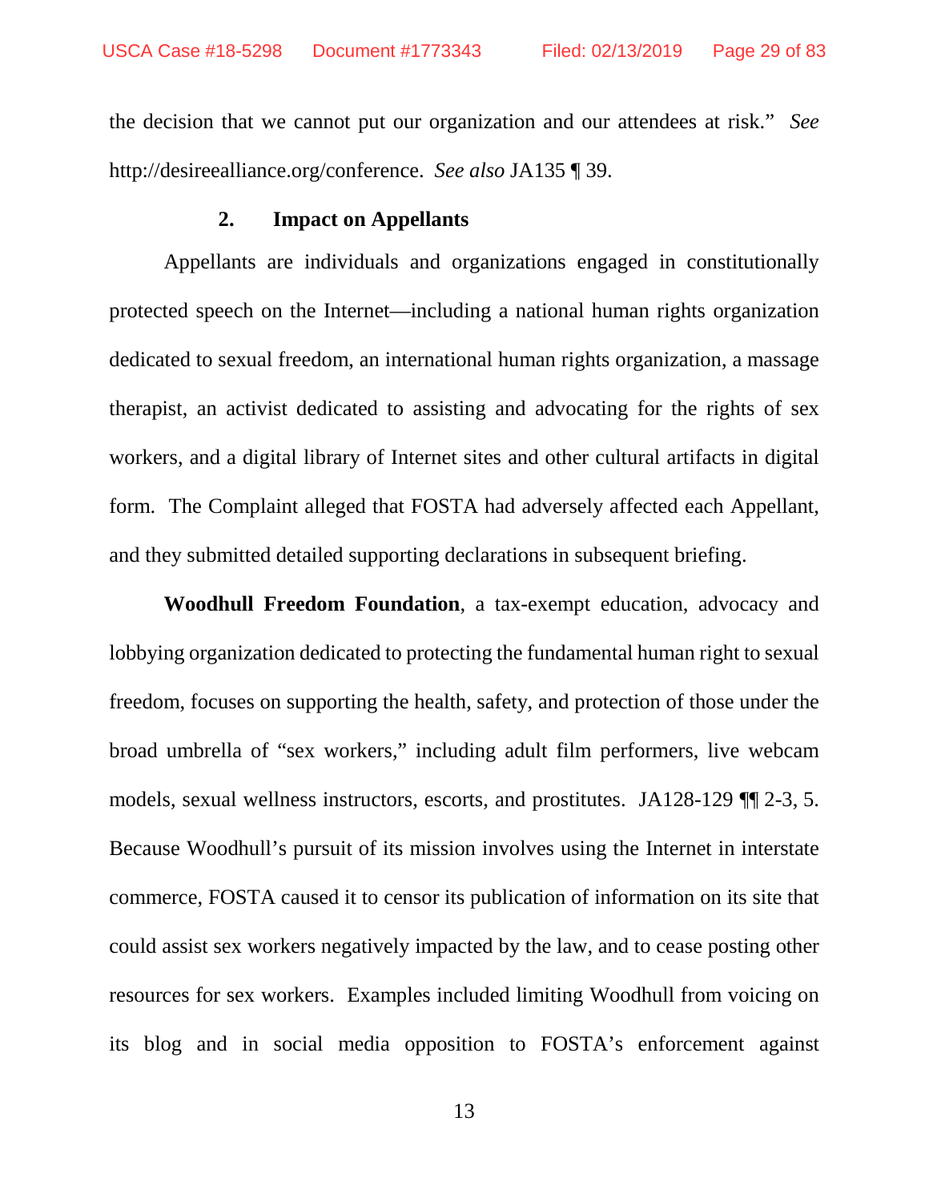the decision that we cannot put our organization and our attendees at risk." *See* http://desireealliance.org/conference. *See also* JA135 ¶ 39.

### 2. Impact on Appellants

Appellants are individuals and organizations engaged in constitutionally protected speech on the Internet—including a national human rights organization dedicated to sexual freedom, an international human rights organization, a massage therapist, an activist dedicated to assisting and advocating for the rights of sex workers, and a digital library of Internet sites and other cultural artifacts in digital form. The Complaint alleged that FOSTA had adversely affected each Appellant, and they submitted detailed supporting declarations in subsequent briefing.

**Woodhull Freedom Foundation**, a tax-exempt education, advocacy and lobbying organization dedicated to protecting the fundamental human right to sexual freedom, focuses on supporting the health, safety, and protection of those under the broad umbrella of "sex workers," including adult film performers, live webcam models, sexual wellness instructors, escorts, and prostitutes. JA128-129 ¶¶ 2-3, 5. Because Woodhull's pursuit of its mission involves using the Internet in interstate commerce, FOSTA caused it to censor its publication of information on its site that could assist sex workers negatively impacted by the law, and to cease posting other resources for sex workers. Examples included limiting Woodhull from voicing on its blog and in social media opposition to FOSTA's enforcement against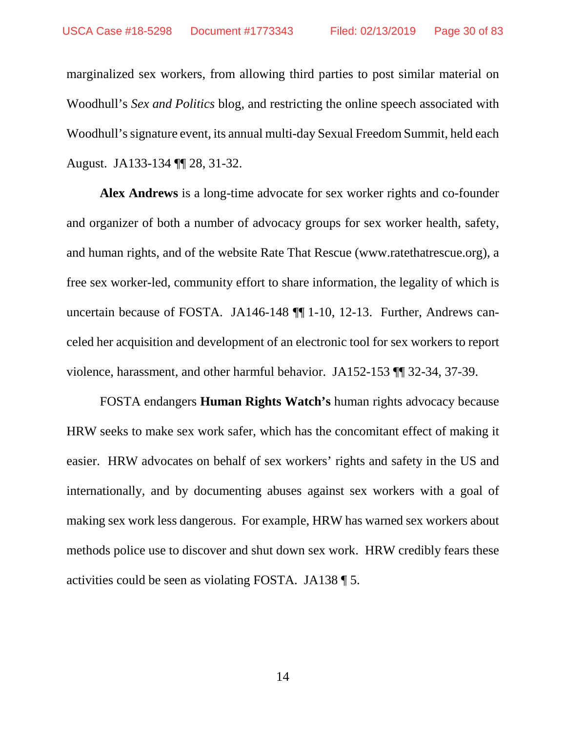marginalized sex workers, from allowing third parties to post similar material on Woodhull's *Sex and Politics* blog, and restricting the online speech associated with Woodhull's signature event, its annual multi-day Sexual Freedom Summit, held each August. JA133-134 ¶¶ 28, 31-32.

**Alex Andrews** is a long-time advocate for sex worker rights and co-founder and organizer of both a number of advocacy groups for sex worker health, safety, and human rights, and of the website Rate That Rescue (www.ratethatrescue.org), a free sex worker-led, community effort to share information, the legality of which is uncertain because of FOSTA. JA146-148 ¶¶ 1-10, 12-13. Further, Andrews canceled her acquisition and development of an electronic tool for sex workers to report violence, harassment, and other harmful behavior. JA152-153 ¶¶ 32-34, 37-39.

FOSTA endangers **Human Rights Watch's** human rights advocacy because HRW seeks to make sex work safer, which has the concomitant effect of making it easier. HRW advocates on behalf of sex workers' rights and safety in the US and internationally, and by documenting abuses against sex workers with a goal of making sex work less dangerous. For example, HRW has warned sex workers about methods police use to discover and shut down sex work. HRW credibly fears these activities could be seen as violating FOSTA. JA138 ¶ 5.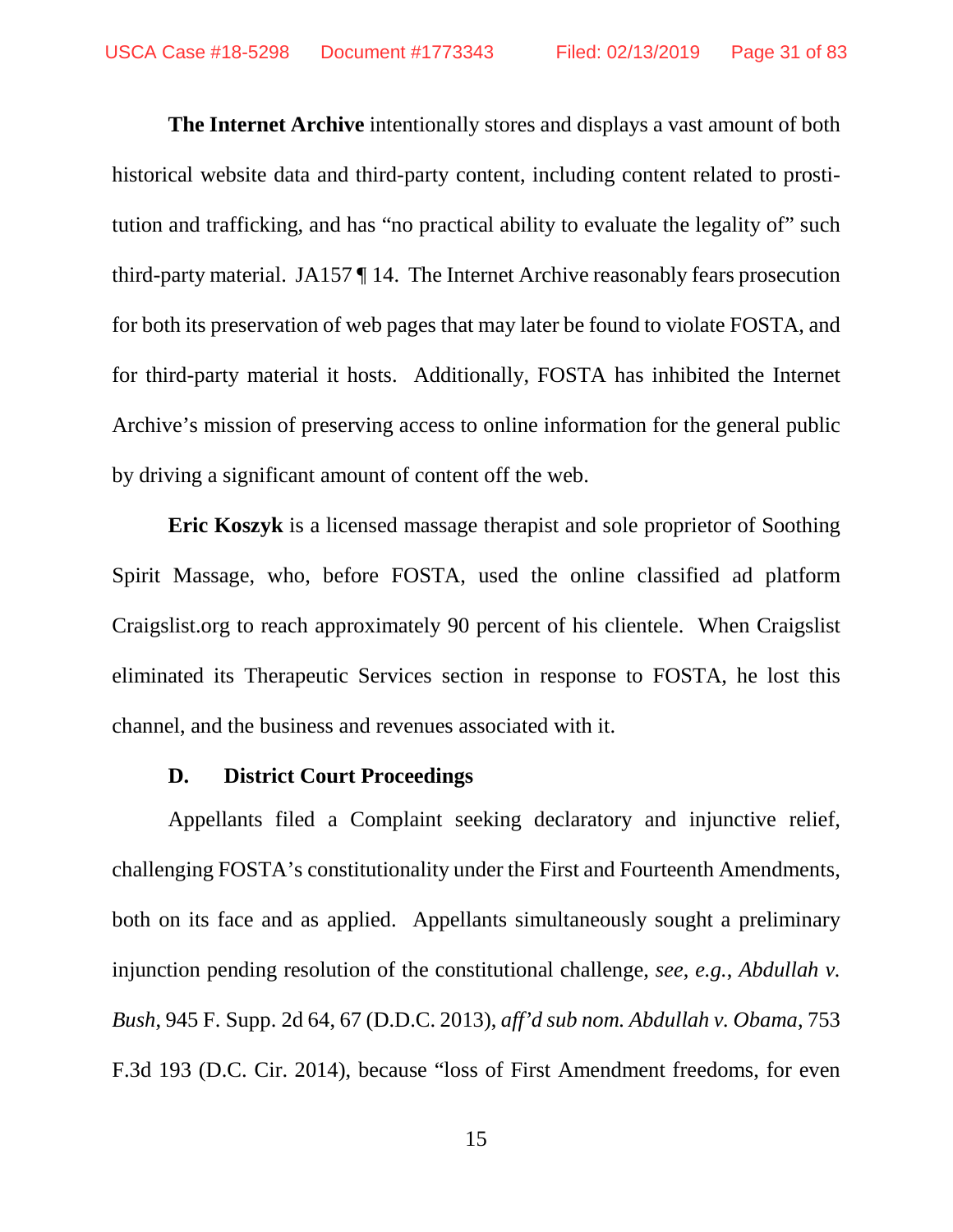**The Internet Archive** intentionally stores and displays a vast amount of both historical website data and third-party content, including content related to prostitution and trafficking, and has "no practical ability to evaluate the legality of" such third-party material. JA157 ¶ 14. The Internet Archive reasonably fears prosecution for both its preservation of web pages that may later be found to violate FOSTA, and for third-party material it hosts. Additionally, FOSTA has inhibited the Internet Archive's mission of preserving access to online information for the general public by driving a significant amount of content off the web.

**Eric Koszyk** is a licensed massage therapist and sole proprietor of Soothing Spirit Massage, who, before FOSTA, used the online classified ad platform Craigslist.org to reach approximately 90 percent of his clientele. When Craigslist eliminated its Therapeutic Services section in response to FOSTA, he lost this channel, and the business and revenues associated with it.

### D. District Court Proceedings

Appellants filed a Complaint seeking declaratory and injunctive relief, challenging FOSTA's constitutionality under the First and Fourteenth Amendments, both on its face and as applied. Appellants simultaneously sought a preliminary injunction pending resolution of the constitutional challenge, *see*, *e.g.*, *Abdullah v. Bush*, 945 F. Supp. 2d 64, 67 (D.D.C. 2013), *aff'd sub nom. Abdullah v. Obama*, 753 F.3d 193 (D.C. Cir. 2014), because "loss of First Amendment freedoms, for even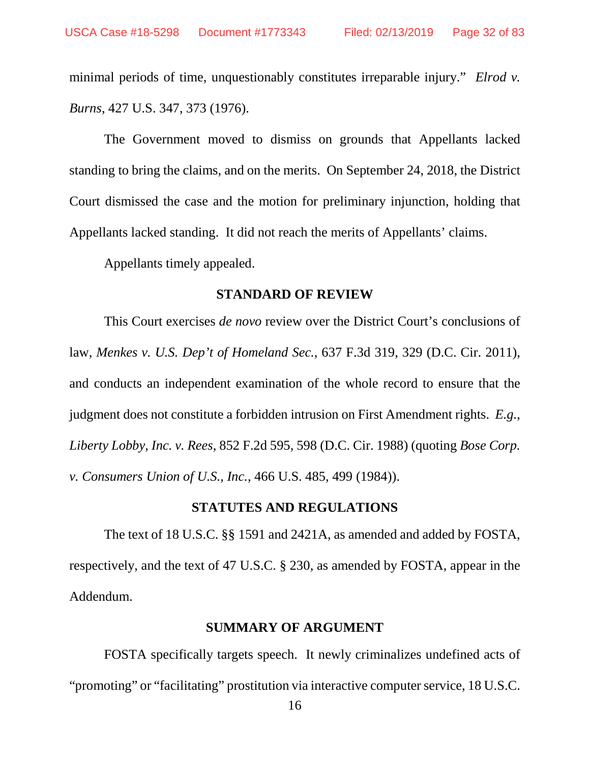minimal periods of time, unquestionably constitutes irreparable injury." *Elrod v. Burns*, 427 U.S. 347, 373 (1976).

The Government moved to dismiss on grounds that Appellants lacked standing to bring the claims, and on the merits. On September 24, 2018, the District Court dismissed the case and the motion for preliminary injunction, holding that Appellants lacked standing. It did not reach the merits of Appellants' claims.

Appellants timely appealed.

## STANDARD OF REVIEW

This Court exercises *de novo* review over the District Court's conclusions of law, *Menkes v. U.S. Dep't of Homeland Sec.*, 637 F.3d 319, 329 (D.C. Cir. 2011), and conducts an independent examination of the whole record to ensure that the judgment does not constitute a forbidden intrusion on First Amendment rights. *E.g.*, *Liberty Lobby, Inc. v. Rees*, 852 F.2d 595, 598 (D.C. Cir. 1988) (quoting *Bose Corp. v. Consumers Union of U.S., Inc.*, 466 U.S. 485, 499 (1984)).

## STATUTES AND REGULATIONS

The text of 18 U.S.C. §§ 1591 and 2421A, as amended and added by FOSTA, respectively, and the text of 47 U.S.C. § 230, as amended by FOSTA, appear in the Addendum.

## SUMMARY OF ARGUMENT

FOSTA specifically targets speech. It newly criminalizes undefined acts of "promoting" or "facilitating" prostitution via interactive computer service, 18 U.S.C.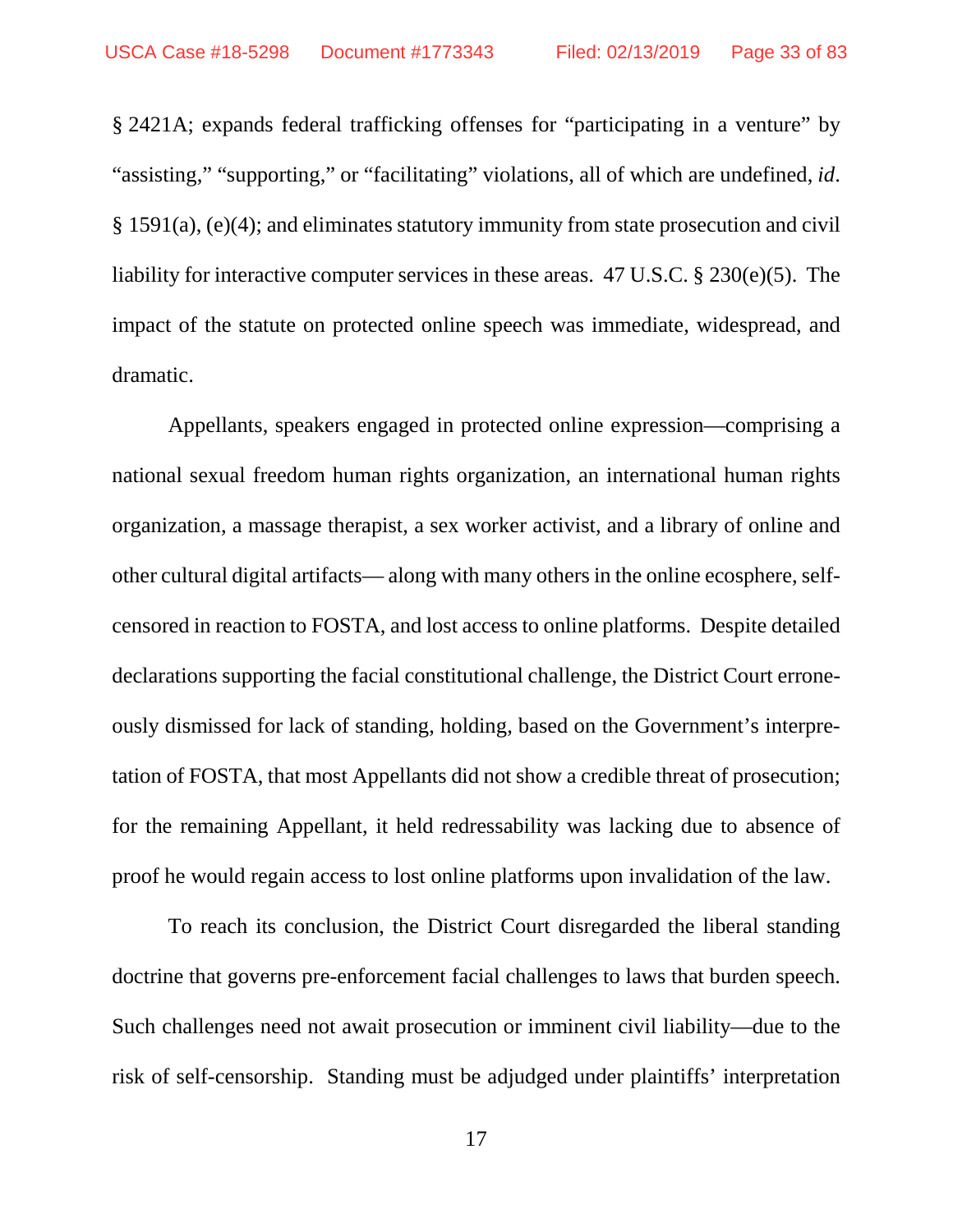§ 2421A; expands federal trafficking offenses for "participating in a venture" by "assisting," "supporting," or "facilitating" violations, all of which are undefined, *id*. § 1591(a), (e)(4); and eliminates statutory immunity from state prosecution and civil liability for interactive computer services in these areas. 47 U.S.C. § 230(e)(5). The impact of the statute on protected online speech was immediate, widespread, and dramatic.

Appellants, speakers engaged in protected online expression—comprising a national sexual freedom human rights organization, an international human rights organization, a massage therapist, a sex worker activist, and a library of online and other cultural digital artifacts— along with many others in the online ecosphere, self-censored in reaction to FOSTA, and lost access to online platforms. Despite detailed declarations supporting the facial constitutional challenge, the District Court erroneously dismissed for lack of standing, holding, based on the Government's interpretation of FOSTA, that most Appellants did not show a credible threat of prosecution; for the remaining Appellant, it held redressability was lacking due to absence of proof he would regain access to lost online platforms upon invalidation of the law.

To reach its conclusion, the District Court disregarded the liberal standing doctrine that governs pre-enforcement facial challenges to laws that burden speech. Such challenges need not await prosecution or imminent civil liability—due to the risk of self-censorship. Standing must be adjudged under plaintiffs' interpretation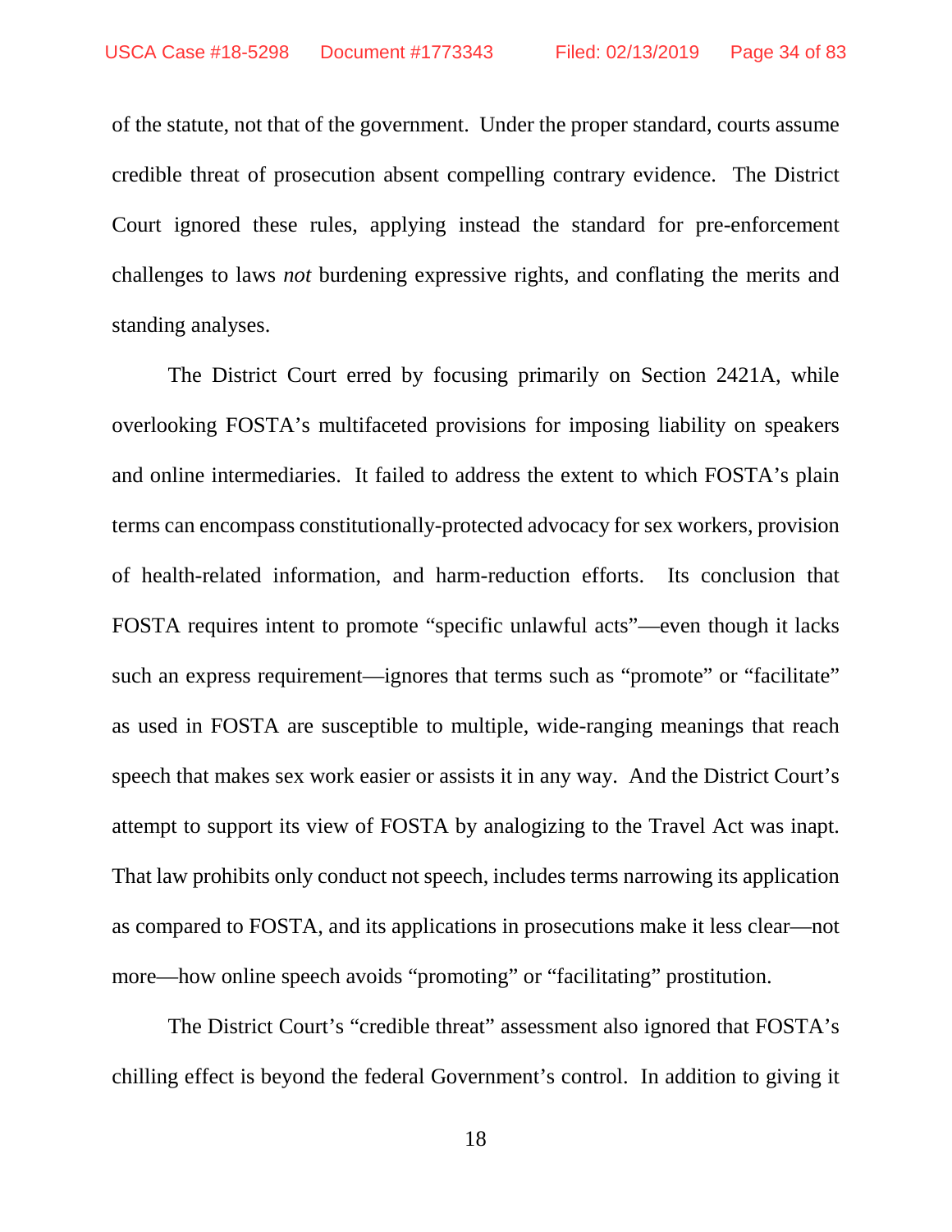of the statute, not that of the government. Under the proper standard, courts assume credible threat of prosecution absent compelling contrary evidence. The District Court ignored these rules, applying instead the standard for pre-enforcement challenges to laws *not* burdening expressive rights, and conflating the merits and standing analyses.

The District Court erred by focusing primarily on Section 2421A, while overlooking FOSTA's multifaceted provisions for imposing liability on speakers and online intermediaries. It failed to address the extent to which FOSTA's plain terms can encompass constitutionally-protected advocacy for sex workers, provision of health-related information, and harm-reduction efforts. Its conclusion that FOSTA requires intent to promote "specific unlawful acts"—even though it lacks such an express requirement—ignores that terms such as "promote" or "facilitate" as used in FOSTA are susceptible to multiple, wide-ranging meanings that reach speech that makes sex work easier or assists it in any way. And the District Court's attempt to support its view of FOSTA by analogizing to the Travel Act was inapt. That law prohibits only conduct not speech, includes terms narrowing its application as compared to FOSTA, and its applications in prosecutions make it less clear—not more—how online speech avoids "promoting" or "facilitating" prostitution.

The District Court's "credible threat" assessment also ignored that FOSTA's chilling effect is beyond the federal Government's control. In addition to giving it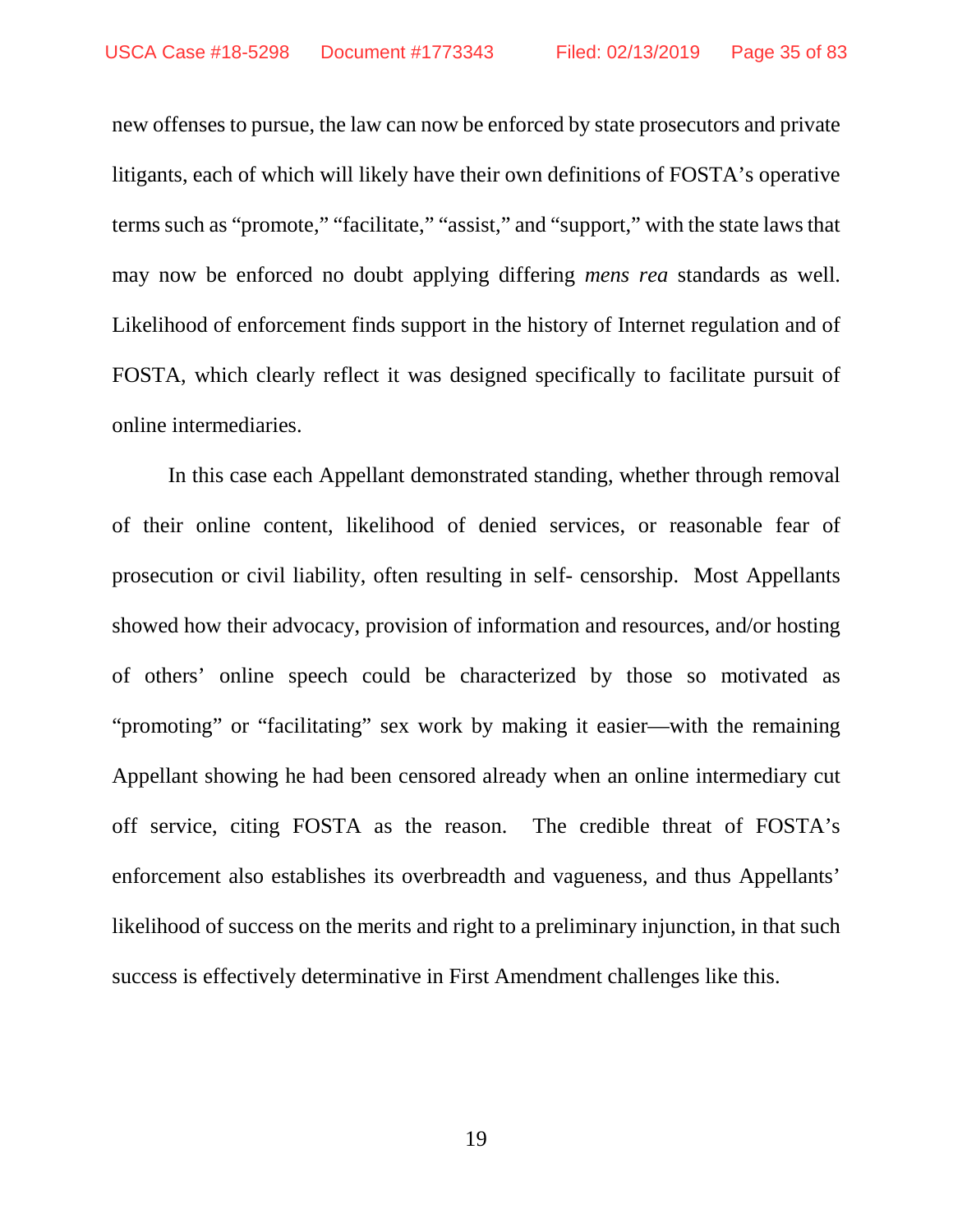new offenses to pursue, the law can now be enforced by state prosecutors and private litigants, each of which will likely have their own definitions of FOSTA's operative terms such as "promote," "facilitate," "assist," and "support," with the state laws that may now be enforced no doubt applying differing *mens rea* standards as well. Likelihood of enforcement finds support in the history of Internet regulation and of FOSTA, which clearly reflect it was designed specifically to facilitate pursuit of online intermediaries.

In this case each Appellant demonstrated standing, whether through removal of their online content, likelihood of denied services, or reasonable fear of prosecution or civil liability, often resulting in self- censorship. Most Appellants showed how their advocacy, provision of information and resources, and/or hosting of others' online speech could be characterized by those so motivated as "promoting" or "facilitating" sex work by making it easier—with the remaining Appellant showing he had been censored already when an online intermediary cut off service, citing FOSTA as the reason. The credible threat of FOSTA's enforcement also establishes its overbreadth and vagueness, and thus Appellants' likelihood of success on the merits and right to a preliminary injunction, in that such success is effectively determinative in First Amendment challenges like this.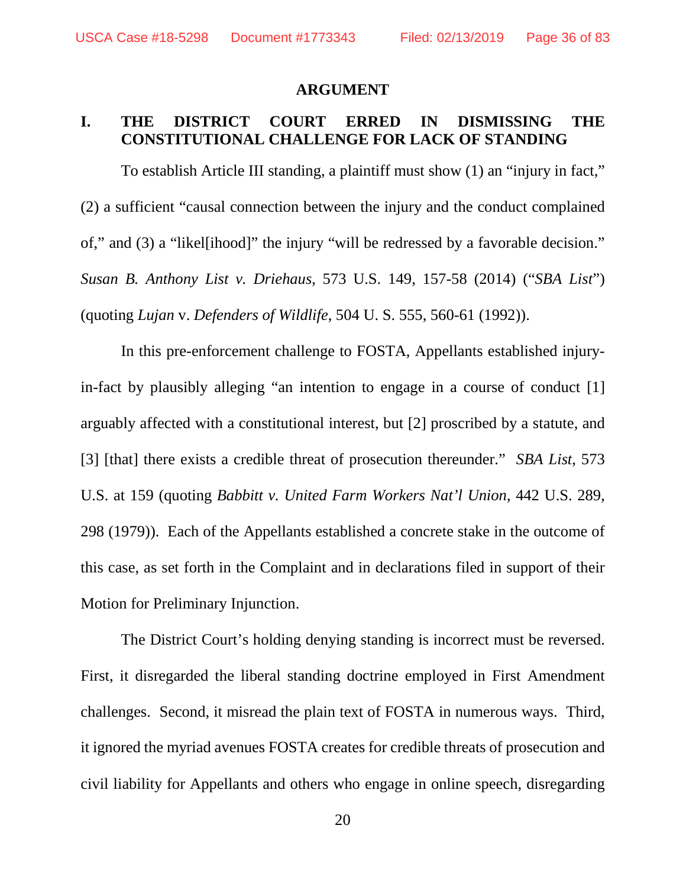## ARGUMENT

### I. THE DISTRICT COURT ERRED IN DISMISSING THE CONSTITUTIONAL CHALLENGE FOR LACK OF STANDING

To establish Article III standing, a plaintiff must show (1) an "injury in fact," (2) a sufficient "causal connection between the injury and the conduct complained of," and (3) a "likel[ihood]" the injury "will be redressed by a favorable decision." *Susan B. Anthony List v. Driehaus*, 573 U.S. 149, 157-58 (2014) ("*SBA List*") (quoting *Lujan* v. *Defenders of Wildlife*, 504 U. S. 555, 560-61 (1992)).

In this pre-enforcement challenge to FOSTA, Appellants established injury-in-fact by plausibly alleging "an intention to engage in a course of conduct [1] arguably affected with a constitutional interest, but [2] proscribed by a statute, and [3] [that] there exists a credible threat of prosecution thereunder." *SBA List*, 573 U.S. at 159 (quoting *Babbitt v. United Farm Workers Nat'l Union*, 442 U.S. 289, 298 (1979)). Each of the Appellants established a concrete stake in the outcome of this case, as set forth in the Complaint and in declarations filed in support of their Motion for Preliminary Injunction.

The District Court's holding denying standing is incorrect must be reversed. First, it disregarded the liberal standing doctrine employed in First Amendment challenges. Second, it misread the plain text of FOSTA in numerous ways. Third, it ignored the myriad avenues FOSTA creates for credible threats of prosecution and civil liability for Appellants and others who engage in online speech, disregarding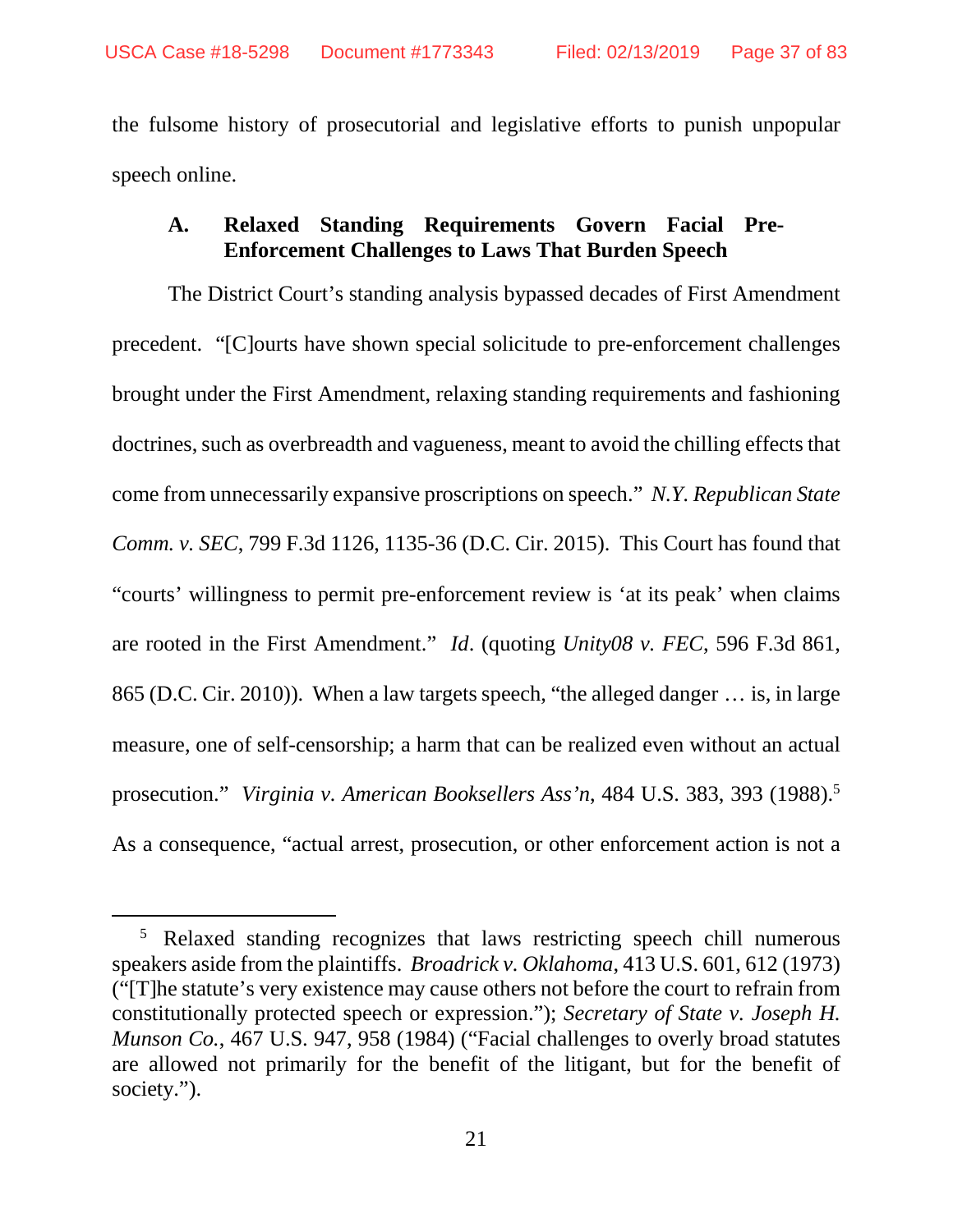the fulsome history of prosecutorial and legislative efforts to punish unpopular speech online.

### A. Relaxed Standing Requirements Govern Facial Pre-Enforcement Challenges to Laws That Burden Speech

The District Court's standing analysis bypassed decades of First Amendment precedent. "[C]ourts have shown special solicitude to pre-enforcement challenges brought under the First Amendment, relaxing standing requirements and fashioning doctrines, such as overbreadth and vagueness, meant to avoid the chilling effects that come from unnecessarily expansive proscriptions on speech." *N.Y. Republican State Comm. v. SEC*, 799 F.3d 1126, 1135-36 (D.C. Cir. 2015). This Court has found that "courts' willingness to permit pre-enforcement review is 'at its peak' when claims are rooted in the First Amendment." *Id*. (quoting *Unity08 v. FEC*, 596 F.3d 861, 865 (D.C. Cir. 2010)). When a law targets speech, "the alleged danger … is, in large measure, one of self-censorship; a harm that can be realized even without an actual prosecution." *Virginia v. American Booksellers Ass'n*, 484 U.S. 383, 393 (1988).[5] As a consequence, "actual arrest, prosecution, or other enforcement action is not a

[5] Relaxed standing recognizes that laws restricting speech chill numerous speakers aside from the plaintiffs. *Broadrick v. Oklahoma*, 413 U.S. 601, 612 (1973) ("[T]he statute's very existence may cause others not before the court to refrain from constitutionally protected speech or expression."); *Secretary of State v. Joseph H. Munson Co.*, 467 U.S. 947, 958 (1984) ("Facial challenges to overly broad statutes are allowed not primarily for the benefit of the litigant, but for the benefit of society.").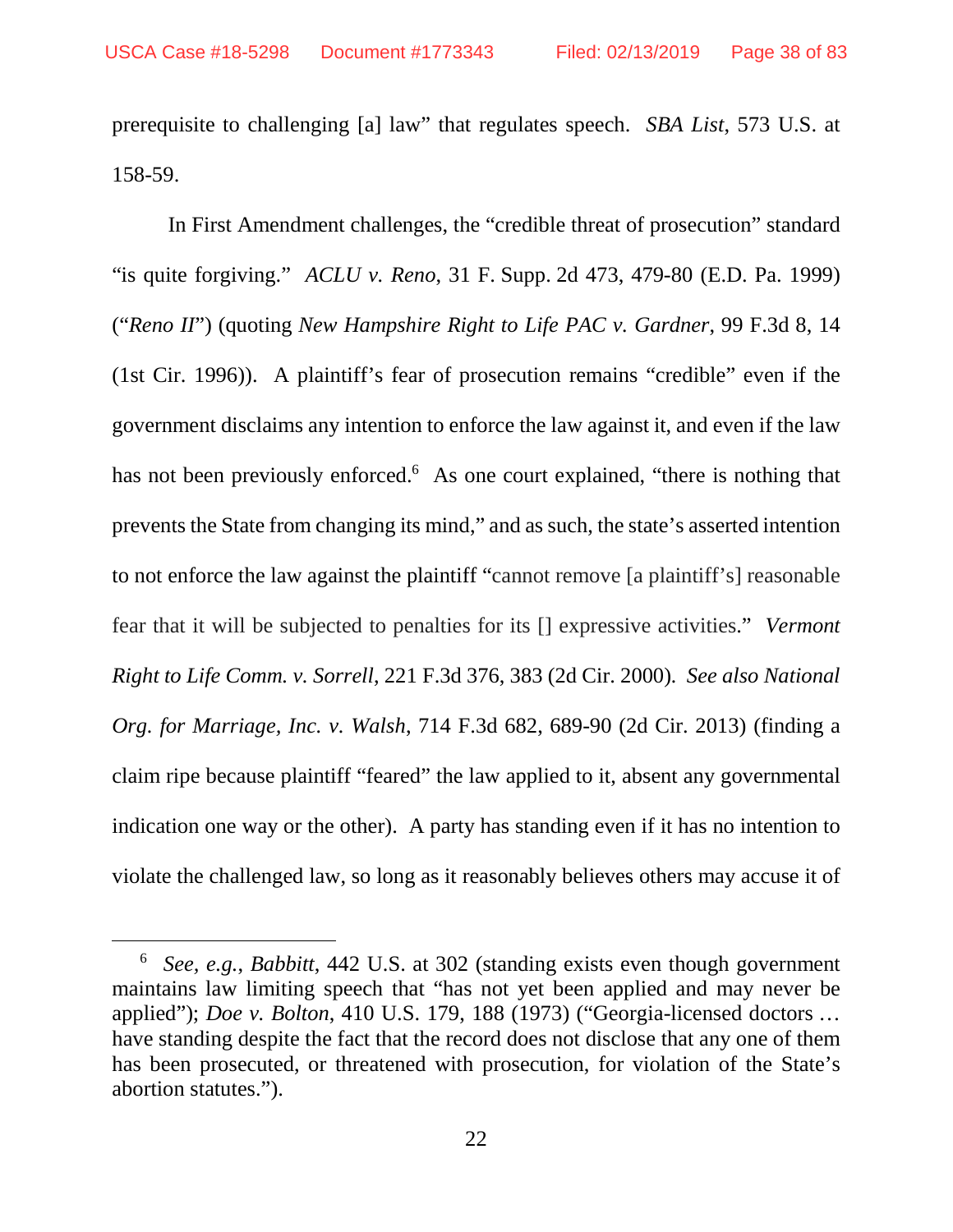prerequisite to challenging [a] law" that regulates speech. *SBA List*, 573 U.S. at 158-59.

In First Amendment challenges, the "credible threat of prosecution" standard "is quite forgiving." *ACLU v. Reno*, 31 F. Supp. 2d 473, 479-80 (E.D. Pa. 1999) ("*Reno II*") (quoting *New Hampshire Right to Life PAC v. Gardner*, 99 F.3d 8, 14 (1st Cir. 1996)). A plaintiff's fear of prosecution remains "credible" even if the government disclaims any intention to enforce the law against it, and even if the law has not been previously enforced.[6] As one court explained, "there is nothing that prevents the State from changing its mind," and as such, the state's asserted intention to not enforce the law against the plaintiff "cannot remove [a plaintiff's] reasonable fear that it will be subjected to penalties for its [] expressive activities." *Vermont Right to Life Comm. v. Sorrell*, 221 F.3d 376, 383 (2d Cir. 2000). *See also National Org. for Marriage, Inc. v. Walsh*, 714 F.3d 682, 689-90 (2d Cir. 2013) (finding a claim ripe because plaintiff "feared" the law applied to it, absent any governmental indication one way or the other). A party has standing even if it has no intention to violate the challenged law, so long as it reasonably believes others may accuse it of

---

[6] *See, e.g.*, *Babbitt*, 442 U.S. at 302 (standing exists even though government maintains law limiting speech that "has not yet been applied and may never be applied"); *Doe v. Bolton*, 410 U.S. 179, 188 (1973) ("Georgia-licensed doctors … have standing despite the fact that the record does not disclose that any one of them has been prosecuted, or threatened with prosecution, for violation of the State's abortion statutes.").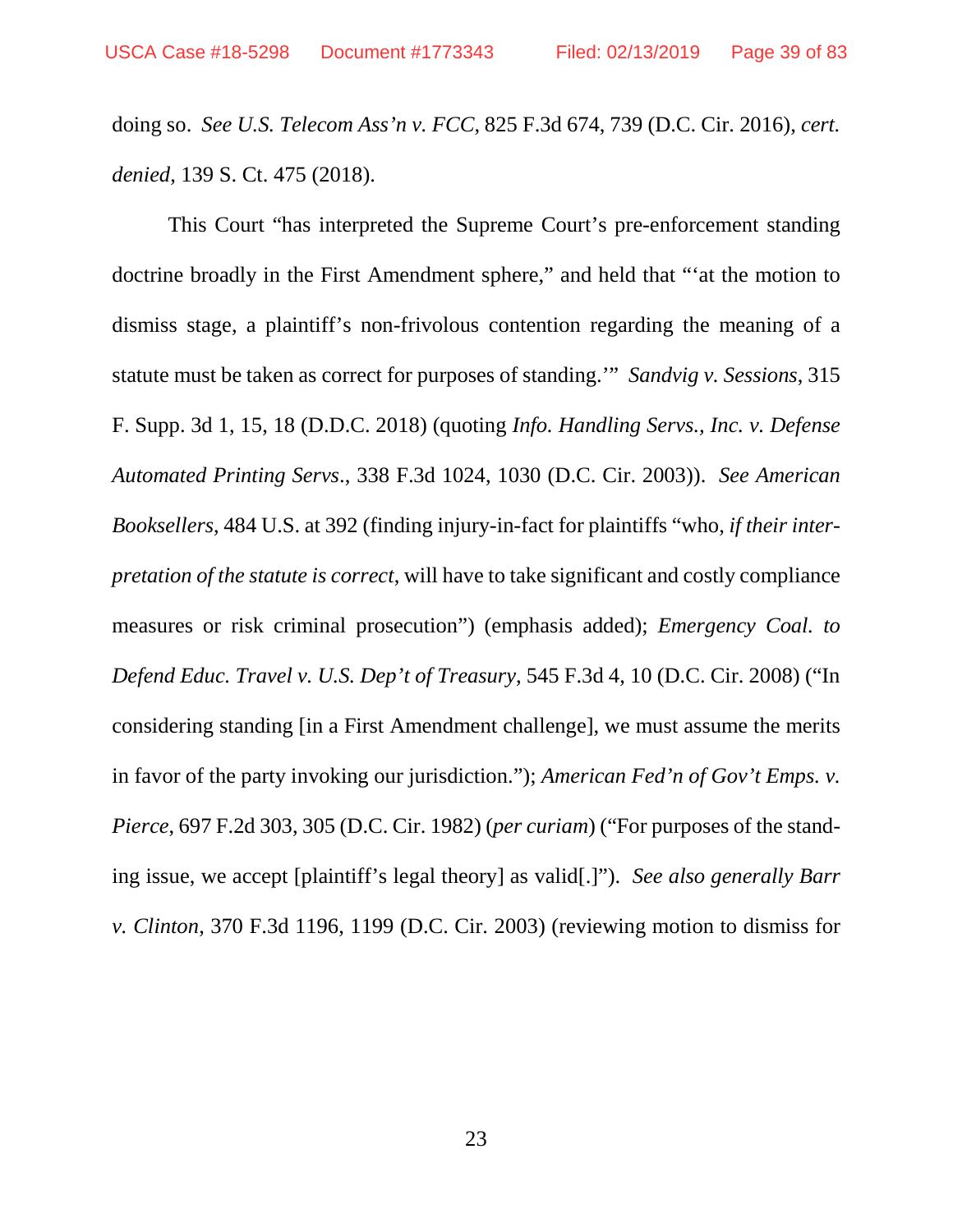doing so. *See U.S. Telecom Ass'n v. FCC*, 825 F.3d 674, 739 (D.C. Cir. 2016), *cert. denied*, 139 S. Ct. 475 (2018).

This Court "has interpreted the Supreme Court's pre-enforcement standing doctrine broadly in the First Amendment sphere," and held that "'at the motion to dismiss stage, a plaintiff's non-frivolous contention regarding the meaning of a statute must be taken as correct for purposes of standing.'" *Sandvig v. Sessions*, 315 F. Supp. 3d 1, 15, 18 (D.D.C. 2018) (quoting *Info. Handling Servs., Inc. v. Defense Automated Printing Servs*., 338 F.3d 1024, 1030 (D.C. Cir. 2003)). *See American Booksellers*, 484 U.S. at 392 (finding injury-in-fact for plaintiffs "who, *if their interpretation of the statute is correct*, will have to take significant and costly compliance measures or risk criminal prosecution") (emphasis added); *Emergency Coal. to Defend Educ. Travel v. U.S. Dep't of Treasury*, 545 F.3d 4, 10 (D.C. Cir. 2008) ("In considering standing [in a First Amendment challenge], we must assume the merits in favor of the party invoking our jurisdiction."); *American Fed'n of Gov't Emps. v. Pierce*, 697 F.2d 303, 305 (D.C. Cir. 1982) (*per curiam*) ("For purposes of the standing issue, we accept [plaintiff's legal theory] as valid[.]"). *See also generally Barr v. Clinton*, 370 F.3d 1196, 1199 (D.C. Cir. 2003) (reviewing motion to dismiss for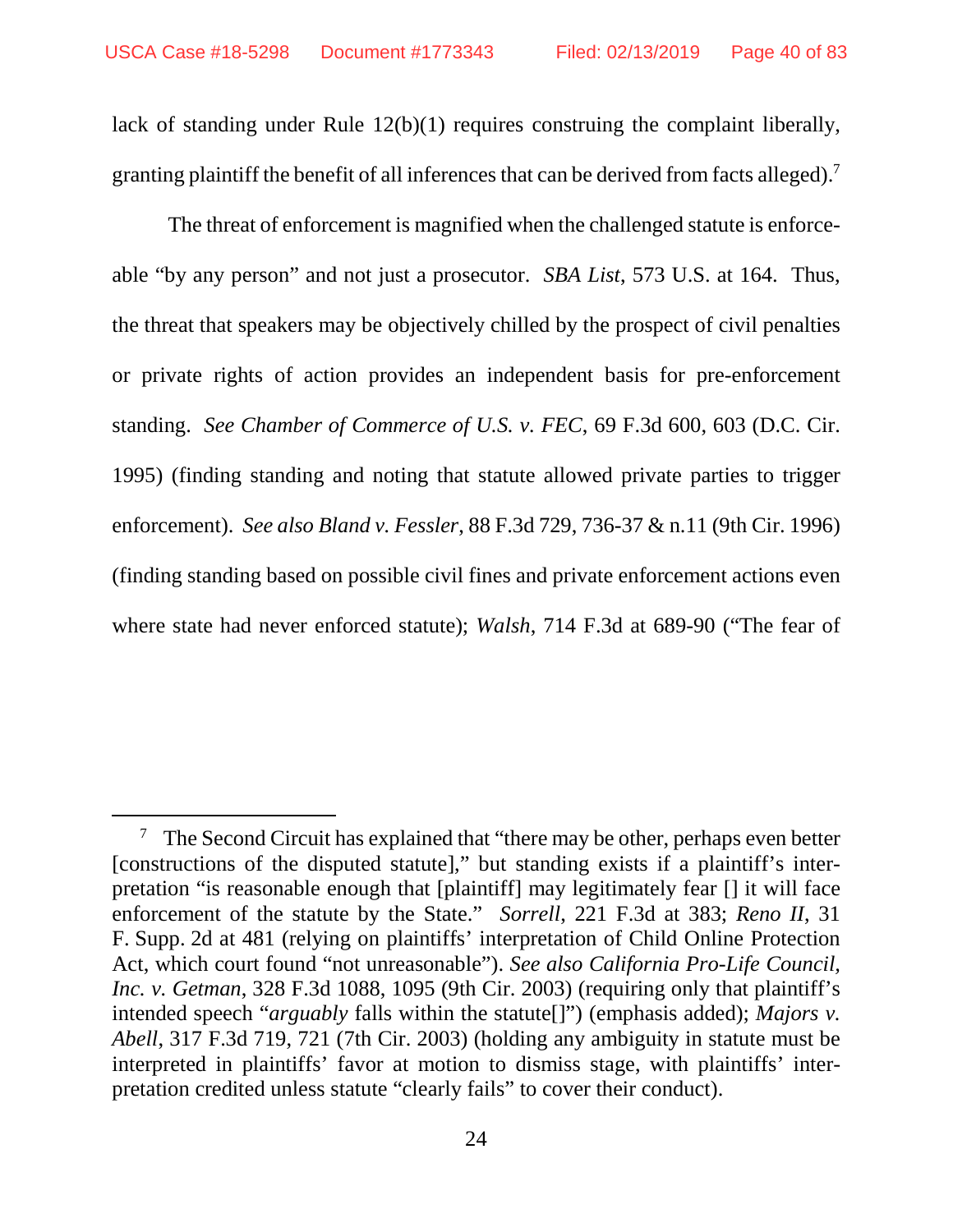lack of standing under Rule 12(b)(1) requires construing the complaint liberally, granting plaintiff the benefit of all inferences that can be derived from facts alleged).[7]

The threat of enforcement is magnified when the challenged statute is enforceable "by any person" and not just a prosecutor. *SBA List*, 573 U.S. at 164. Thus, the threat that speakers may be objectively chilled by the prospect of civil penalties or private rights of action provides an independent basis for pre-enforcement standing. *See Chamber of Commerce of U.S. v. FEC*, 69 F.3d 600, 603 (D.C. Cir. 1995) (finding standing and noting that statute allowed private parties to trigger enforcement). *See also Bland v. Fessler*, 88 F.3d 729, 736-37 & n.11 (9th Cir. 1996) (finding standing based on possible civil fines and private enforcement actions even where state had never enforced statute); *Walsh*, 714 F.3d at 689-90 ("The fear of

---

[7] The Second Circuit has explained that "there may be other, perhaps even better [constructions of the disputed statute]," but standing exists if a plaintiff's interpretation "is reasonable enough that [plaintiff] may legitimately fear [] it will face enforcement of the statute by the State." *Sorrell*, 221 F.3d at 383; *Reno II*, 31 F. Supp. 2d at 481 (relying on plaintiffs' interpretation of Child Online Protection Act, which court found "not unreasonable"). *See also California Pro-Life Council, Inc. v. Getman*, 328 F.3d 1088, 1095 (9th Cir. 2003) (requiring only that plaintiff's intended speech "*arguably* falls within the statute[]") (emphasis added); *Majors v. Abell*, 317 F.3d 719, 721 (7th Cir. 2003) (holding any ambiguity in statute must be interpreted in plaintiffs' favor at motion to dismiss stage, with plaintiffs' interpretation credited unless statute "clearly fails" to cover their conduct).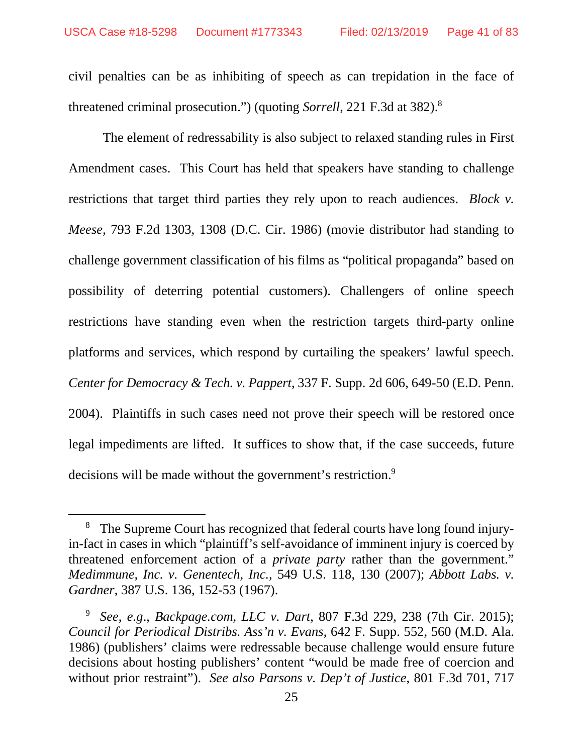civil penalties can be as inhibiting of speech as can trepidation in the face of threatened criminal prosecution.") (quoting *Sorrell*, 221 F.3d at 382).[8]

The element of redressability is also subject to relaxed standing rules in First Amendment cases. This Court has held that speakers have standing to challenge restrictions that target third parties they rely upon to reach audiences. *Block v. Meese*, 793 F.2d 1303, 1308 (D.C. Cir. 1986) (movie distributor had standing to challenge government classification of his films as "political propaganda" based on possibility of deterring potential customers). Challengers of online speech restrictions have standing even when the restriction targets third-party online platforms and services, which respond by curtailing the speakers' lawful speech. *Center for Democracy & Tech. v. Pappert*, 337 F. Supp. 2d 606, 649-50 (E.D. Penn. 2004). Plaintiffs in such cases need not prove their speech will be restored once legal impediments are lifted. It suffices to show that, if the case succeeds, future decisions will be made without the government's restriction.[9]

---

[8] The Supreme Court has recognized that federal courts have long found injury-in-fact in cases in which "plaintiff's self-avoidance of imminent injury is coerced by threatened enforcement action of a *private party* rather than the government." *Medimmune, Inc. v. Genentech, Inc.*, 549 U.S. 118, 130 (2007); *Abbott Labs. v. Gardner*, 387 U.S. 136, 152-53 (1967).

[9] *See, e.g.*, *Backpage.com, LLC v. Dart*, 807 F.3d 229, 238 (7th Cir. 2015); *Council for Periodical Distribs. Ass'n v. Evans*, 642 F. Supp. 552, 560 (M.D. Ala. 1986) (publishers' claims were redressable because challenge would ensure future decisions about hosting publishers' content "would be made free of coercion and without prior restraint"). *See also Parsons v. Dep't of Justice*, 801 F.3d 701, 717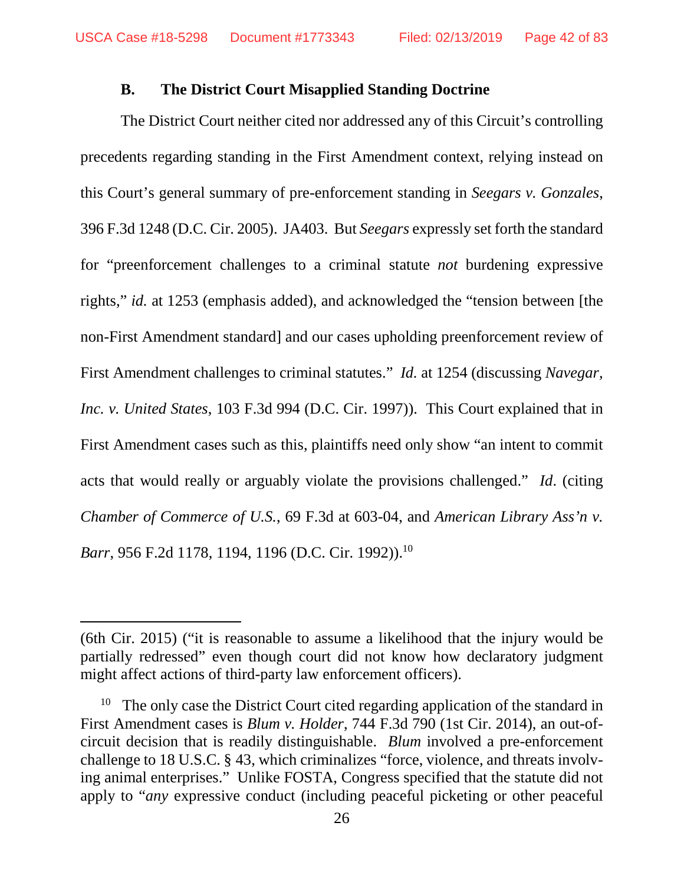### B. The District Court Misapplied Standing Doctrine

The District Court neither cited nor addressed any of this Circuit's controlling precedents regarding standing in the First Amendment context, relying instead on this Court's general summary of pre-enforcement standing in *Seegars v. Gonzales*, 396 F.3d 1248 (D.C. Cir. 2005). JA403. But *Seegars* expressly set forth the standard for "preenforcement challenges to a criminal statute *not* burdening expressive rights," *id.* at 1253 (emphasis added), and acknowledged the "tension between [the non-First Amendment standard] and our cases upholding preenforcement review of First Amendment challenges to criminal statutes." *Id.* at 1254 (discussing *Navegar, Inc. v. United States*, 103 F.3d 994 (D.C. Cir. 1997)). This Court explained that in First Amendment cases such as this, plaintiffs need only show "an intent to commit acts that would really or arguably violate the provisions challenged." *Id*. (citing *Chamber of Commerce of U.S.*, 69 F.3d at 603-04, and *American Library Ass'n v. Barr*, 956 F.2d 1178, 1194, 1196 (D.C. Cir. 1992)).[10]

---

(6th Cir. 2015) ("it is reasonable to assume a likelihood that the injury would be partially redressed" even though court did not know how declaratory judgment might affect actions of third-party law enforcement officers).

[10] The only case the District Court cited regarding application of the standard in First Amendment cases is *Blum v. Holder*, 744 F.3d 790 (1st Cir. 2014), an out-of-circuit decision that is readily distinguishable. *Blum* involved a pre-enforcement challenge to 18 U.S.C. § 43, which criminalizes "force, violence, and threats involving animal enterprises." Unlike FOSTA, Congress specified that the statute did not apply to "*any* expressive conduct (including peaceful picketing or other peaceful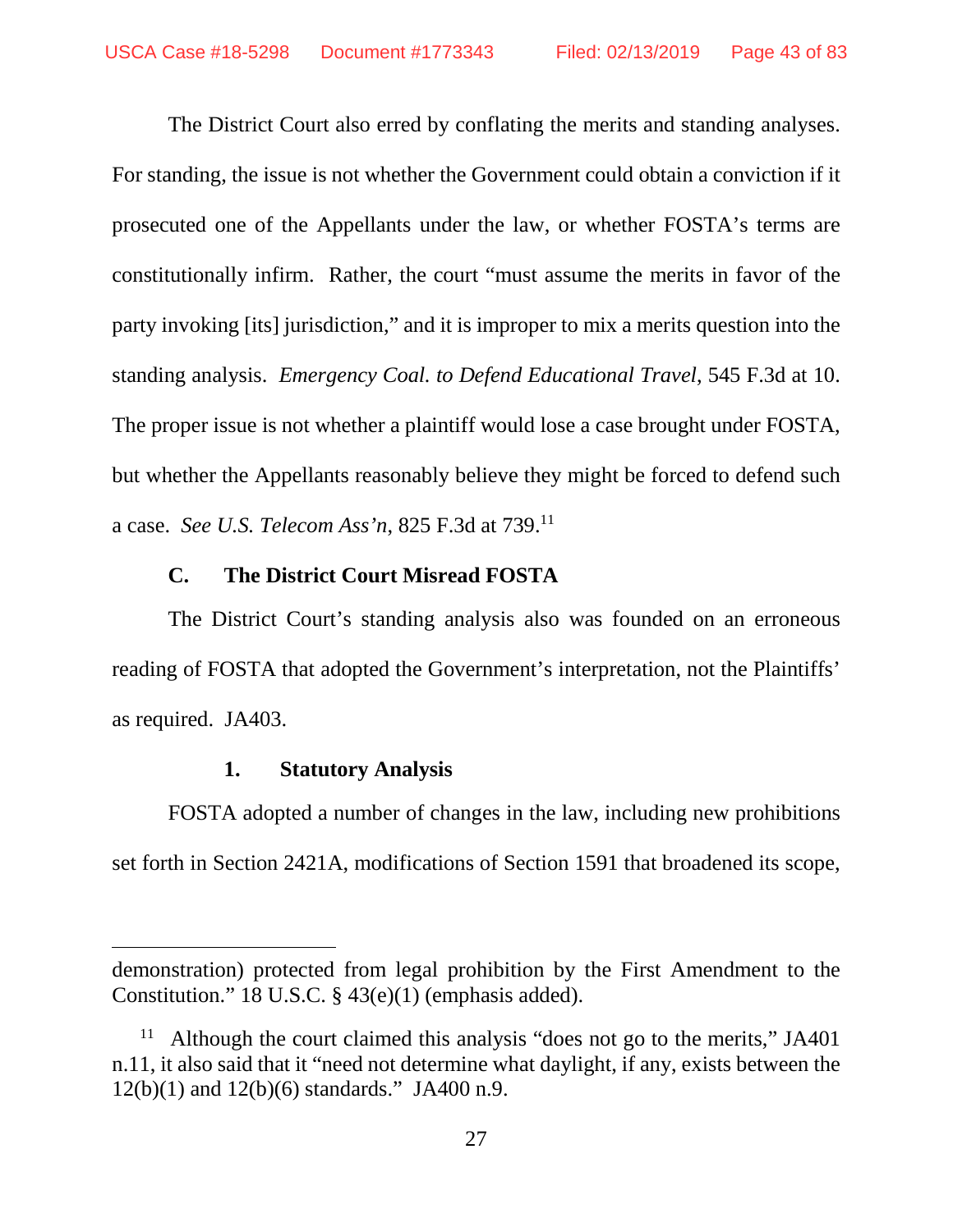The District Court also erred by conflating the merits and standing analyses. For standing, the issue is not whether the Government could obtain a conviction if it prosecuted one of the Appellants under the law, or whether FOSTA's terms are constitutionally infirm. Rather, the court "must assume the merits in favor of the party invoking [its] jurisdiction," and it is improper to mix a merits question into the standing analysis. *Emergency Coal. to Defend Educational Travel*, 545 F.3d at 10. The proper issue is not whether a plaintiff would lose a case brought under FOSTA, but whether the Appellants reasonably believe they might be forced to defend such a case. *See U.S. Telecom Ass'n*, 825 F.3d at 739.[11]

### C. The District Court Misread FOSTA

The District Court's standing analysis also was founded on an erroneous reading of FOSTA that adopted the Government's interpretation, not the Plaintiffs' as required. JA403.

#### 1. Statutory Analysis

FOSTA adopted a number of changes in the law, including new prohibitions set forth in Section 2421A, modifications of Section 1591 that broadened its scope,

---

demonstration) protected from legal prohibition by the First Amendment to the Constitution." 18 U.S.C. § 43(e)(1) (emphasis added).

[11] Although the court claimed this analysis "does not go to the merits," JA401 n.11, it also said that it "need not determine what daylight, if any, exists between the 12(b)(1) and 12(b)(6) standards." JA400 n.9.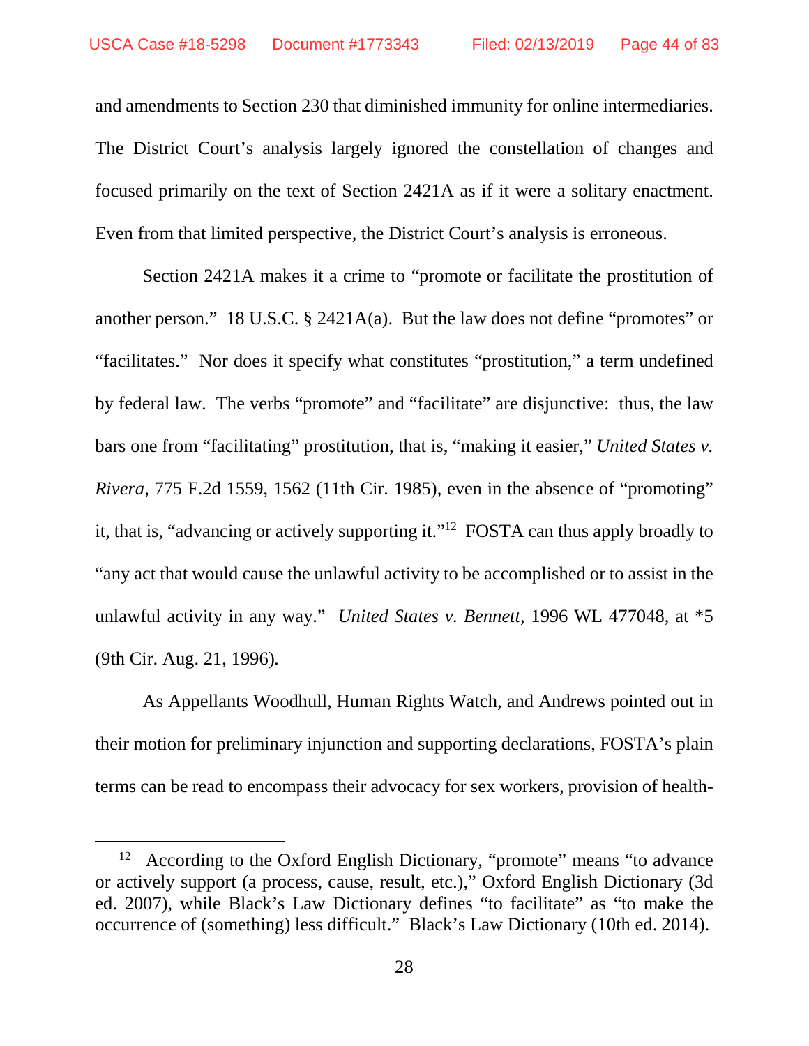and amendments to Section 230 that diminished immunity for online intermediaries. The District Court's analysis largely ignored the constellation of changes and focused primarily on the text of Section 2421A as if it were a solitary enactment. Even from that limited perspective, the District Court's analysis is erroneous.

Section 2421A makes it a crime to "promote or facilitate the prostitution of another person." 18 U.S.C. § 2421A(a). But the law does not define "promotes" or "facilitates." Nor does it specify what constitutes "prostitution," a term undefined by federal law. The verbs "promote" and "facilitate" are disjunctive: thus, the law bars one from "facilitating" prostitution, that is, "making it easier," *United States v. Rivera*, 775 F.2d 1559, 1562 (11th Cir. 1985), even in the absence of "promoting" it, that is, "advancing or actively supporting it."[12] FOSTA can thus apply broadly to "any act that would cause the unlawful activity to be accomplished or to assist in the unlawful activity in any way." *United States v. Bennett*, 1996 WL 477048, at *5 (9th Cir. Aug. 21, 1996).

As Appellants Woodhull, Human Rights Watch, and Andrews pointed out in their motion for preliminary injunction and supporting declarations, FOSTA's plain terms can be read to encompass their advocacy for sex workers, provision of health-

---

[12] According to the Oxford English Dictionary, "promote" means "to advance or actively support (a process, cause, result, etc.)," Oxford English Dictionary (3d ed. 2007), while Black's Law Dictionary defines "to facilitate" as "to make the occurrence of (something) less difficult." Black's Law Dictionary (10th ed. 2014).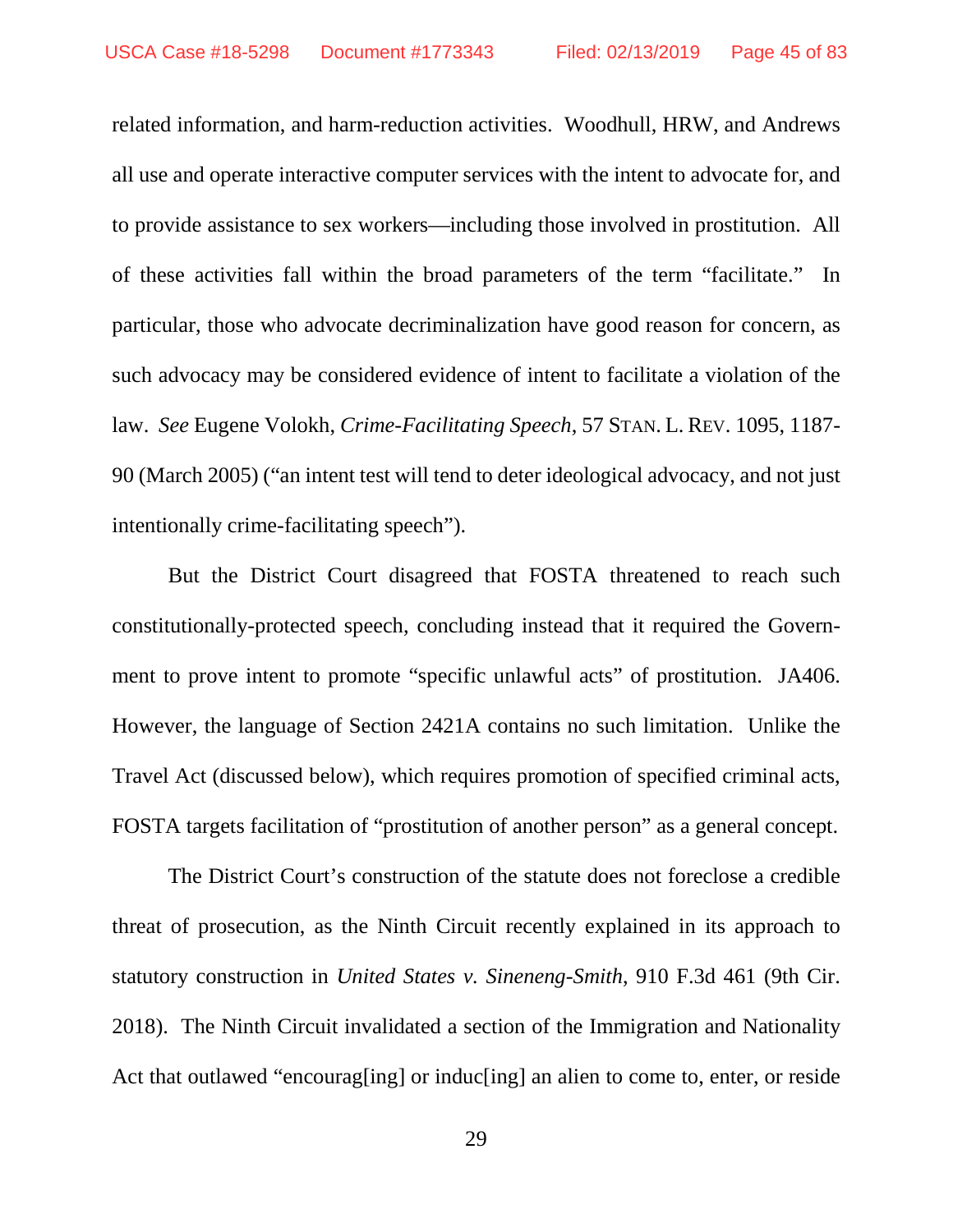related information, and harm-reduction activities. Woodhull, HRW, and Andrews all use and operate interactive computer services with the intent to advocate for, and to provide assistance to sex workers—including those involved in prostitution. All of these activities fall within the broad parameters of the term "facilitate." In particular, those who advocate decriminalization have good reason for concern, as such advocacy may be considered evidence of intent to facilitate a violation of the law. *See* Eugene Volokh, *Crime-Facilitating Speech*, 57 STAN. L. REV. 1095, 1187-90 (March 2005) ("an intent test will tend to deter ideological advocacy, and not just intentionally crime-facilitating speech").

But the District Court disagreed that FOSTA threatened to reach such constitutionally-protected speech, concluding instead that it required the Government to prove intent to promote "specific unlawful acts" of prostitution. JA406. However, the language of Section 2421A contains no such limitation. Unlike the Travel Act (discussed below), which requires promotion of specified criminal acts, FOSTA targets facilitation of "prostitution of another person" as a general concept.

The District Court's construction of the statute does not foreclose a credible threat of prosecution, as the Ninth Circuit recently explained in its approach to statutory construction in *United States v. Sineneng-Smith*, 910 F.3d 461 (9th Cir. 2018). The Ninth Circuit invalidated a section of the Immigration and Nationality Act that outlawed "encourag[ing] or induc[ing] an alien to come to, enter, or reside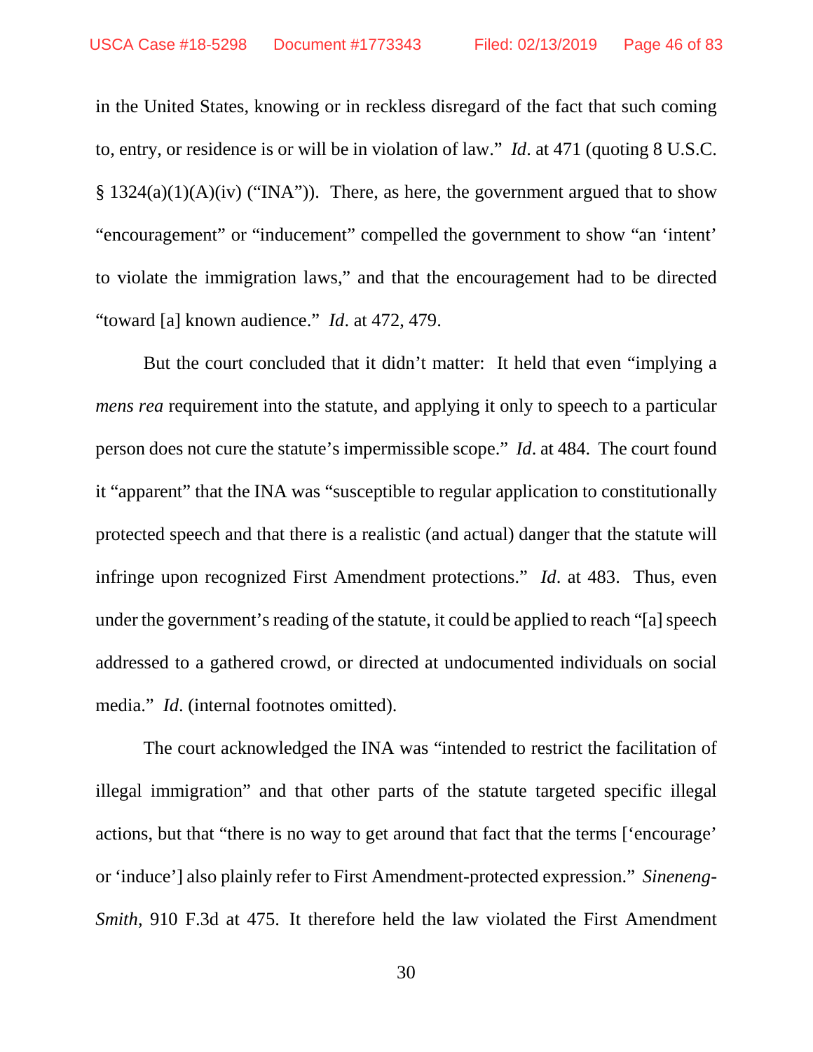in the United States, knowing or in reckless disregard of the fact that such coming to, entry, or residence is or will be in violation of law." *Id*. at 471 (quoting 8 U.S.C. § 1324(a)(1)(A)(iv) ("INA")). There, as here, the government argued that to show "encouragement" or "inducement" compelled the government to show "an 'intent' to violate the immigration laws," and that the encouragement had to be directed "toward [a] known audience." *Id*. at 472, 479.

But the court concluded that it didn't matter: It held that even "implying a *mens rea* requirement into the statute, and applying it only to speech to a particular person does not cure the statute's impermissible scope." *Id*. at 484. The court found it "apparent" that the INA was "susceptible to regular application to constitutionally protected speech and that there is a realistic (and actual) danger that the statute will infringe upon recognized First Amendment protections." *Id*. at 483. Thus, even under the government's reading of the statute, it could be applied to reach "[a] speech addressed to a gathered crowd, or directed at undocumented individuals on social media." *Id*. (internal footnotes omitted).

The court acknowledged the INA was "intended to restrict the facilitation of illegal immigration" and that other parts of the statute targeted specific illegal actions, but that "there is no way to get around that fact that the terms ['encourage' or 'induce'] also plainly refer to First Amendment-protected expression." *Sineneng-Smith*, 910 F.3d at 475. It therefore held the law violated the First Amendment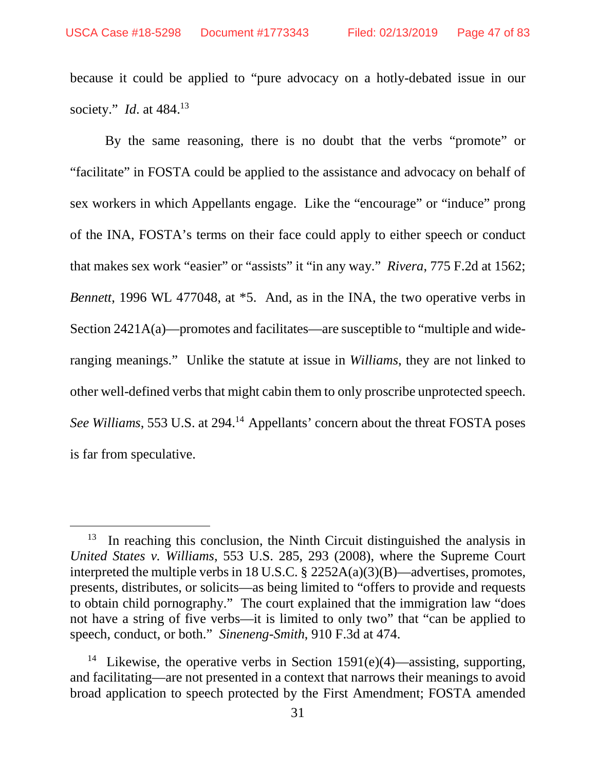because it could be applied to "pure advocacy on a hotly-debated issue in our society." *Id*. at 484.[13]

By the same reasoning, there is no doubt that the verbs "promote" or "facilitate" in FOSTA could be applied to the assistance and advocacy on behalf of sex workers in which Appellants engage. Like the "encourage" or "induce" prong of the INA, FOSTA's terms on their face could apply to either speech or conduct that makes sex work "easier" or "assists" it "in any way." *Rivera*, 775 F.2d at 1562; *Bennett*, 1996 WL 477048, at *5. And, as in the INA, the two operative verbs in Section 2421A(a)—promotes and facilitates—are susceptible to "multiple and wide-ranging meanings." Unlike the statute at issue in *Williams*, they are not linked to other well-defined verbs that might cabin them to only proscribe unprotected speech. *See Williams*, 553 U.S. at 294.[14] Appellants' concern about the threat FOSTA poses is far from speculative.

---

[13] In reaching this conclusion, the Ninth Circuit distinguished the analysis in *United States v. Williams*, 553 U.S. 285, 293 (2008), where the Supreme Court interpreted the multiple verbs in 18 U.S.C. § 2252A(a)(3)(B)—advertises, promotes, presents, distributes, or solicits—as being limited to "offers to provide and requests to obtain child pornography." The court explained that the immigration law "does not have a string of five verbs—it is limited to only two" that "can be applied to speech, conduct, or both." *Sineneng-Smith*, 910 F.3d at 474.

[14] Likewise, the operative verbs in Section 1591(e)(4)—assisting, supporting, and facilitating—are not presented in a context that narrows their meanings to avoid broad application to speech protected by the First Amendment; FOSTA amended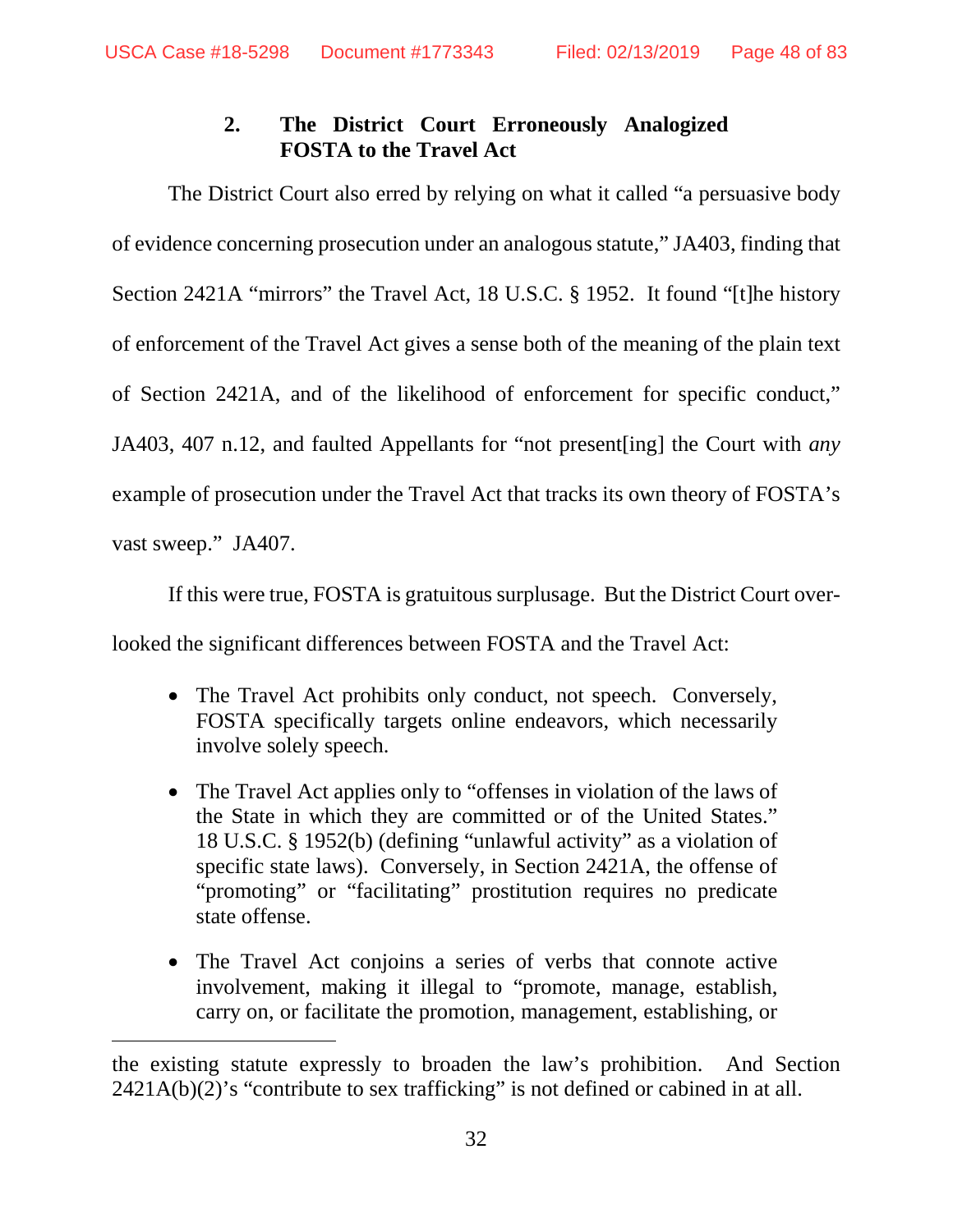### 2. The District Court Erroneously Analogized FOSTA to the Travel Act

The District Court also erred by relying on what it called "a persuasive body of evidence concerning prosecution under an analogous statute," JA403, finding that Section 2421A "mirrors" the Travel Act, 18 U.S.C. § 1952. It found "[t]he history of enforcement of the Travel Act gives a sense both of the meaning of the plain text of Section 2421A, and of the likelihood of enforcement for specific conduct," JA403, 407 n.12, and faulted Appellants for "not present[ing] the Court with *any* example of prosecution under the Travel Act that tracks its own theory of FOSTA's vast sweep." JA407.

If this were true, FOSTA is gratuitous surplusage. But the District Court overlooked the significant differences between FOSTA and the Travel Act:

- The Travel Act prohibits only conduct, not speech. Conversely, FOSTA specifically targets online endeavors, which necessarily involve solely speech.
- The Travel Act applies only to "offenses in violation of the laws of the State in which they are committed or of the United States." 18 U.S.C. § 1952(b) (defining "unlawful activity" as a violation of specific state laws). Conversely, in Section 2421A, the offense of "promoting" or "facilitating" prostitution requires no predicate state offense.
- The Travel Act conjoins a series of verbs that connote active involvement, making it illegal to "promote, manage, establish, carry on, or facilitate the promotion, management, establishing, or

---

the existing statute expressly to broaden the law's prohibition. And Section 2421A(b)(2)'s "contribute to sex trafficking" is not defined or cabined in at all.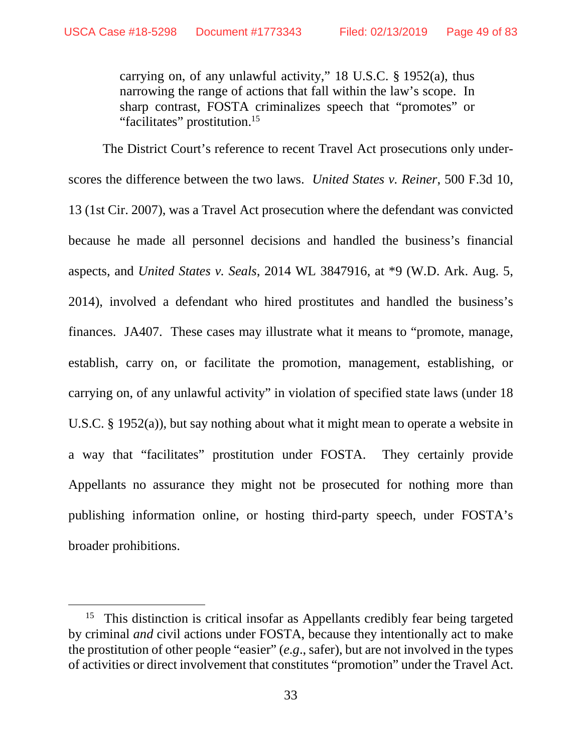> carrying on, of any unlawful activity," 18 U.S.C. § 1952(a), thus narrowing the range of actions that fall within the law's scope. In sharp contrast, FOSTA criminalizes speech that "promotes" or "facilitates" prostitution.[15]

The District Court's reference to recent Travel Act prosecutions only underscores the difference between the two laws. *United States v. Reiner*, 500 F.3d 10, 13 (1st Cir. 2007), was a Travel Act prosecution where the defendant was convicted because he made all personnel decisions and handled the business's financial aspects, and *United States v. Seals*, 2014 WL 3847916, at *9 (W.D. Ark. Aug. 5, 2014), involved a defendant who hired prostitutes and handled the business's finances. JA407. These cases may illustrate what it means to "promote, manage, establish, carry on, or facilitate the promotion, management, establishing, or carrying on, of any unlawful activity" in violation of specified state laws (under 18 U.S.C. § 1952(a)), but say nothing about what it might mean to operate a website in a way that "facilitates" prostitution under FOSTA. They certainly provide Appellants no assurance they might not be prosecuted for nothing more than publishing information online, or hosting third-party speech, under FOSTA's broader prohibitions.

---

[15] This distinction is critical insofar as Appellants credibly fear being targeted by criminal *and* civil actions under FOSTA, because they intentionally act to make the prostitution of other people "easier" (*e.g.*, safer), but are not involved in the types of activities or direct involvement that constitutes "promotion" under the Travel Act.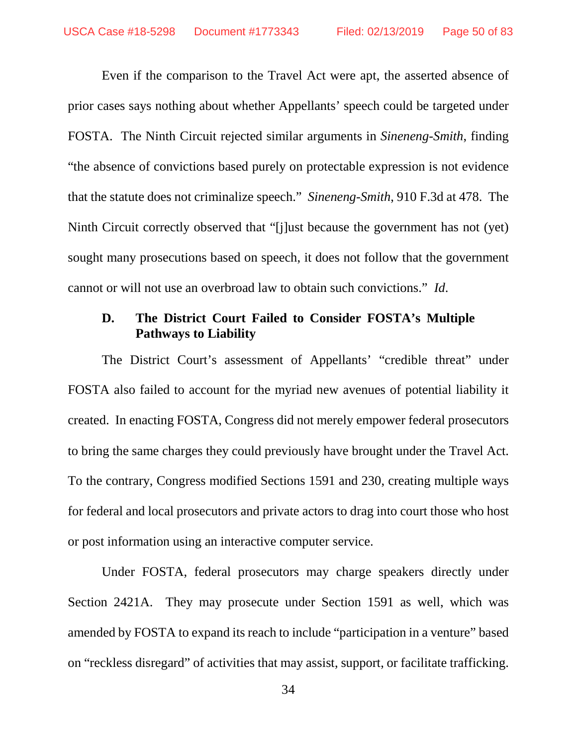Even if the comparison to the Travel Act were apt, the asserted absence of prior cases says nothing about whether Appellants' speech could be targeted under FOSTA. The Ninth Circuit rejected similar arguments in *Sineneng-Smith*, finding "the absence of convictions based purely on protectable expression is not evidence that the statute does not criminalize speech." *Sineneng-Smith*, 910 F.3d at 478. The Ninth Circuit correctly observed that "[j]ust because the government has not (yet) sought many prosecutions based on speech, it does not follow that the government cannot or will not use an overbroad law to obtain such convictions." *Id*.

### D. The District Court Failed to Consider FOSTA's Multiple Pathways to Liability

The District Court's assessment of Appellants' "credible threat" under FOSTA also failed to account for the myriad new avenues of potential liability it created. In enacting FOSTA, Congress did not merely empower federal prosecutors to bring the same charges they could previously have brought under the Travel Act. To the contrary, Congress modified Sections 1591 and 230, creating multiple ways for federal and local prosecutors and private actors to drag into court those who host or post information using an interactive computer service.

Under FOSTA, federal prosecutors may charge speakers directly under Section 2421A. They may prosecute under Section 1591 as well, which was amended by FOSTA to expand its reach to include "participation in a venture" based on "reckless disregard" of activities that may assist, support, or facilitate trafficking.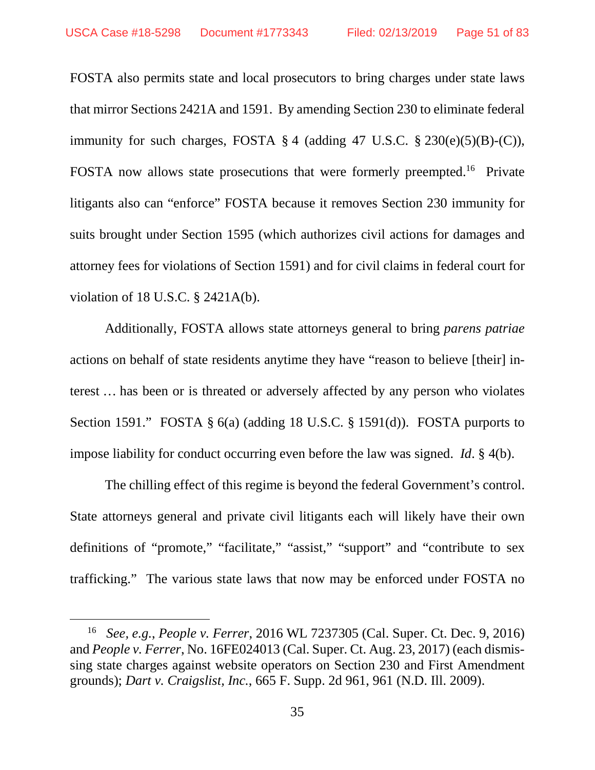FOSTA also permits state and local prosecutors to bring charges under state laws that mirror Sections 2421A and 1591. By amending Section 230 to eliminate federal immunity for such charges, FOSTA § 4 (adding 47 U.S.C. § 230(e)(5)(B)-(C)), FOSTA now allows state prosecutions that were formerly preempted.[16] Private litigants also can "enforce" FOSTA because it removes Section 230 immunity for suits brought under Section 1595 (which authorizes civil actions for damages and attorney fees for violations of Section 1591) and for civil claims in federal court for violation of 18 U.S.C. § 2421A(b).

Additionally, FOSTA allows state attorneys general to bring *parens patriae* actions on behalf of state residents anytime they have "reason to believe [their] interest … has been or is threated or adversely affected by any person who violates Section 1591." FOSTA § 6(a) (adding 18 U.S.C. § 1591(d)). FOSTA purports to impose liability for conduct occurring even before the law was signed. *Id*. § 4(b).

The chilling effect of this regime is beyond the federal Government's control. State attorneys general and private civil litigants each will likely have their own definitions of "promote," "facilitate," "assist," "support" and "contribute to sex trafficking." The various state laws that now may be enforced under FOSTA no

[16] *See, e.g.*, *People v. Ferrer*, 2016 WL 7237305 (Cal. Super. Ct. Dec. 9, 2016) and *People v. Ferrer*, No. 16FE024013 (Cal. Super. Ct. Aug. 23, 2017) (each dismissing state charges against website operators on Section 230 and First Amendment grounds); *Dart v. Craigslist, Inc.*, 665 F. Supp. 2d 961, 961 (N.D. Ill. 2009).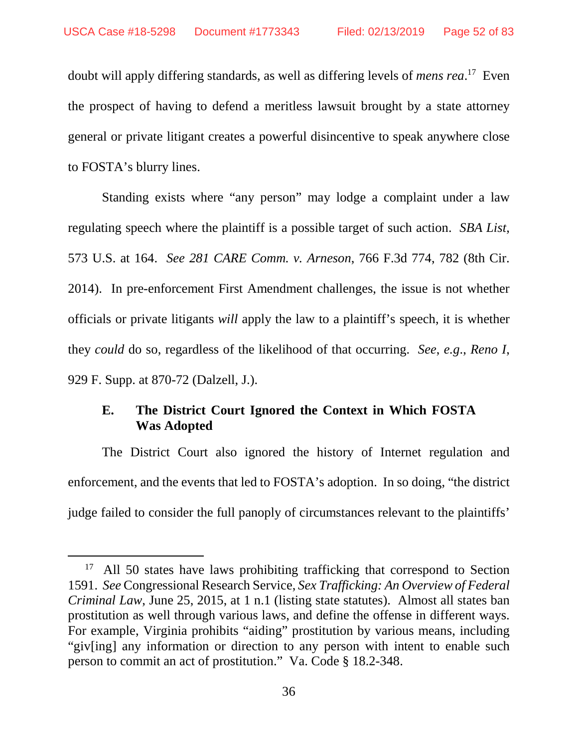doubt will apply differing standards, as well as differing levels of *mens rea*.[17] Even the prospect of having to defend a meritless lawsuit brought by a state attorney general or private litigant creates a powerful disincentive to speak anywhere close to FOSTA's blurry lines.

Standing exists where "any person" may lodge a complaint under a law regulating speech where the plaintiff is a possible target of such action. *SBA List*, 573 U.S. at 164. *See 281 CARE Comm. v. Arneson*, 766 F.3d 774, 782 (8th Cir. 2014). In pre-enforcement First Amendment challenges, the issue is not whether officials or private litigants *will* apply the law to a plaintiff's speech, it is whether they *could* do so, regardless of the likelihood of that occurring. *See, e.g.*, *Reno I*, 929 F. Supp. at 870-72 (Dalzell, J.).

### E. The District Court Ignored the Context in Which FOSTA Was Adopted

The District Court also ignored the history of Internet regulation and enforcement, and the events that led to FOSTA's adoption. In so doing, "the district judge failed to consider the full panoply of circumstances relevant to the plaintiffs'

---

[17] All 50 states have laws prohibiting trafficking that correspond to Section 1591. *See* Congressional Research Service, *Sex Trafficking: An Overview of Federal Criminal Law*, June 25, 2015, at 1 n.1 (listing state statutes). Almost all states ban prostitution as well through various laws, and define the offense in different ways. For example, Virginia prohibits "aiding" prostitution by various means, including "giv[ing] any information or direction to any person with intent to enable such person to commit an act of prostitution." Va. Code § 18.2-348.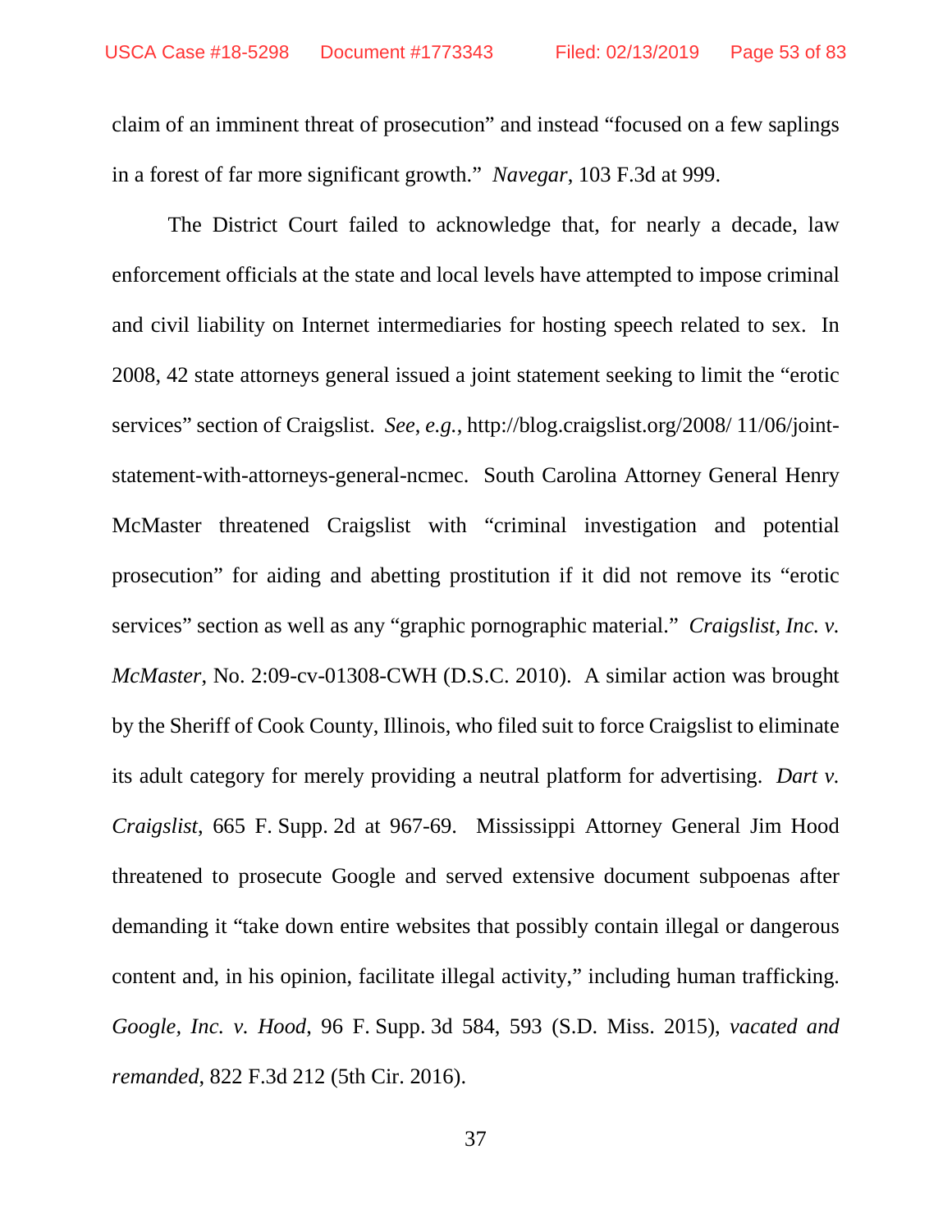claim of an imminent threat of prosecution" and instead "focused on a few saplings in a forest of far more significant growth." *Navegar*, 103 F.3d at 999.

The District Court failed to acknowledge that, for nearly a decade, law enforcement officials at the state and local levels have attempted to impose criminal and civil liability on Internet intermediaries for hosting speech related to sex. In 2008, 42 state attorneys general issued a joint statement seeking to limit the "erotic services" section of Craigslist. *See*, *e.g.*, http://blog.craigslist.org/2008/ 11/06/joint-statement-with-attorneys-general-ncmec. South Carolina Attorney General Henry McMaster threatened Craigslist with "criminal investigation and potential prosecution" for aiding and abetting prostitution if it did not remove its "erotic services" section as well as any "graphic pornographic material." *Craigslist, Inc. v. McMaster*, No. 2:09-cv-01308-CWH (D.S.C. 2010). A similar action was brought by the Sheriff of Cook County, Illinois, who filed suit to force Craigslist to eliminate its adult category for merely providing a neutral platform for advertising. *Dart v. Craigslist*, 665 F. Supp. 2d at 967-69. Mississippi Attorney General Jim Hood threatened to prosecute Google and served extensive document subpoenas after demanding it "take down entire websites that possibly contain illegal or dangerous content and, in his opinion, facilitate illegal activity," including human trafficking. *Google, Inc. v. Hood*, 96 F. Supp. 3d 584, 593 (S.D. Miss. 2015), *vacated and remanded*, 822 F.3d 212 (5th Cir. 2016).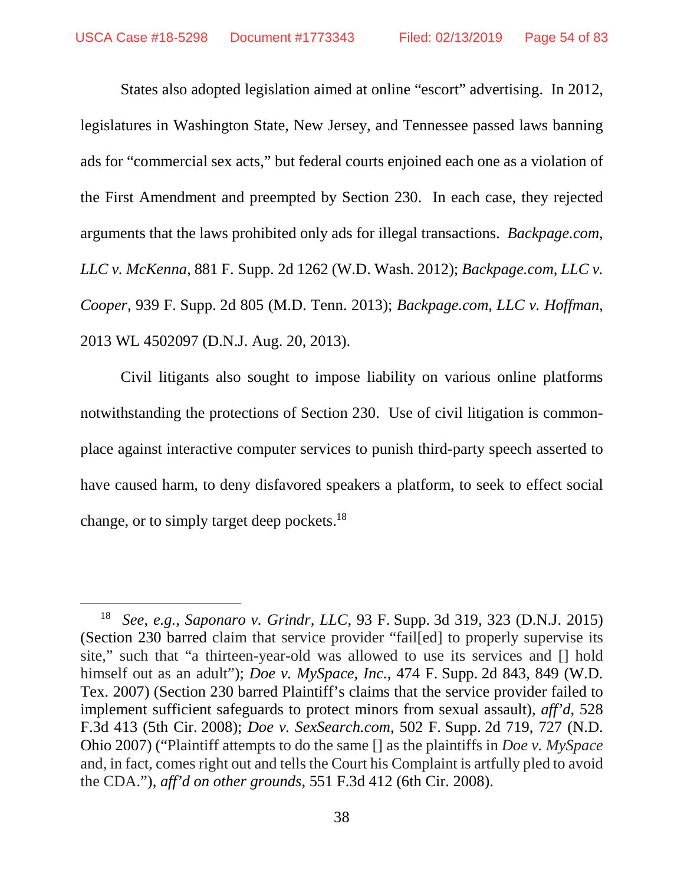States also adopted legislation aimed at online "escort" advertising. In 2012, legislatures in Washington State, New Jersey, and Tennessee passed laws banning ads for "commercial sex acts," but federal courts enjoined each one as a violation of the First Amendment and preempted by Section 230. In each case, they rejected arguments that the laws prohibited only ads for illegal transactions. *Backpage.com, LLC v. McKenna*, 881 F. Supp. 2d 1262 (W.D. Wash. 2012); *Backpage.com, LLC v. Cooper*, 939 F. Supp. 2d 805 (M.D. Tenn. 2013); *Backpage.com, LLC v. Hoffman*, 2013 WL 4502097 (D.N.J. Aug. 20, 2013).

Civil litigants also sought to impose liability on various online platforms notwithstanding the protections of Section 230. Use of civil litigation is commonplace against interactive computer services to punish third-party speech asserted to have caused harm, to deny disfavored speakers a platform, to seek to effect social change, or to simply target deep pockets.[18]

---

[18] *See, e.g.*, *Saponaro v. Grindr, LLC*, 93 F. Supp. 3d 319, 323 (D.N.J. 2015) (Section 230 barred claim that service provider "fail[ed] to properly supervise its site," such that "a thirteen-year-old was allowed to use its services and [] hold himself out as an adult"); *Doe v. MySpace, Inc.*, 474 F. Supp. 2d 843, 849 (W.D. Tex. 2007) (Section 230 barred Plaintiff's claims that the service provider failed to implement sufficient safeguards to protect minors from sexual assault), *aff'd*, 528 F.3d 413 (5th Cir. 2008); *Doe v. SexSearch.com*, 502 F. Supp. 2d 719, 727 (N.D. Ohio 2007) ("Plaintiff attempts to do the same [] as the plaintiffs in *Doe v. MySpace* and, in fact, comes right out and tells the Court his Complaint is artfully pled to avoid the CDA."), *aff'd on other grounds*, 551 F.3d 412 (6th Cir. 2008).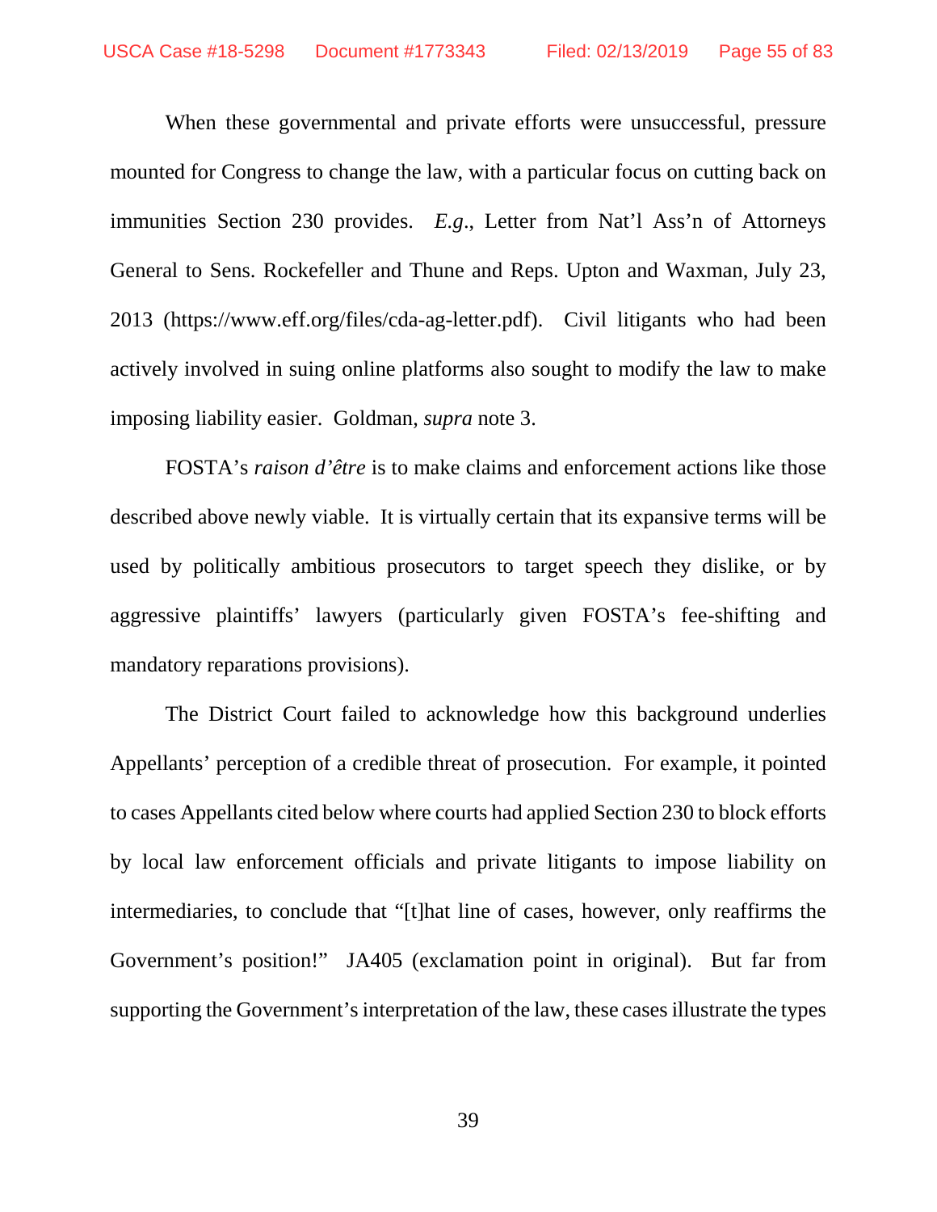When these governmental and private efforts were unsuccessful, pressure mounted for Congress to change the law, with a particular focus on cutting back on immunities Section 230 provides. *E.g*., Letter from Nat'l Ass'n of Attorneys General to Sens. Rockefeller and Thune and Reps. Upton and Waxman, July 23, 2013 (https://www.eff.org/files/cda-ag-letter.pdf). Civil litigants who had been actively involved in suing online platforms also sought to modify the law to make imposing liability easier. Goldman, *supra* note 3.

FOSTA's *raison d'être* is to make claims and enforcement actions like those described above newly viable. It is virtually certain that its expansive terms will be used by politically ambitious prosecutors to target speech they dislike, or by aggressive plaintiffs' lawyers (particularly given FOSTA's fee-shifting and mandatory reparations provisions).

The District Court failed to acknowledge how this background underlies Appellants' perception of a credible threat of prosecution. For example, it pointed to cases Appellants cited below where courts had applied Section 230 to block efforts by local law enforcement officials and private litigants to impose liability on intermediaries, to conclude that "[t]hat line of cases, however, only reaffirms the Government's position!" JA405 (exclamation point in original). But far from supporting the Government's interpretation of the law, these cases illustrate the types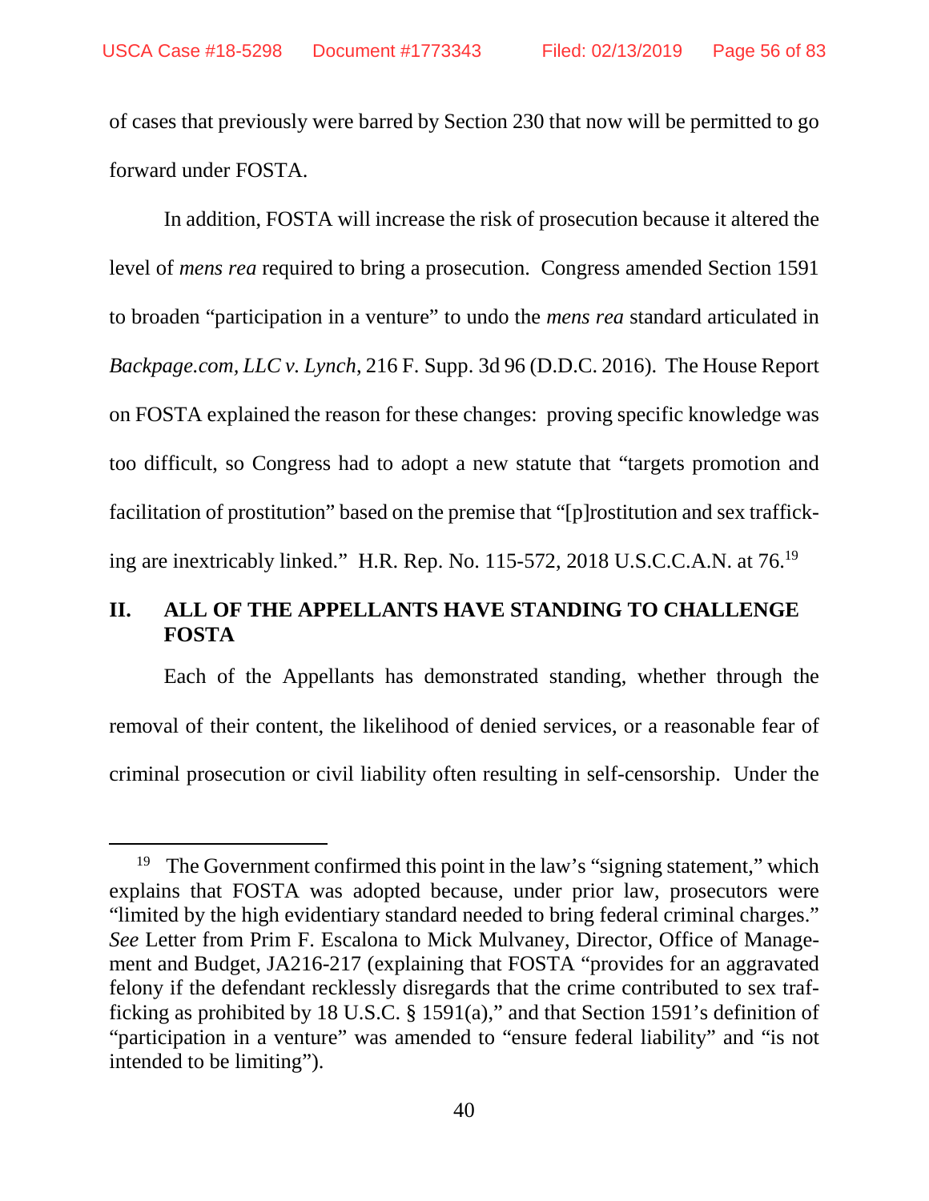of cases that previously were barred by Section 230 that now will be permitted to go forward under FOSTA.

In addition, FOSTA will increase the risk of prosecution because it altered the level of *mens rea* required to bring a prosecution. Congress amended Section 1591 to broaden "participation in a venture" to undo the *mens rea* standard articulated in *Backpage.com, LLC v. Lynch*, 216 F. Supp. 3d 96 (D.D.C. 2016). The House Report on FOSTA explained the reason for these changes: proving specific knowledge was too difficult, so Congress had to adopt a new statute that "targets promotion and facilitation of prostitution" based on the premise that "[p]rostitution and sex trafficking are inextricably linked." H.R. Rep. No. 115-572, 2018 U.S.C.C.A.N. at 76.[19]

## II. ALL OF THE APPELLANTS HAVE STANDING TO CHALLENGE FOSTA

Each of the Appellants has demonstrated standing, whether through the removal of their content, the likelihood of denied services, or a reasonable fear of criminal prosecution or civil liability often resulting in self-censorship. Under the

---

[19] The Government confirmed this point in the law's "signing statement," which explains that FOSTA was adopted because, under prior law, prosecutors were "limited by the high evidentiary standard needed to bring federal criminal charges." *See* Letter from Prim F. Escalona to Mick Mulvaney, Director, Office of Management and Budget, JA216-217 (explaining that FOSTA "provides for an aggravated felony if the defendant recklessly disregards that the crime contributed to sex trafficking as prohibited by 18 U.S.C. § 1591(a)," and that Section 1591's definition of "participation in a venture" was amended to "ensure federal liability" and "is not intended to be limiting").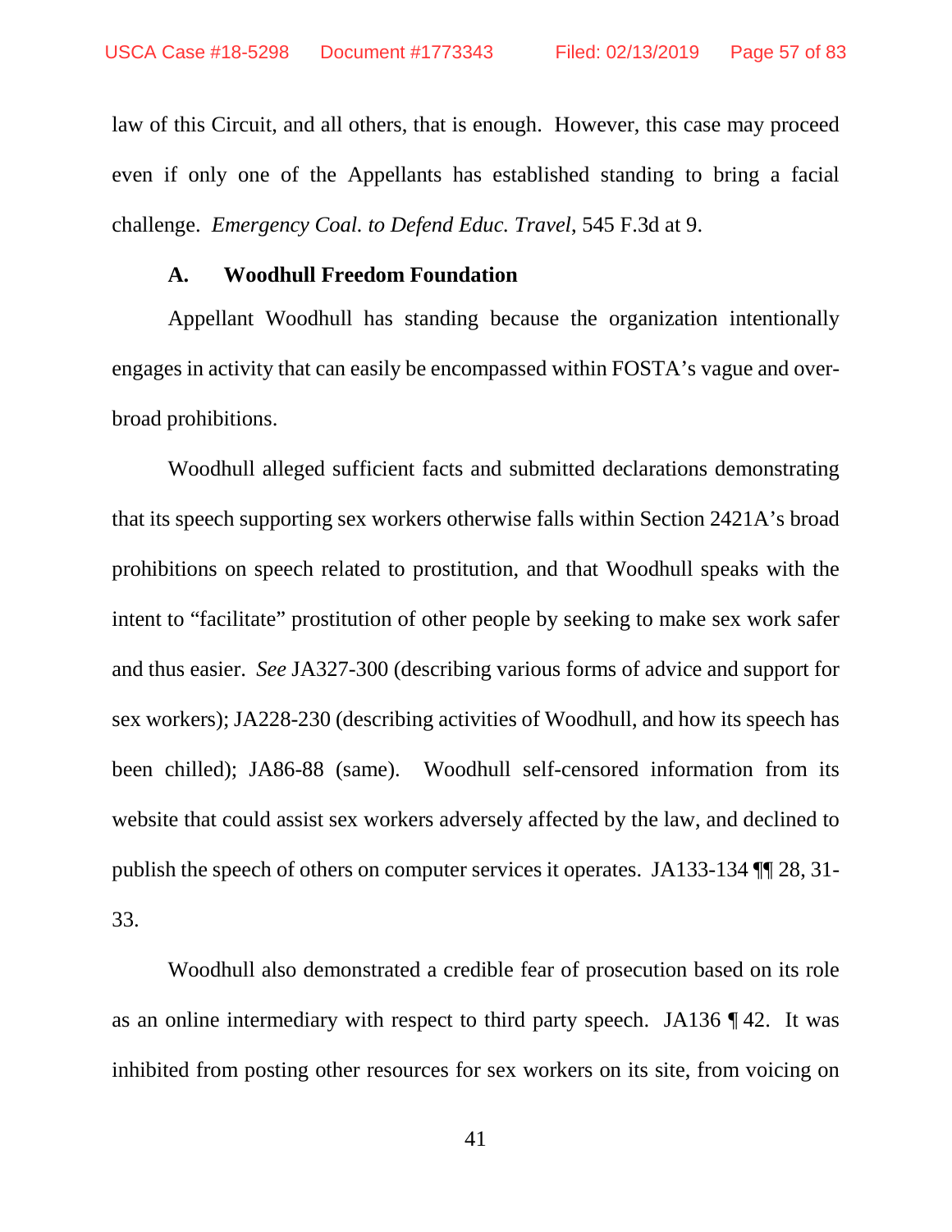law of this Circuit, and all others, that is enough. However, this case may proceed even if only one of the Appellants has established standing to bring a facial challenge. *Emergency Coal. to Defend Educ. Travel*, 545 F.3d at 9.

### A. Woodhull Freedom Foundation

Appellant Woodhull has standing because the organization intentionally engages in activity that can easily be encompassed within FOSTA's vague and over-broad prohibitions.

Woodhull alleged sufficient facts and submitted declarations demonstrating that its speech supporting sex workers otherwise falls within Section 2421A's broad prohibitions on speech related to prostitution, and that Woodhull speaks with the intent to "facilitate" prostitution of other people by seeking to make sex work safer and thus easier. *See* JA327-300 (describing various forms of advice and support for sex workers); JA228-230 (describing activities of Woodhull, and how its speech has been chilled); JA86-88 (same). Woodhull self-censored information from its website that could assist sex workers adversely affected by the law, and declined to publish the speech of others on computer services it operates. JA133-134 ¶¶ 28, 31-33.

Woodhull also demonstrated a credible fear of prosecution based on its role as an online intermediary with respect to third party speech. JA136 ¶ 42. It was inhibited from posting other resources for sex workers on its site, from voicing on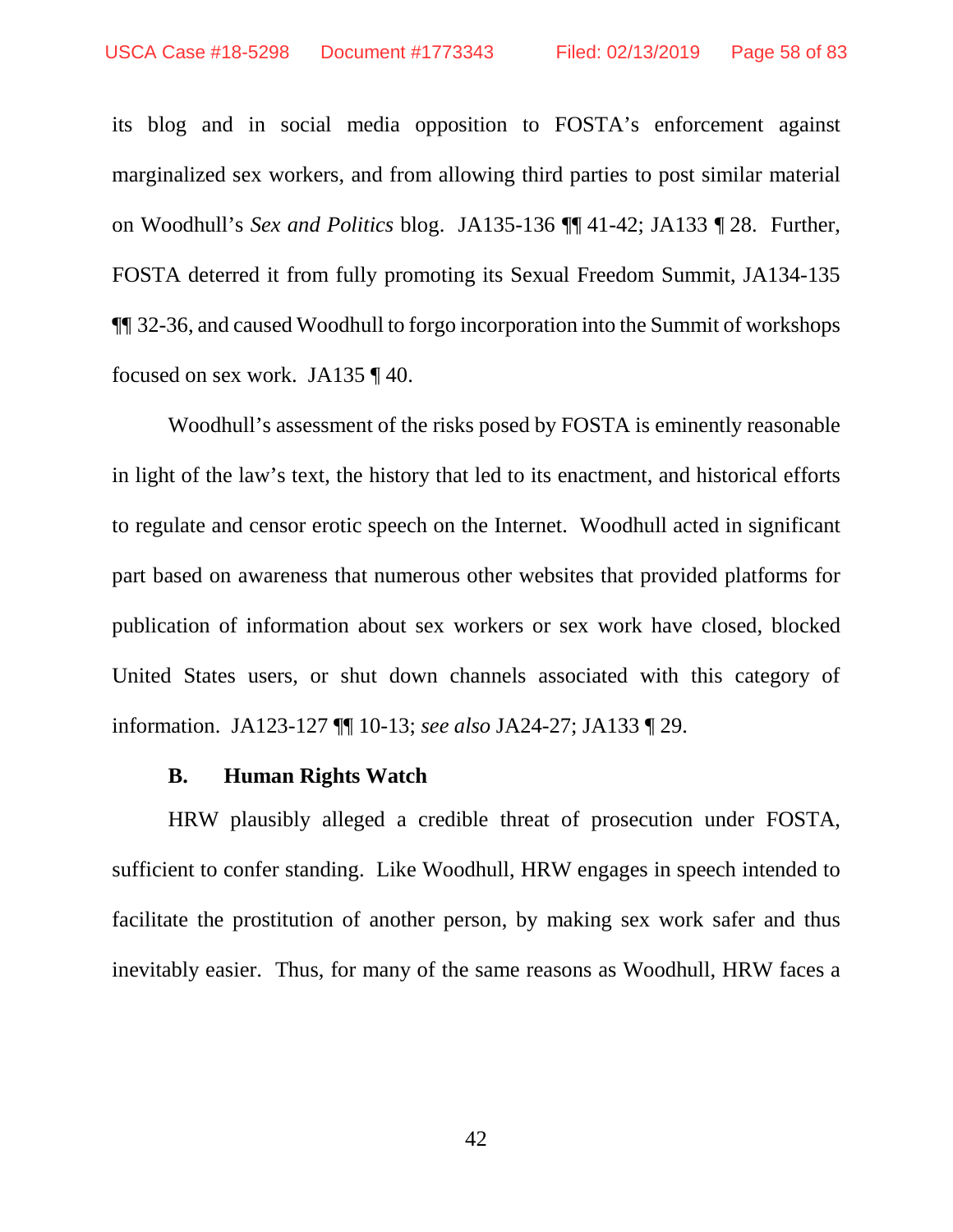its blog and in social media opposition to FOSTA's enforcement against marginalized sex workers, and from allowing third parties to post similar material on Woodhull's *Sex and Politics* blog. JA135-136 ¶¶ 41-42; JA133 ¶ 28. Further, FOSTA deterred it from fully promoting its Sexual Freedom Summit, JA134-135 ¶¶ 32-36, and caused Woodhull to forgo incorporation into the Summit of workshops focused on sex work. JA135 ¶ 40.

Woodhull's assessment of the risks posed by FOSTA is eminently reasonable in light of the law's text, the history that led to its enactment, and historical efforts to regulate and censor erotic speech on the Internet. Woodhull acted in significant part based on awareness that numerous other websites that provided platforms for publication of information about sex workers or sex work have closed, blocked United States users, or shut down channels associated with this category of information. JA123-127 ¶¶ 10-13; *see also* JA24-27; JA133 ¶ 29.

### B. Human Rights Watch

HRW plausibly alleged a credible threat of prosecution under FOSTA, sufficient to confer standing. Like Woodhull, HRW engages in speech intended to facilitate the prostitution of another person, by making sex work safer and thus inevitably easier. Thus, for many of the same reasons as Woodhull, HRW faces a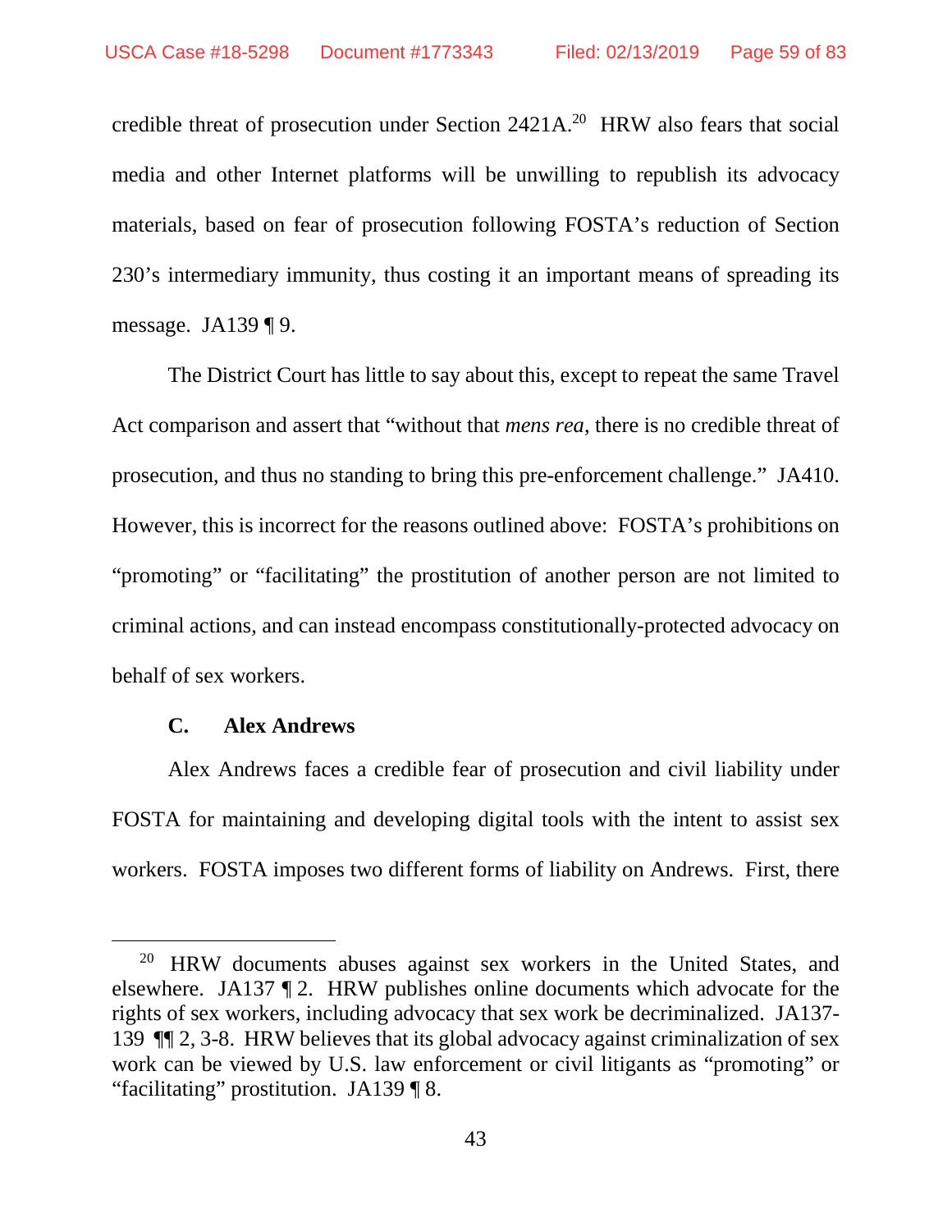credible threat of prosecution under Section 2421A.[20] HRW also fears that social media and other Internet platforms will be unwilling to republish its advocacy materials, based on fear of prosecution following FOSTA's reduction of Section 230's intermediary immunity, thus costing it an important means of spreading its message. JA139 ¶ 9.

The District Court has little to say about this, except to repeat the same Travel Act comparison and assert that "without that *mens rea*, there is no credible threat of prosecution, and thus no standing to bring this pre-enforcement challenge." JA410. However, this is incorrect for the reasons outlined above: FOSTA's prohibitions on "promoting" or "facilitating" the prostitution of another person are not limited to criminal actions, and can instead encompass constitutionally-protected advocacy on behalf of sex workers.

### C. Alex Andrews

Alex Andrews faces a credible fear of prosecution and civil liability under FOSTA for maintaining and developing digital tools with the intent to assist sex workers. FOSTA imposes two different forms of liability on Andrews. First, there

---

[20] HRW documents abuses against sex workers in the United States, and elsewhere. JA137 ¶ 2. HRW publishes online documents which advocate for the rights of sex workers, including advocacy that sex work be decriminalized. JA137-139 ¶¶ 2, 3-8. HRW believes that its global advocacy against criminalization of sex work can be viewed by U.S. law enforcement or civil litigants as "promoting" or "facilitating" prostitution. JA139 ¶ 8.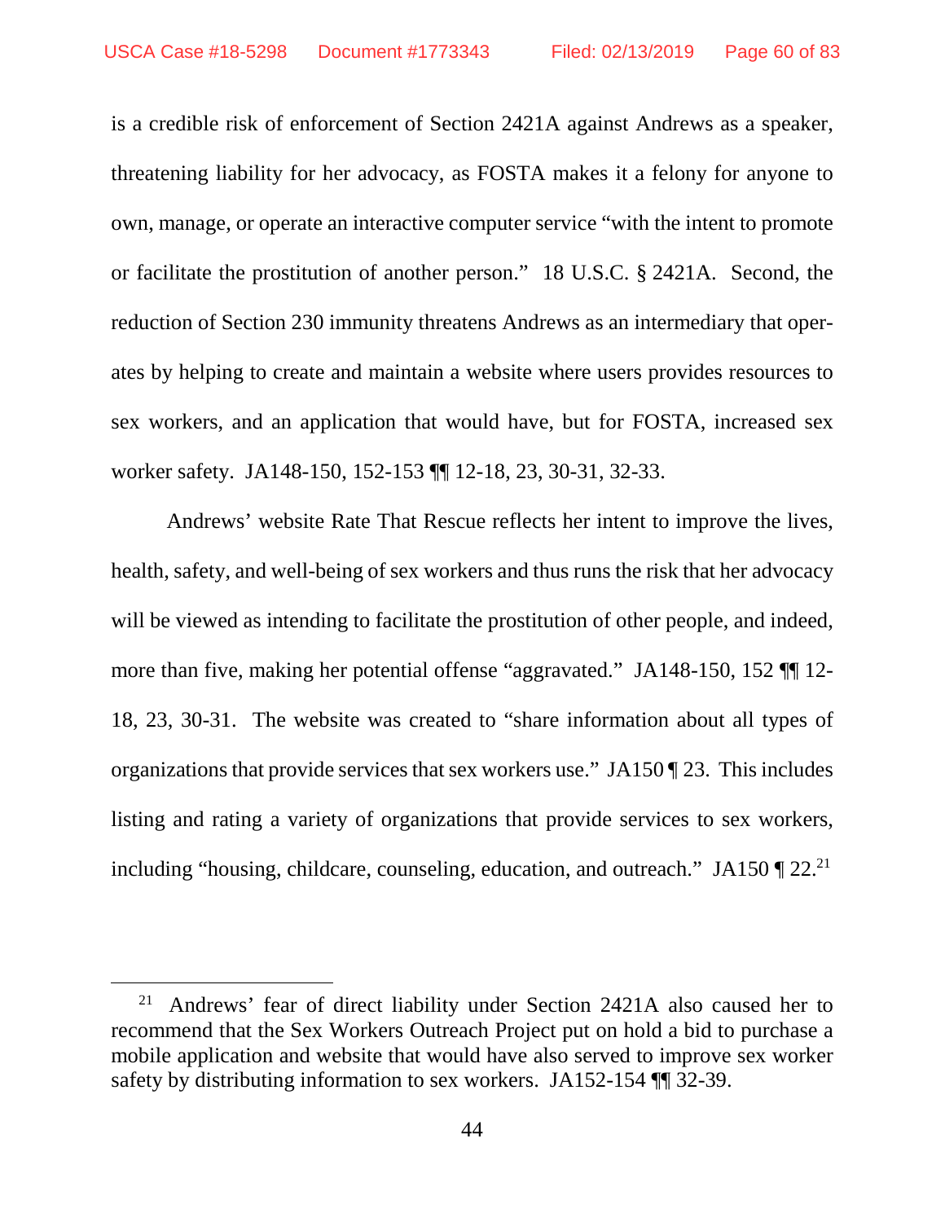is a credible risk of enforcement of Section 2421A against Andrews as a speaker, threatening liability for her advocacy, as FOSTA makes it a felony for anyone to own, manage, or operate an interactive computer service "with the intent to promote or facilitate the prostitution of another person." 18 U.S.C. § 2421A. Second, the reduction of Section 230 immunity threatens Andrews as an intermediary that operates by helping to create and maintain a website where users provides resources to sex workers, and an application that would have, but for FOSTA, increased sex worker safety. JA148-150, 152-153 ¶¶ 12-18, 23, 30-31, 32-33.

Andrews' website Rate That Rescue reflects her intent to improve the lives, health, safety, and well-being of sex workers and thus runs the risk that her advocacy will be viewed as intending to facilitate the prostitution of other people, and indeed, more than five, making her potential offense "aggravated." JA148-150, 152 ¶¶ 12-18, 23, 30-31. The website was created to "share information about all types of organizations that provide services that sex workers use." JA150 ¶ 23. This includes listing and rating a variety of organizations that provide services to sex workers, including "housing, childcare, counseling, education, and outreach." JA150 ¶ 22.[21]

[21] Andrews' fear of direct liability under Section 2421A also caused her to recommend that the Sex Workers Outreach Project put on hold a bid to purchase a mobile application and website that would have also served to improve sex worker safety by distributing information to sex workers. JA152-154 ¶¶ 32-39.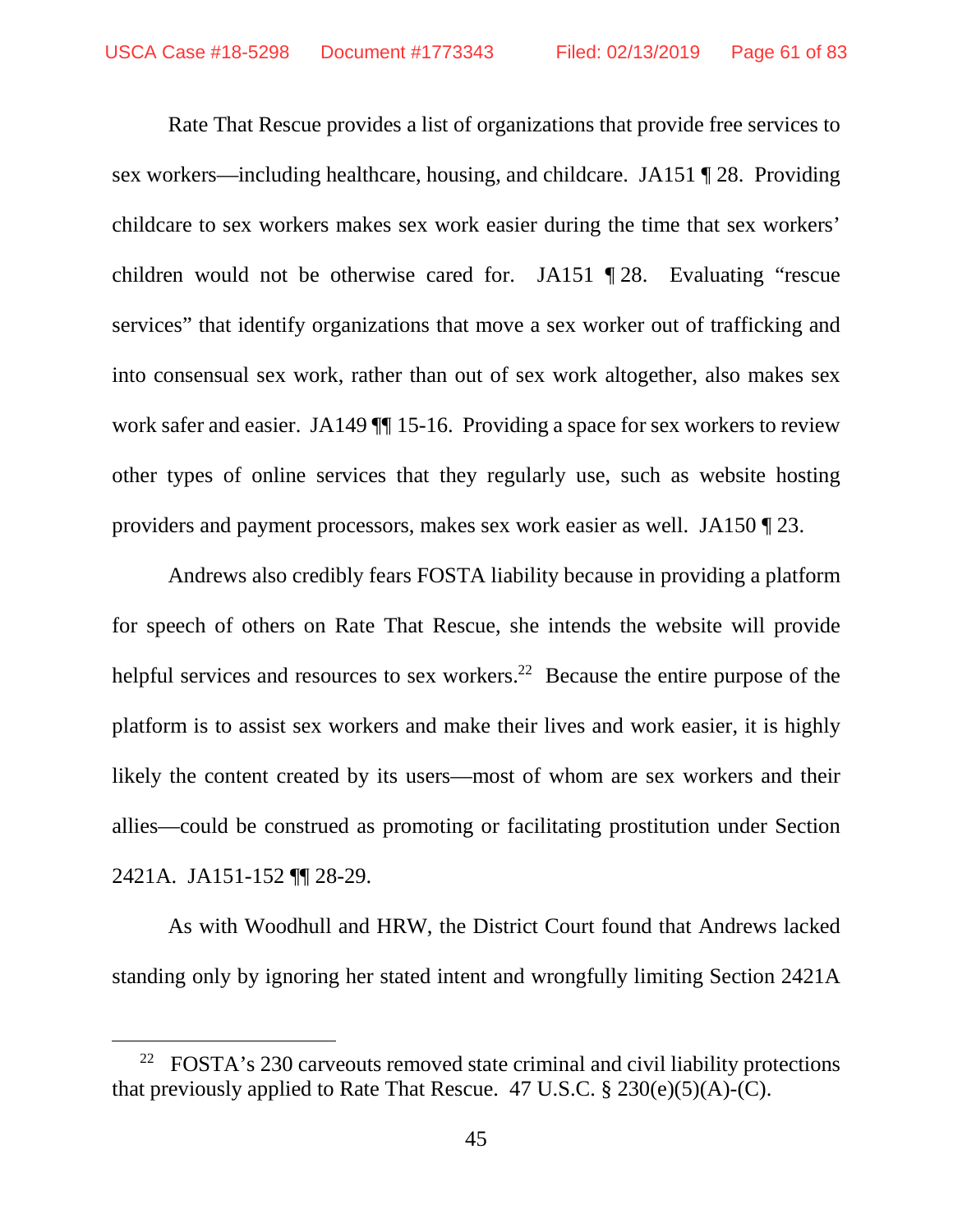Rate That Rescue provides a list of organizations that provide free services to sex workers—including healthcare, housing, and childcare. JA151 ¶ 28. Providing childcare to sex workers makes sex work easier during the time that sex workers' children would not be otherwise cared for. JA151 ¶ 28. Evaluating "rescue services" that identify organizations that move a sex worker out of trafficking and into consensual sex work, rather than out of sex work altogether, also makes sex work safer and easier. JA149 ¶¶ 15-16. Providing a space for sex workers to review other types of online services that they regularly use, such as website hosting providers and payment processors, makes sex work easier as well. JA150 ¶ 23.

Andrews also credibly fears FOSTA liability because in providing a platform for speech of others on Rate That Rescue, she intends the website will provide helpful services and resources to sex workers.[22] Because the entire purpose of the platform is to assist sex workers and make their lives and work easier, it is highly likely the content created by its users—most of whom are sex workers and their allies—could be construed as promoting or facilitating prostitution under Section 2421A. JA151-152 ¶¶ 28-29.

As with Woodhull and HRW, the District Court found that Andrews lacked standing only by ignoring her stated intent and wrongfully limiting Section 2421A

[22] FOSTA's 230 carveouts removed state criminal and civil liability protections that previously applied to Rate That Rescue. 47 U.S.C. § 230(e)(5)(A)-(C).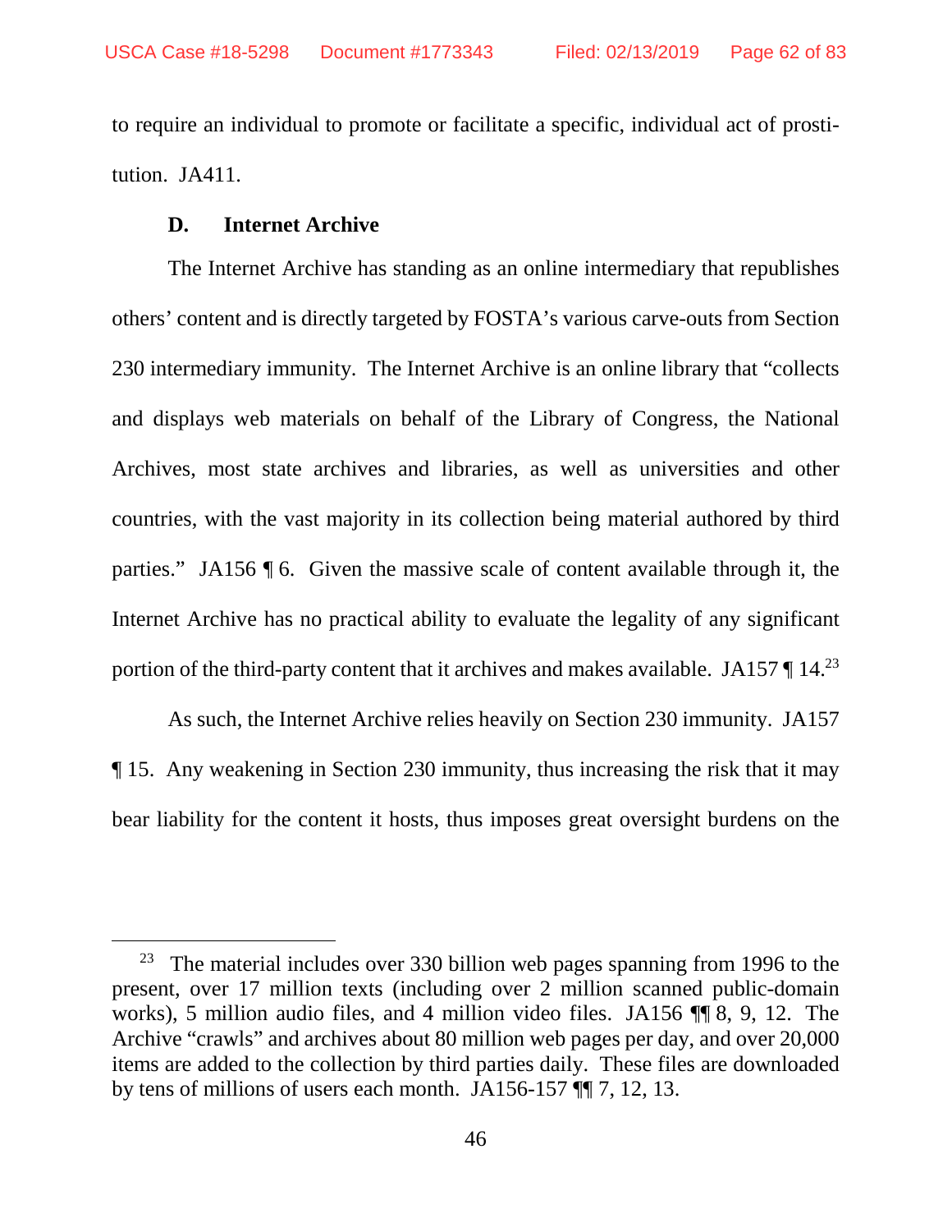to require an individual to promote or facilitate a specific, individual act of prostitution. JA411.

### D. Internet Archive

The Internet Archive has standing as an online intermediary that republishes others' content and is directly targeted by FOSTA's various carve-outs from Section 230 intermediary immunity. The Internet Archive is an online library that "collects and displays web materials on behalf of the Library of Congress, the National Archives, most state archives and libraries, as well as universities and other countries, with the vast majority in its collection being material authored by third parties." JA156 ¶ 6. Given the massive scale of content available through it, the Internet Archive has no practical ability to evaluate the legality of any significant portion of the third-party content that it archives and makes available. JA157 ¶ 14.[23]

As such, the Internet Archive relies heavily on Section 230 immunity. JA157 ¶ 15. Any weakening in Section 230 immunity, thus increasing the risk that it may bear liability for the content it hosts, thus imposes great oversight burdens on the

---

[23] The material includes over 330 billion web pages spanning from 1996 to the present, over 17 million texts (including over 2 million scanned public-domain works), 5 million audio files, and 4 million video files. JA156 ¶¶ 8, 9, 12. The Archive "crawls" and archives about 80 million web pages per day, and over 20,000 items are added to the collection by third parties daily. These files are downloaded by tens of millions of users each month. JA156-157 ¶¶ 7, 12, 13.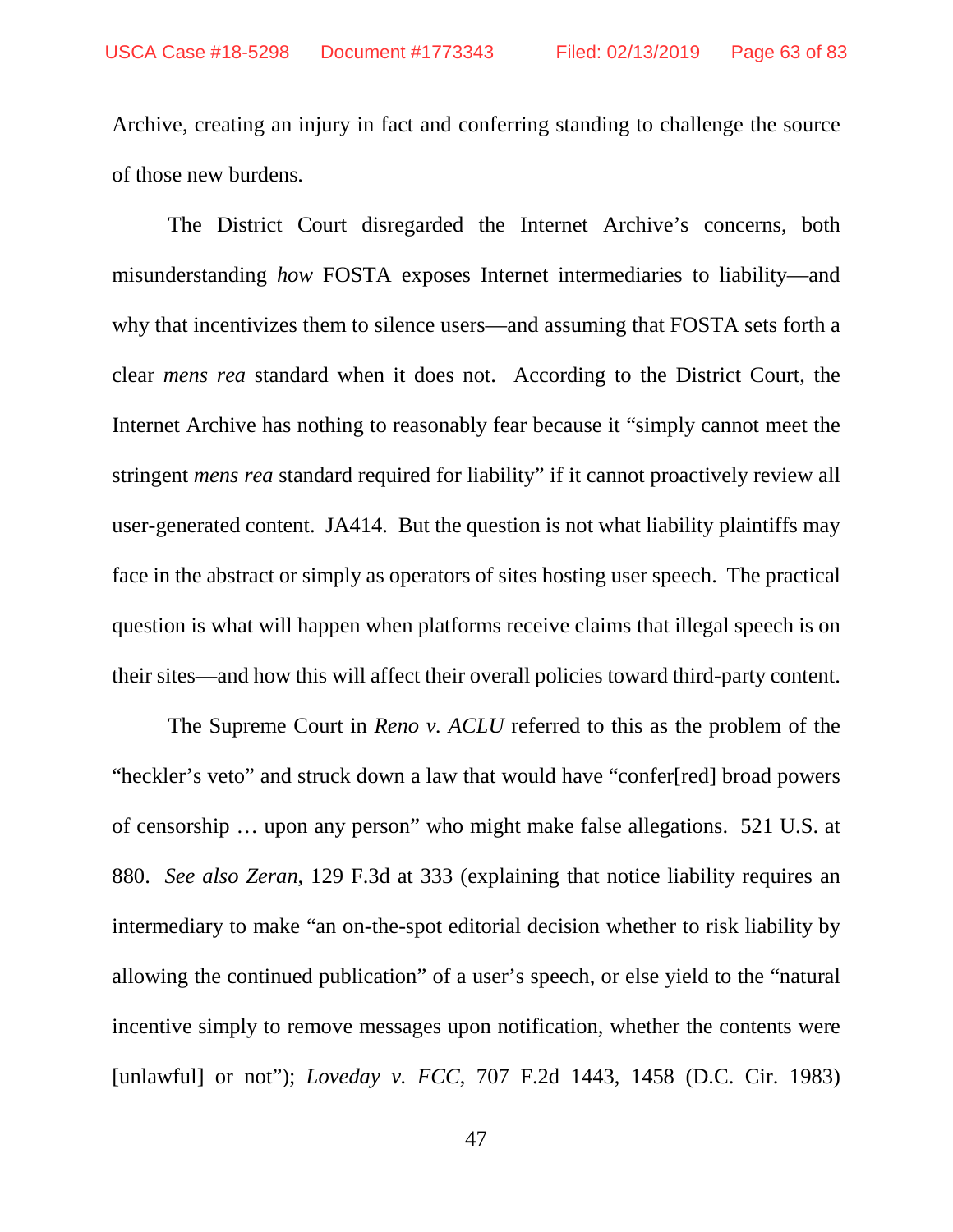Archive, creating an injury in fact and conferring standing to challenge the source of those new burdens.

The District Court disregarded the Internet Archive's concerns, both misunderstanding *how* FOSTA exposes Internet intermediaries to liability—and why that incentivizes them to silence users—and assuming that FOSTA sets forth a clear *mens rea* standard when it does not. According to the District Court, the Internet Archive has nothing to reasonably fear because it "simply cannot meet the stringent *mens rea* standard required for liability" if it cannot proactively review all user-generated content. JA414. But the question is not what liability plaintiffs may face in the abstract or simply as operators of sites hosting user speech. The practical question is what will happen when platforms receive claims that illegal speech is on their sites—and how this will affect their overall policies toward third-party content.

The Supreme Court in *Reno v. ACLU* referred to this as the problem of the "heckler's veto" and struck down a law that would have "confer[red] broad powers of censorship … upon any person" who might make false allegations. 521 U.S. at 880. *See also Zeran*, 129 F.3d at 333 (explaining that notice liability requires an intermediary to make "an on-the-spot editorial decision whether to risk liability by allowing the continued publication" of a user's speech, or else yield to the "natural incentive simply to remove messages upon notification, whether the contents were [unlawful] or not"); *Loveday v. FCC*, 707 F.2d 1443, 1458 (D.C. Cir. 1983)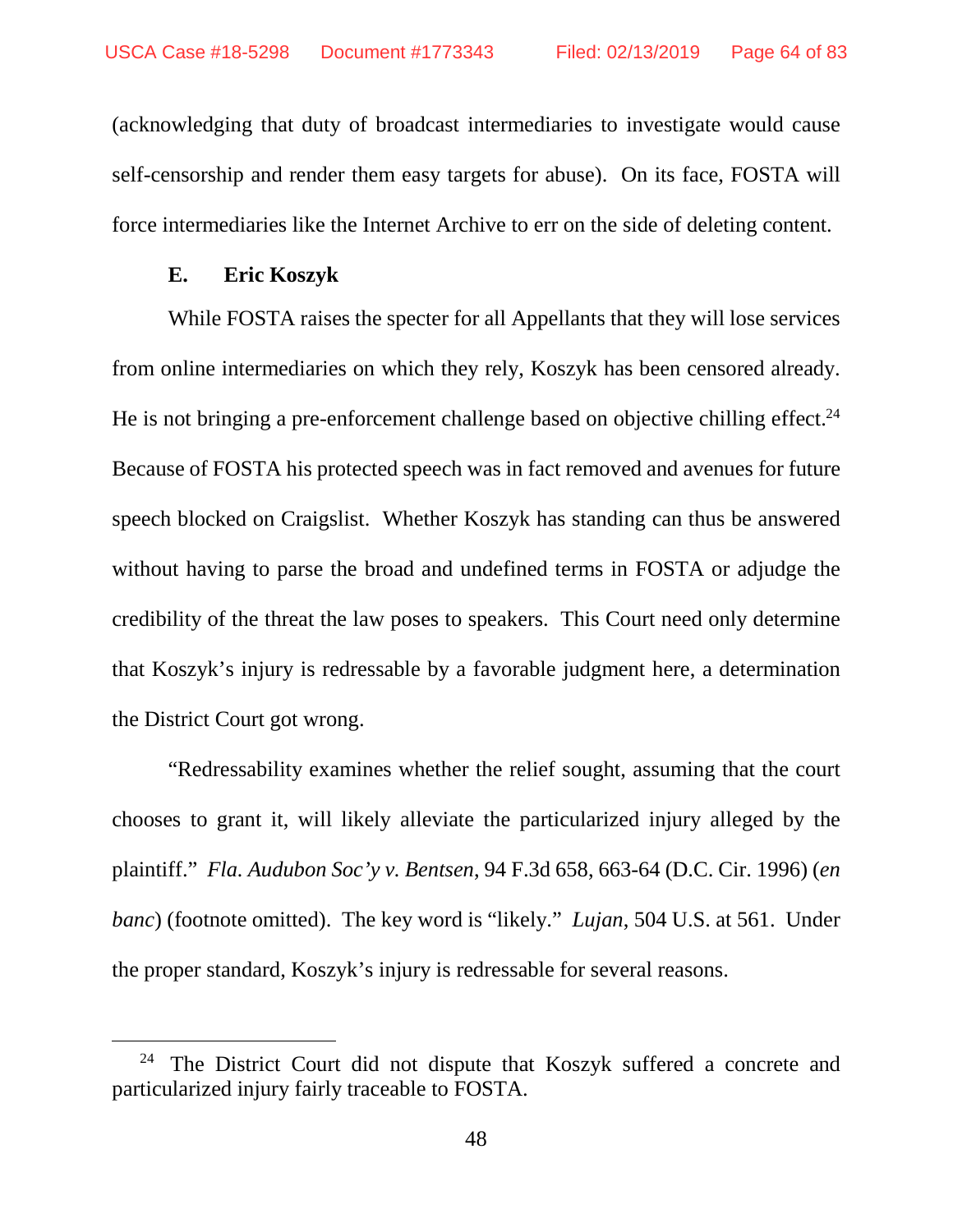(acknowledging that duty of broadcast intermediaries to investigate would cause self-censorship and render them easy targets for abuse). On its face, FOSTA will force intermediaries like the Internet Archive to err on the side of deleting content.

### E. Eric Koszyk

While FOSTA raises the specter for all Appellants that they will lose services from online intermediaries on which they rely, Koszyk has been censored already. He is not bringing a pre-enforcement challenge based on objective chilling effect.[24] Because of FOSTA his protected speech was in fact removed and avenues for future speech blocked on Craigslist. Whether Koszyk has standing can thus be answered without having to parse the broad and undefined terms in FOSTA or adjudge the credibility of the threat the law poses to speakers. This Court need only determine that Koszyk's injury is redressable by a favorable judgment here, a determination the District Court got wrong.

"Redressability examines whether the relief sought, assuming that the court chooses to grant it, will likely alleviate the particularized injury alleged by the plaintiff." *Fla. Audubon Soc'y v. Bentsen*, 94 F.3d 658, 663-64 (D.C. Cir. 1996) (*en banc*) (footnote omitted). The key word is "likely." *Lujan*, 504 U.S. at 561. Under the proper standard, Koszyk's injury is redressable for several reasons.

---

[24] The District Court did not dispute that Koszyk suffered a concrete and particularized injury fairly traceable to FOSTA.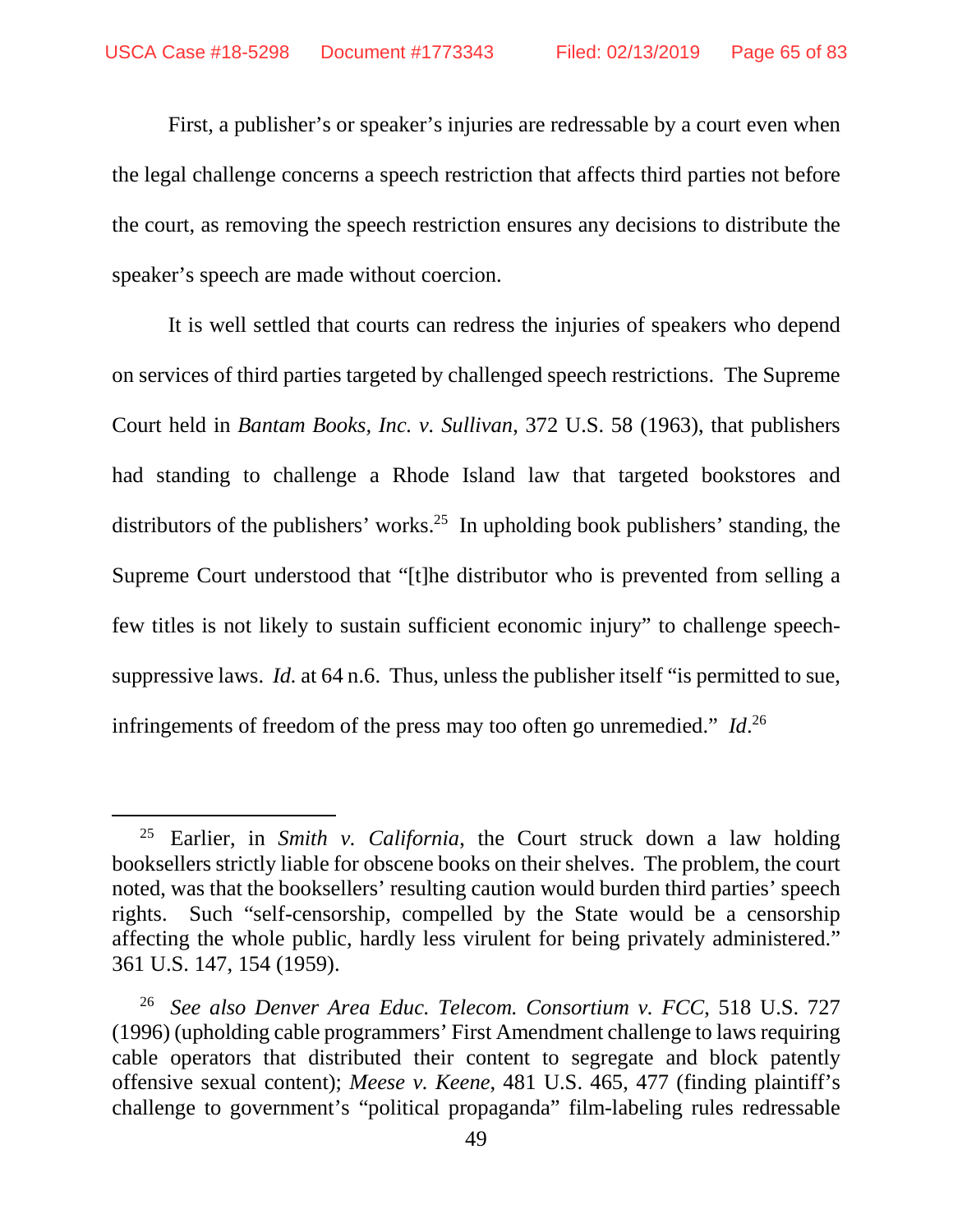First, a publisher's or speaker's injuries are redressable by a court even when the legal challenge concerns a speech restriction that affects third parties not before the court, as removing the speech restriction ensures any decisions to distribute the speaker's speech are made without coercion.

It is well settled that courts can redress the injuries of speakers who depend on services of third parties targeted by challenged speech restrictions. The Supreme Court held in *Bantam Books, Inc. v. Sullivan*, 372 U.S. 58 (1963), that publishers had standing to challenge a Rhode Island law that targeted bookstores and distributors of the publishers' works.[25] In upholding book publishers' standing, the Supreme Court understood that "[t]he distributor who is prevented from selling a few titles is not likely to sustain sufficient economic injury" to challenge speech-suppressive laws. *Id.* at 64 n.6. Thus, unless the publisher itself "is permitted to sue, infringements of freedom of the press may too often go unremedied." *Id*.[26]

---

[25] Earlier, in *Smith v. California*, the Court struck down a law holding booksellers strictly liable for obscene books on their shelves. The problem, the court noted, was that the booksellers' resulting caution would burden third parties' speech rights. Such "self-censorship, compelled by the State would be a censorship affecting the whole public, hardly less virulent for being privately administered." 361 U.S. 147, 154 (1959).

[26] *See also Denver Area Educ. Telecom. Consortium v. FCC*, 518 U.S. 727 (1996) (upholding cable programmers' First Amendment challenge to laws requiring cable operators that distributed their content to segregate and block patently offensive sexual content); *Meese v. Keene*, 481 U.S. 465, 477 (finding plaintiff's challenge to government's "political propaganda" film-labeling rules redressable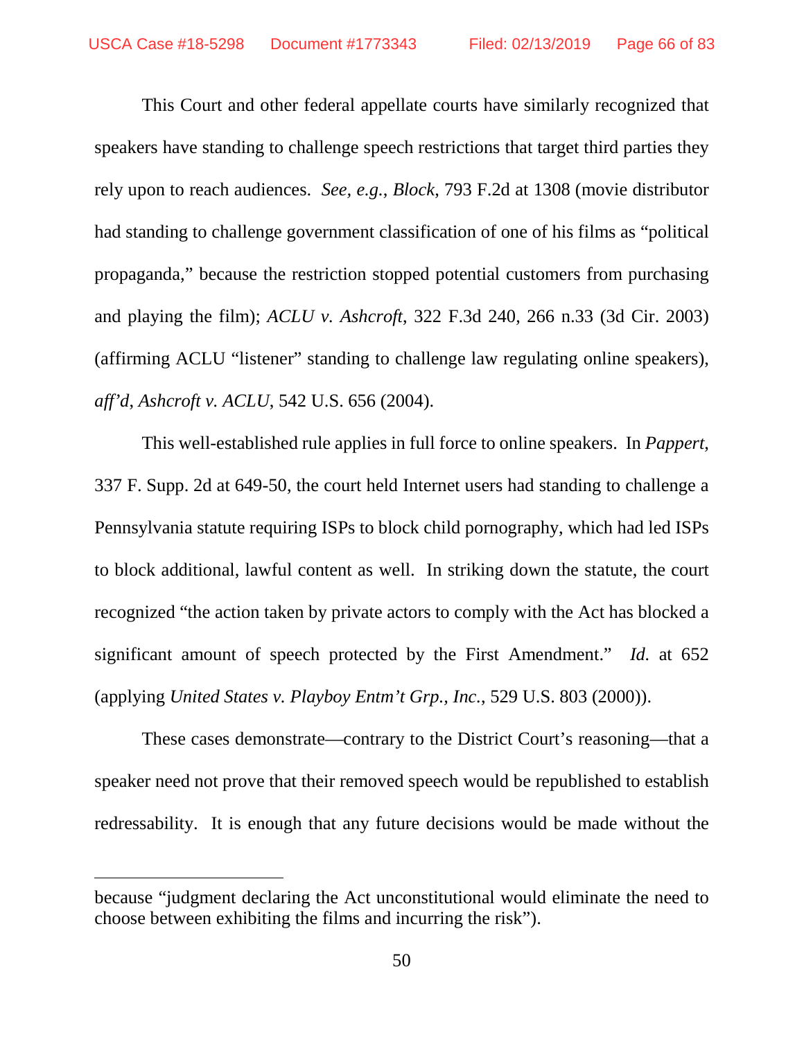This Court and other federal appellate courts have similarly recognized that speakers have standing to challenge speech restrictions that target third parties they rely upon to reach audiences. *See, e.g.*, *Block*, 793 F.2d at 1308 (movie distributor had standing to challenge government classification of one of his films as "political propaganda," because the restriction stopped potential customers from purchasing and playing the film); *ACLU v. Ashcroft*, 322 F.3d 240, 266 n.33 (3d Cir. 2003) (affirming ACLU "listener" standing to challenge law regulating online speakers), *aff'd*, *Ashcroft v. ACLU*, 542 U.S. 656 (2004).

This well-established rule applies in full force to online speakers. In *Pappert*, 337 F. Supp. 2d at 649-50, the court held Internet users had standing to challenge a Pennsylvania statute requiring ISPs to block child pornography, which had led ISPs to block additional, lawful content as well. In striking down the statute, the court recognized "the action taken by private actors to comply with the Act has blocked a significant amount of speech protected by the First Amendment." *Id.* at 652 (applying *United States v. Playboy Entm't Grp., Inc.*, 529 U.S. 803 (2000)).

These cases demonstrate—contrary to the District Court's reasoning—that a speaker need not prove that their removed speech would be republished to establish redressability. It is enough that any future decisions would be made without the

---

because "judgment declaring the Act unconstitutional would eliminate the need to choose between exhibiting the films and incurring the risk").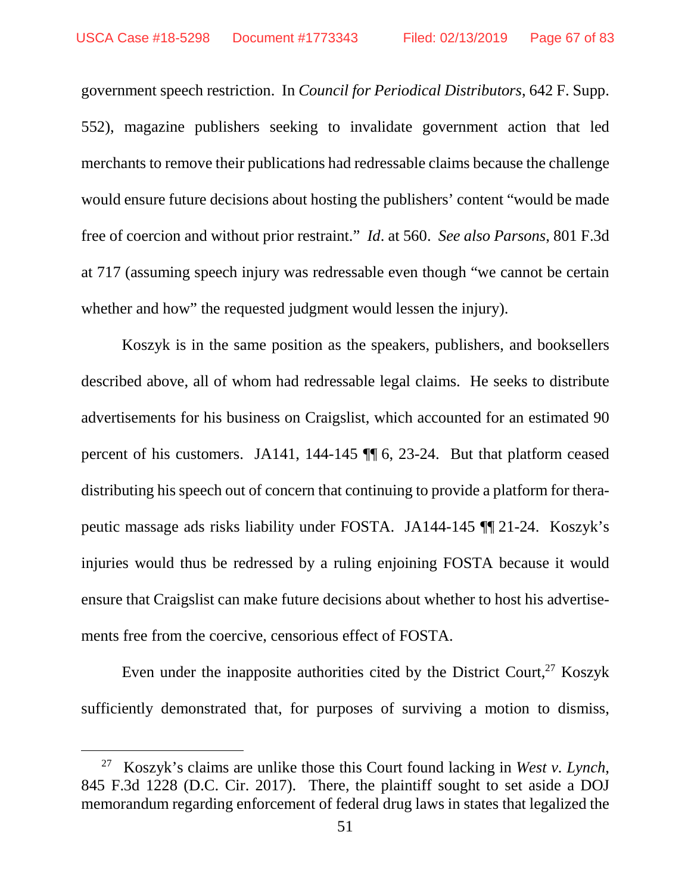government speech restriction. In *Council for Periodical Distributors*, 642 F. Supp. 552), magazine publishers seeking to invalidate government action that led merchants to remove their publications had redressable claims because the challenge would ensure future decisions about hosting the publishers' content "would be made free of coercion and without prior restraint." *Id*. at 560. *See also Parsons*, 801 F.3d at 717 (assuming speech injury was redressable even though "we cannot be certain whether and how" the requested judgment would lessen the injury).

Koszyk is in the same position as the speakers, publishers, and booksellers described above, all of whom had redressable legal claims. He seeks to distribute advertisements for his business on Craigslist, which accounted for an estimated 90 percent of his customers. JA141, 144-145 ¶¶ 6, 23-24. But that platform ceased distributing his speech out of concern that continuing to provide a platform for therapeutic massage ads risks liability under FOSTA. JA144-145 ¶¶ 21-24. Koszyk's injuries would thus be redressed by a ruling enjoining FOSTA because it would ensure that Craigslist can make future decisions about whether to host his advertisements free from the coercive, censorious effect of FOSTA.

Even under the inapposite authorities cited by the District Court,[27] Koszyk sufficiently demonstrated that, for purposes of surviving a motion to dismiss,

---

[27] Koszyk's claims are unlike those this Court found lacking in *West v. Lynch*, 845 F.3d 1228 (D.C. Cir. 2017). There, the plaintiff sought to set aside a DOJ memorandum regarding enforcement of federal drug laws in states that legalized the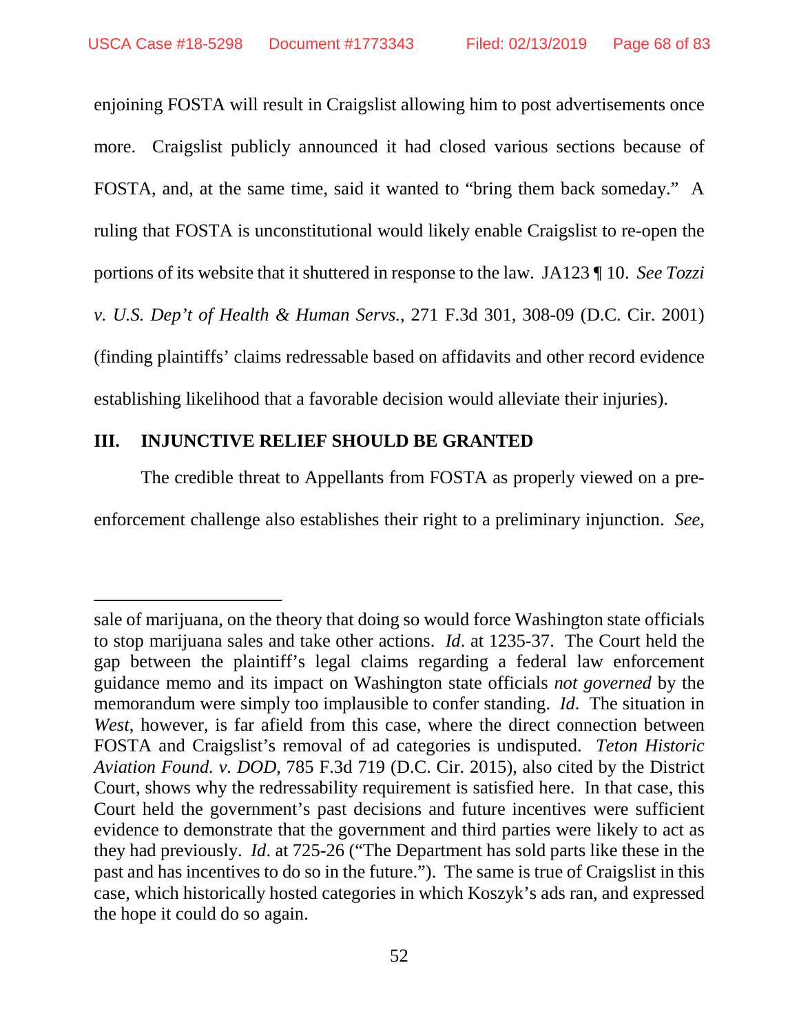enjoining FOSTA will result in Craigslist allowing him to post advertisements once more. Craigslist publicly announced it had closed various sections because of FOSTA, and, at the same time, said it wanted to "bring them back someday." A ruling that FOSTA is unconstitutional would likely enable Craigslist to re-open the portions of its website that it shuttered in response to the law. JA123 ¶ 10. *See Tozzi v. U.S. Dep't of Health & Human Servs.*, 271 F.3d 301, 308-09 (D.C. Cir. 2001) (finding plaintiffs' claims redressable based on affidavits and other record evidence establishing likelihood that a favorable decision would alleviate their injuries).

## III. INJUNCTIVE RELIEF SHOULD BE GRANTED

The credible threat to Appellants from FOSTA as properly viewed on a pre-enforcement challenge also establishes their right to a preliminary injunction. *See*,

---

sale of marijuana, on the theory that doing so would force Washington state officials to stop marijuana sales and take other actions. *Id*. at 1235-37. The Court held the gap between the plaintiff's legal claims regarding a federal law enforcement guidance memo and its impact on Washington state officials *not governed* by the memorandum were simply too implausible to confer standing. *Id*. The situation in *West*, however, is far afield from this case, where the direct connection between FOSTA and Craigslist's removal of ad categories is undisputed. *Teton Historic Aviation Found. v. DOD*, 785 F.3d 719 (D.C. Cir. 2015), also cited by the District Court, shows why the redressability requirement is satisfied here. In that case, this Court held the government's past decisions and future incentives were sufficient evidence to demonstrate that the government and third parties were likely to act as they had previously. *Id*. at 725-26 ("The Department has sold parts like these in the past and has incentives to do so in the future."). The same is true of Craigslist in this case, which historically hosted categories in which Koszyk's ads ran, and expressed the hope it could do so again.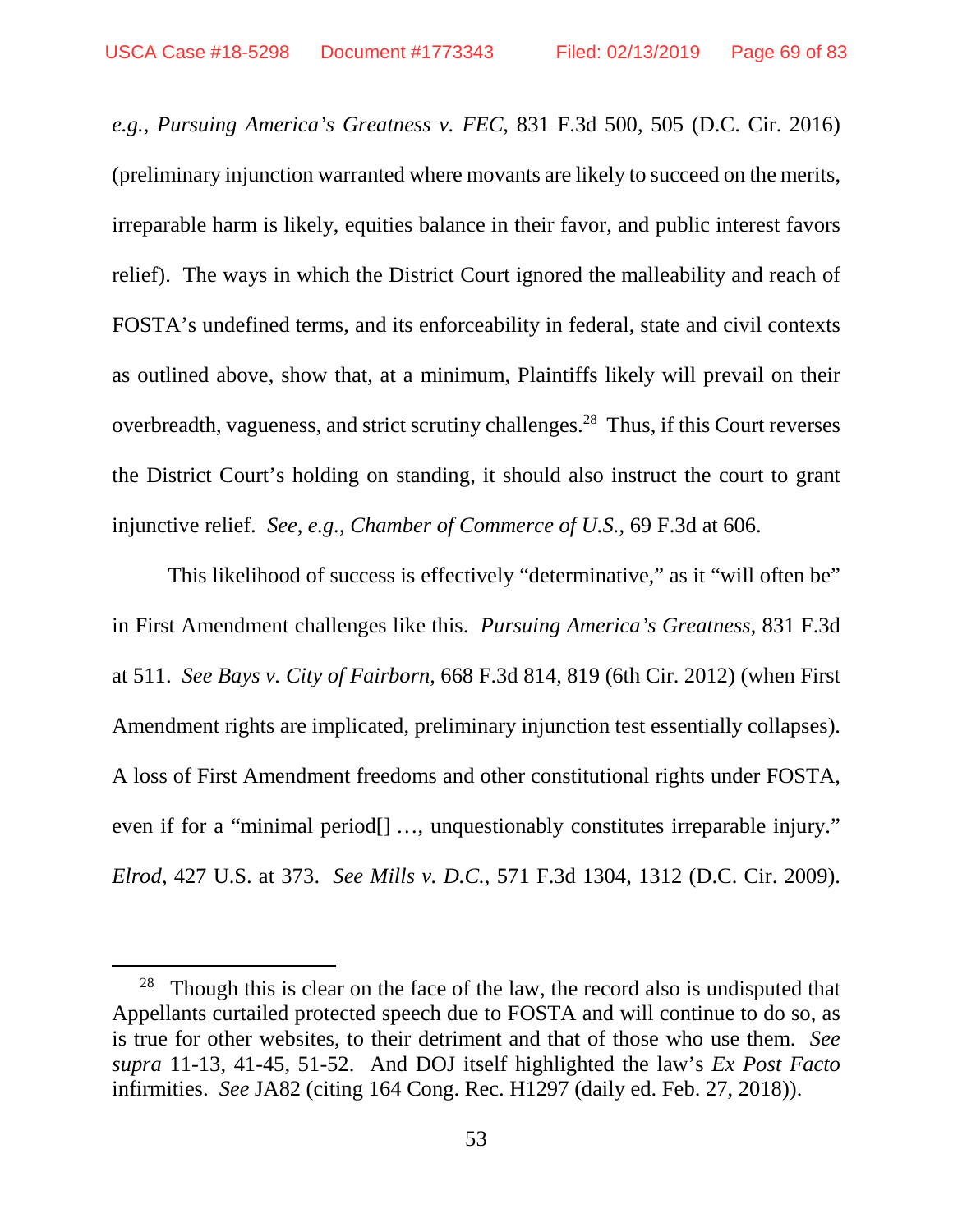*e.g.*, *Pursuing America's Greatness v. FEC*, 831 F.3d 500, 505 (D.C. Cir. 2016) (preliminary injunction warranted where movants are likely to succeed on the merits, irreparable harm is likely, equities balance in their favor, and public interest favors relief). The ways in which the District Court ignored the malleability and reach of FOSTA's undefined terms, and its enforceability in federal, state and civil contexts as outlined above, show that, at a minimum, Plaintiffs likely will prevail on their overbreadth, vagueness, and strict scrutiny challenges.[28] Thus, if this Court reverses the District Court's holding on standing, it should also instruct the court to grant injunctive relief. *See*, *e.g.*, *Chamber of Commerce of U.S.*, 69 F.3d at 606.

This likelihood of success is effectively "determinative," as it "will often be" in First Amendment challenges like this. *Pursuing America's Greatness*, 831 F.3d at 511. *See Bays v. City of Fairborn*, 668 F.3d 814, 819 (6th Cir. 2012) (when First Amendment rights are implicated, preliminary injunction test essentially collapses). A loss of First Amendment freedoms and other constitutional rights under FOSTA, even if for a "minimal period[] …, unquestionably constitutes irreparable injury." *Elrod*, 427 U.S. at 373. *See Mills v. D.C.*, 571 F.3d 1304, 1312 (D.C. Cir. 2009).

---

[28] Though this is clear on the face of the law, the record also is undisputed that Appellants curtailed protected speech due to FOSTA and will continue to do so, as is true for other websites, to their detriment and that of those who use them. *See supra* 11-13, 41-45, 51-52. And DOJ itself highlighted the law's *Ex Post Facto* infirmities. *See* JA82 (citing 164 Cong. Rec. H1297 (daily ed. Feb. 27, 2018)).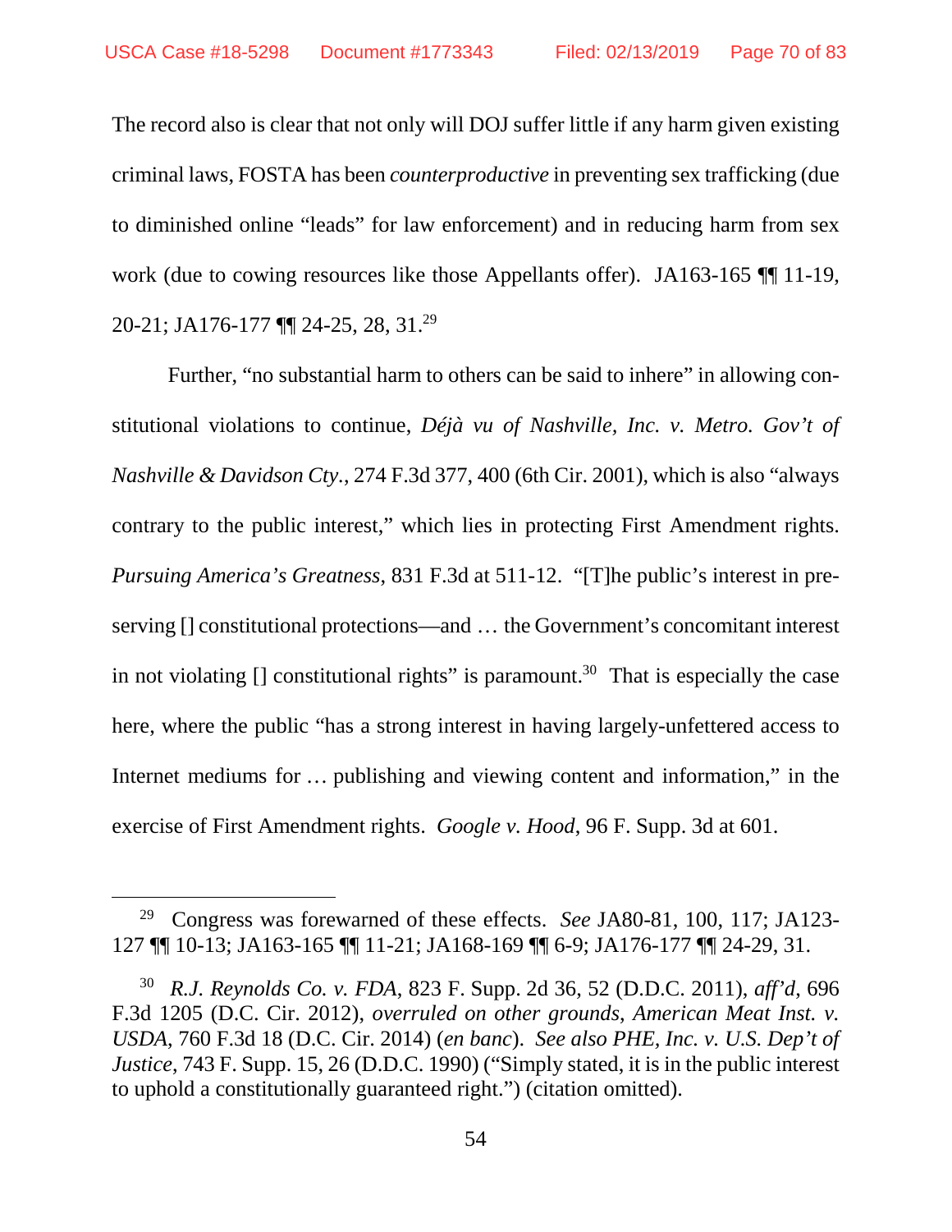The record also is clear that not only will DOJ suffer little if any harm given existing criminal laws, FOSTA has been *counterproductive* in preventing sex trafficking (due to diminished online "leads" for law enforcement) and in reducing harm from sex work (due to cowing resources like those Appellants offer). JA163-165 ¶¶ 11-19, 20-21; JA176-177 ¶¶ 24-25, 28, 31.[29]

Further, "no substantial harm to others can be said to inhere" in allowing constitutional violations to continue, *Déjà vu of Nashville, Inc. v. Metro. Gov't of Nashville & Davidson Cty.*, 274 F.3d 377, 400 (6th Cir. 2001), which is also "always contrary to the public interest," which lies in protecting First Amendment rights. *Pursuing America's Greatness*, 831 F.3d at 511-12. "[T]he public's interest in preserving [] constitutional protections—and … the Government's concomitant interest in not violating [] constitutional rights" is paramount.[30] That is especially the case here, where the public "has a strong interest in having largely-unfettered access to Internet mediums for … publishing and viewing content and information," in the exercise of First Amendment rights. *Google v. Hood*, 96 F. Supp. 3d at 601.

---

[29] Congress was forewarned of these effects. *See* JA80-81, 100, 117; JA123-127 ¶¶ 10-13; JA163-165 ¶¶ 11-21; JA168-169 ¶¶ 6-9; JA176-177 ¶¶ 24-29, 31.

[30] *R.J. Reynolds Co. v. FDA*, 823 F. Supp. 2d 36, 52 (D.D.C. 2011), *aff'd*, 696 F.3d 1205 (D.C. Cir. 2012), *overruled on other grounds*, *American Meat Inst. v. USDA*, 760 F.3d 18 (D.C. Cir. 2014) (*en banc*). *See also PHE, Inc. v. U.S. Dep't of Justice*, 743 F. Supp. 15, 26 (D.D.C. 1990) ("Simply stated, it is in the public interest to uphold a constitutionally guaranteed right.") (citation omitted).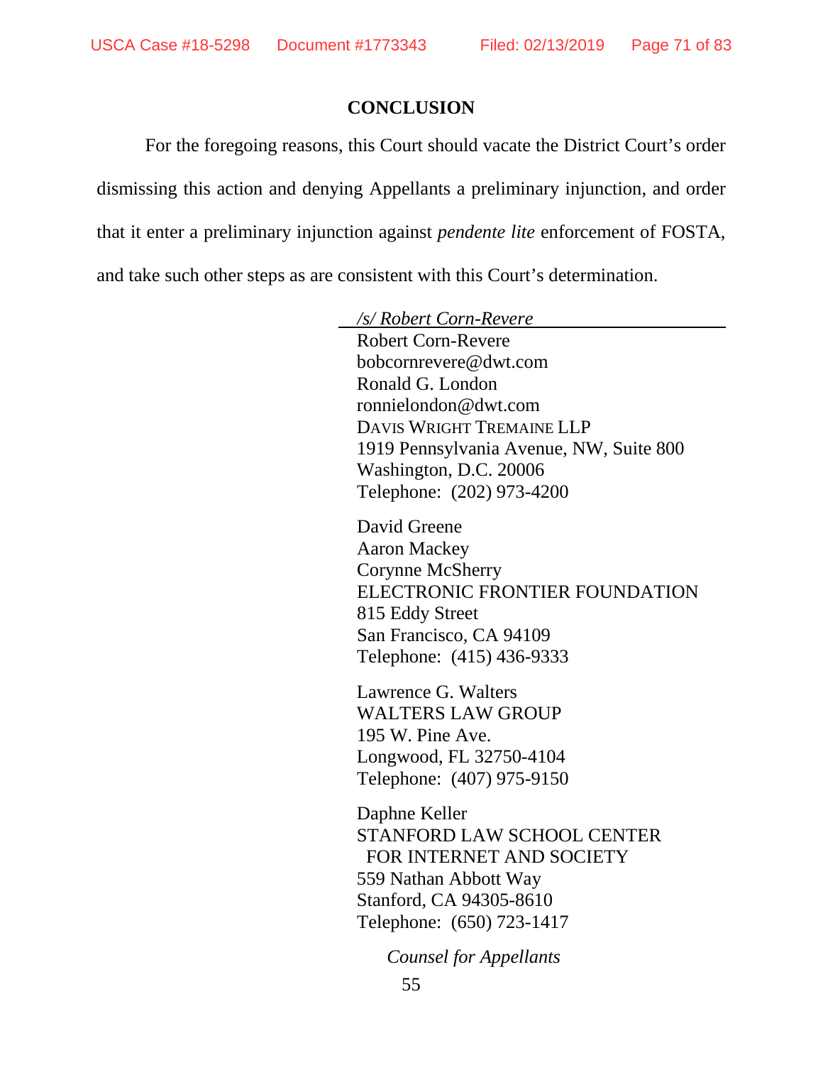## CONCLUSION

For the foregoing reasons, this Court should vacate the District Court's order dismissing this action and denying Appellants a preliminary injunction, and order that it enter a preliminary injunction against *pendente lite* enforcement of FOSTA, and take such other steps as are consistent with this Court's determination.

*/s/ Robert Corn-Revere*
Robert Corn-Revere
bobcornrevere@dwt.com
Ronald G. London
ronnielondon@dwt.com
DAVIS WRIGHT TREMAINE LLP
1919 Pennsylvania Avenue, NW, Suite 800
Washington, D.C. 20006
Telephone: (202) 973-4200

David Greene
Aaron Mackey
Corynne McSherry
ELECTRONIC FRONTIER FOUNDATION
815 Eddy Street
San Francisco, CA 94109
Telephone: (415) 436-9333

Lawrence G. Walters
WALTERS LAW GROUP
195 W. Pine Ave.
Longwood, FL 32750-4104
Telephone: (407) 975-9150

Daphne Keller
STANFORD LAW SCHOOL CENTER
FOR INTERNET AND SOCIETY
559 Nathan Abbott Way
Stanford, CA 94305-8610
Telephone: (650) 723-1417

*Counsel for Appellants*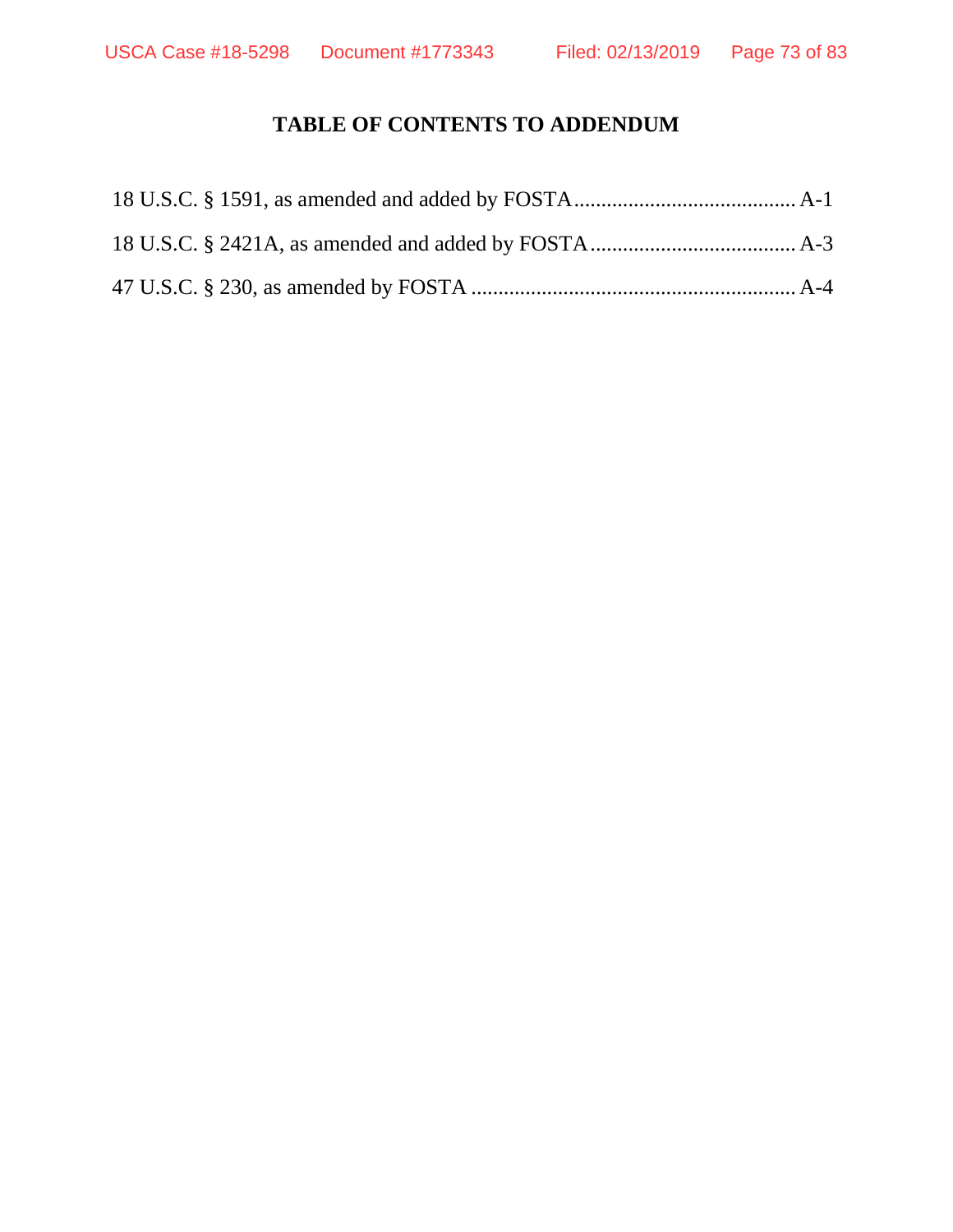# TABLE OF CONTENTS TO ADDENDUM

18 U.S.C. § 1591, as amended and added by FOSTA........................................ A-1

18 U.S.C. § 2421A, as amended and added by FOSTA..................................... A-3

47 U.S.C. § 230, as amended by FOSTA ........................................................... A-4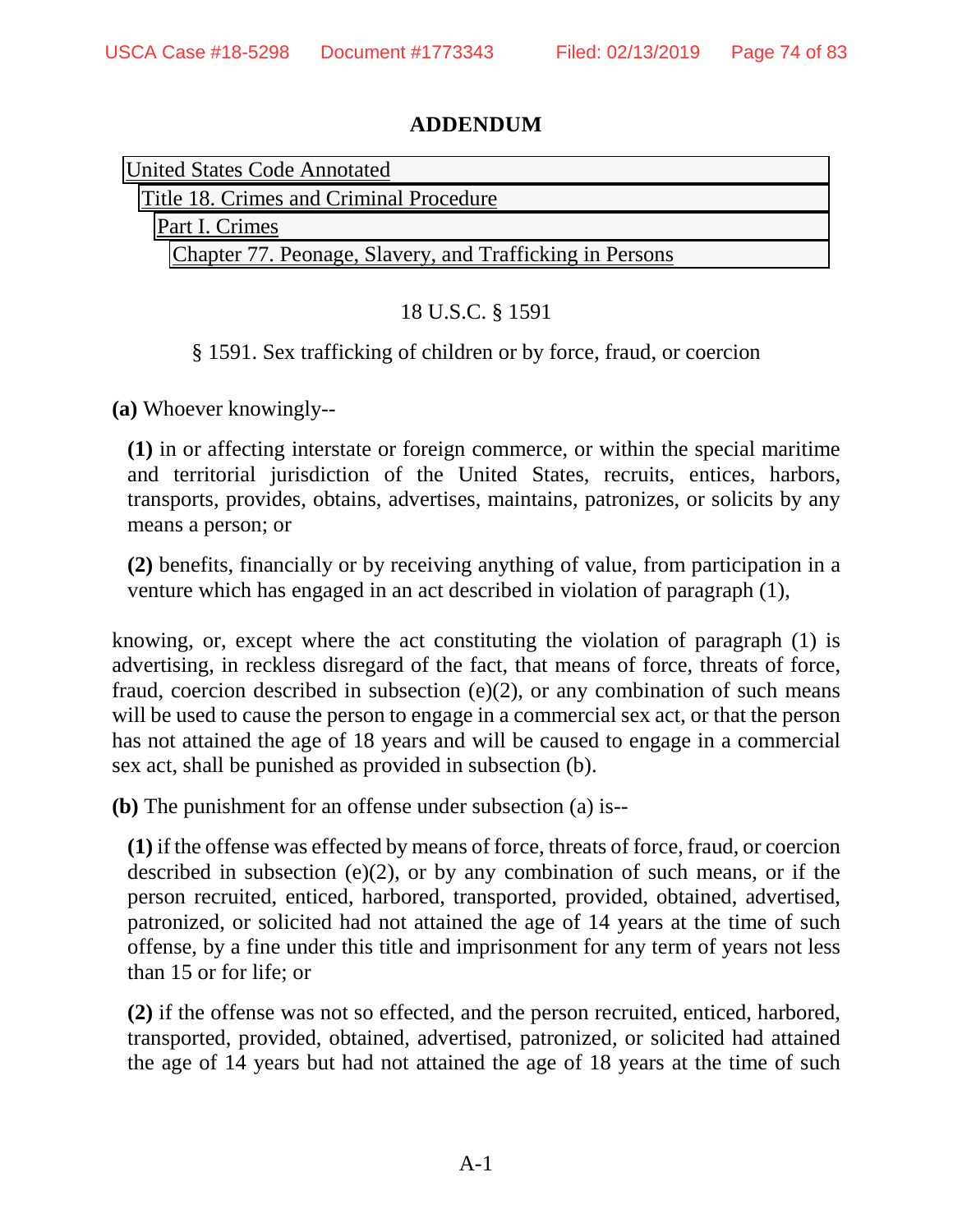## ADDENDUM

United States Code Annotated
Title 18. Crimes and Criminal Procedure
Part I. Crimes
Chapter 77. Peonage, Slavery, and Trafficking in Persons

18 U.S.C. § 1591

§ 1591. Sex trafficking of children or by force, fraud, or coercion

**(a)** Whoever knowingly--

**(1)** in or affecting interstate or foreign commerce, or within the special maritime and territorial jurisdiction of the United States, recruits, entices, harbors, transports, provides, obtains, advertises, maintains, patronizes, or solicits by any means a person; or

**(2)** benefits, financially or by receiving anything of value, from participation in a venture which has engaged in an act described in violation of paragraph (1),

knowing, or, except where the act constituting the violation of paragraph (1) is advertising, in reckless disregard of the fact, that means of force, threats of force, fraud, coercion described in subsection (e)(2), or any combination of such means will be used to cause the person to engage in a commercial sex act, or that the person has not attained the age of 18 years and will be caused to engage in a commercial sex act, shall be punished as provided in subsection (b).

**(b)** The punishment for an offense under subsection (a) is--

**(1)** if the offense was effected by means of force, threats of force, fraud, or coercion described in subsection (e)(2), or by any combination of such means, or if the person recruited, enticed, harbored, transported, provided, obtained, advertised, patronized, or solicited had not attained the age of 14 years at the time of such offense, by a fine under this title and imprisonment for any term of years not less than 15 or for life; or

**(2)** if the offense was not so effected, and the person recruited, enticed, harbored, transported, provided, obtained, advertised, patronized, or solicited had attained the age of 14 years but had not attained the age of 18 years at the time of such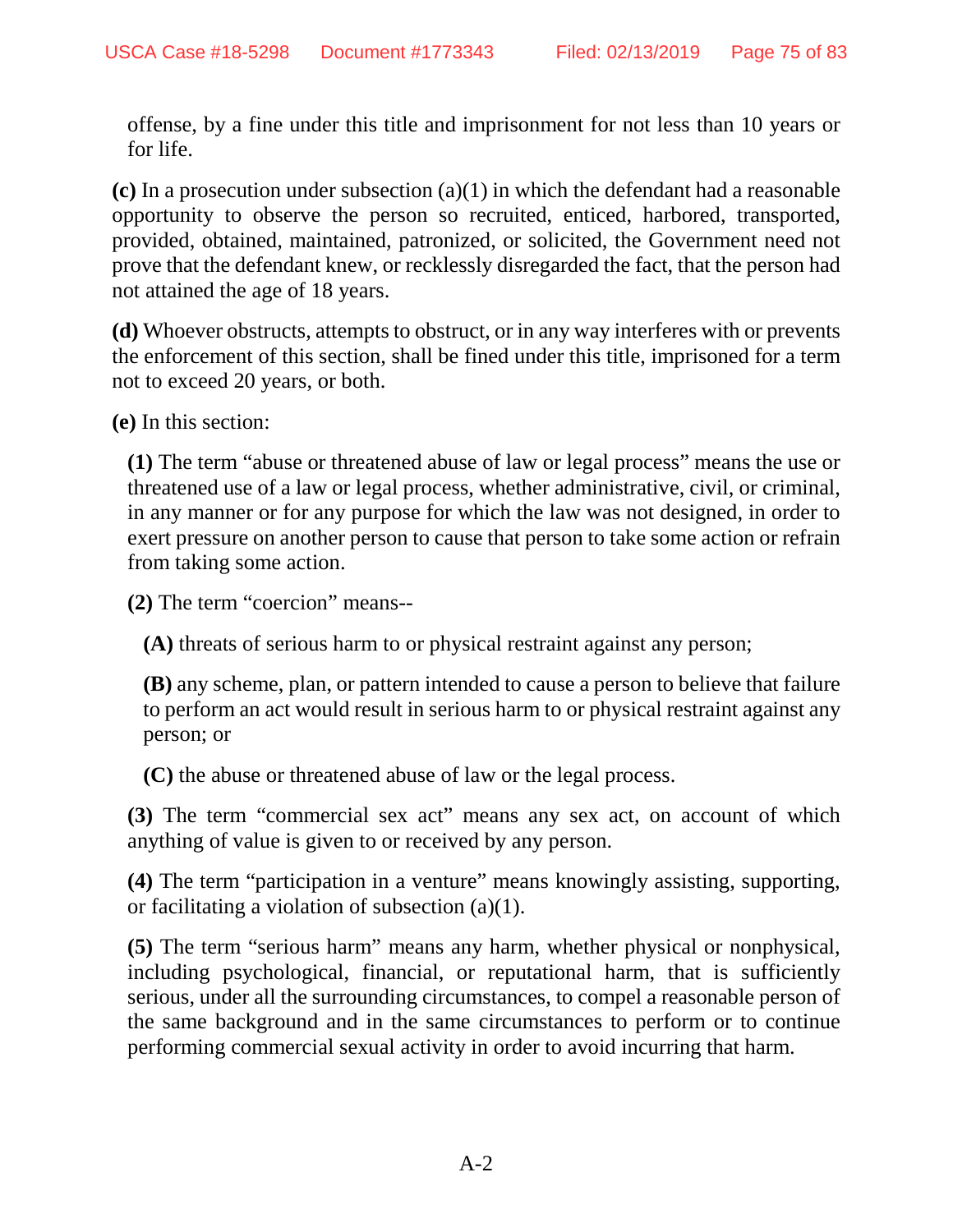offense, by a fine under this title and imprisonment for not less than 10 years or for life.

**(c)** In a prosecution under subsection (a)(1) in which the defendant had a reasonable opportunity to observe the person so recruited, enticed, harbored, transported, provided, obtained, maintained, patronized, or solicited, the Government need not prove that the defendant knew, or recklessly disregarded the fact, that the person had not attained the age of 18 years.

**(d)** Whoever obstructs, attempts to obstruct, or in any way interferes with or prevents the enforcement of this section, shall be fined under this title, imprisoned for a term not to exceed 20 years, or both.

**(e)** In this section:

**(1)** The term "abuse or threatened abuse of law or legal process" means the use or threatened use of a law or legal process, whether administrative, civil, or criminal, in any manner or for any purpose for which the law was not designed, in order to exert pressure on another person to cause that person to take some action or refrain from taking some action.

**(2)** The term "coercion" means--

**(A)** threats of serious harm to or physical restraint against any person;

**(B)** any scheme, plan, or pattern intended to cause a person to believe that failure to perform an act would result in serious harm to or physical restraint against any person; or

**(C)** the abuse or threatened abuse of law or the legal process.

**(3)** The term "commercial sex act" means any sex act, on account of which anything of value is given to or received by any person.

**(4)** The term "participation in a venture" means knowingly assisting, supporting, or facilitating a violation of subsection (a)(1).

**(5)** The term "serious harm" means any harm, whether physical or nonphysical, including psychological, financial, or reputational harm, that is sufficiently serious, under all the surrounding circumstances, to compel a reasonable person of the same background and in the same circumstances to perform or to continue performing commercial sexual activity in order to avoid incurring that harm.

A-2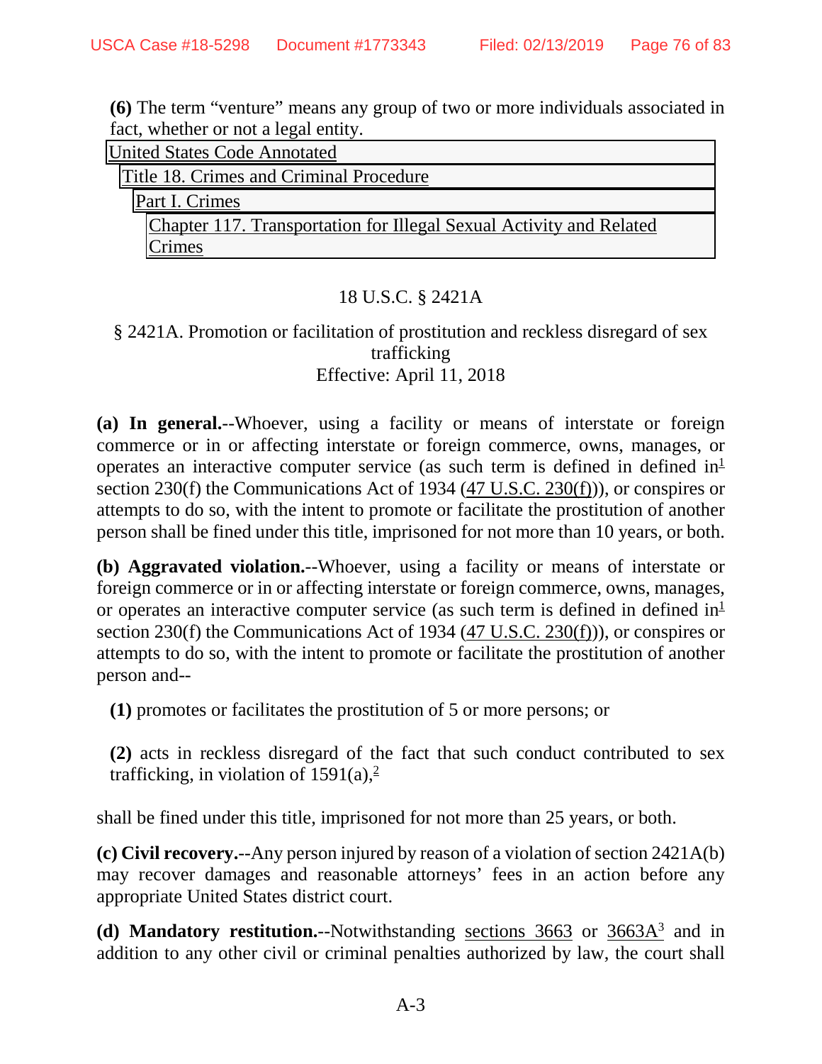**(6)** The term “venture” means any group of two or more individuals associated in fact, whether or not a legal entity.

United States Code Annotated

Title 18. Crimes and Criminal Procedure

Part I. Crimes

Chapter 117. Transportation for Illegal Sexual Activity and Related Crimes

18 U.S.C. § 2421A

§ 2421A. Promotion or facilitation of prostitution and reckless disregard of sex trafficking

Effective: April 11, 2018

**(a) In general.**--Whoever, using a facility or means of interstate or foreign commerce or in or affecting interstate or foreign commerce, owns, manages, or operates an interactive computer service (as such term is defined in defined in[1] section 230(f) the Communications Act of 1934 (47 U.S.C. 230(f))), or conspires or attempts to do so, with the intent to promote or facilitate the prostitution of another person shall be fined under this title, imprisoned for not more than 10 years, or both.

**(b) Aggravated violation.**--Whoever, using a facility or means of interstate or foreign commerce or in or affecting interstate or foreign commerce, owns, manages, or operates an interactive computer service (as such term is defined in defined in[1] section 230(f) the Communications Act of 1934 (47 U.S.C. 230(f))), or conspires or attempts to do so, with the intent to promote or facilitate the prostitution of another person and--

**(1)** promotes or facilitates the prostitution of 5 or more persons; or

**(2)** acts in reckless disregard of the fact that such conduct contributed to sex trafficking, in violation of 1591(a),[2]

shall be fined under this title, imprisoned for not more than 25 years, or both.

**(c) Civil recovery.**--Any person injured by reason of a violation of section 2421A(b) may recover damages and reasonable attorneys’ fees in an action before any appropriate United States district court.

**(d) Mandatory restitution.**--Notwithstanding sections 3663 or 3663A[3] and in addition to any other civil or criminal penalties authorized by law, the court shall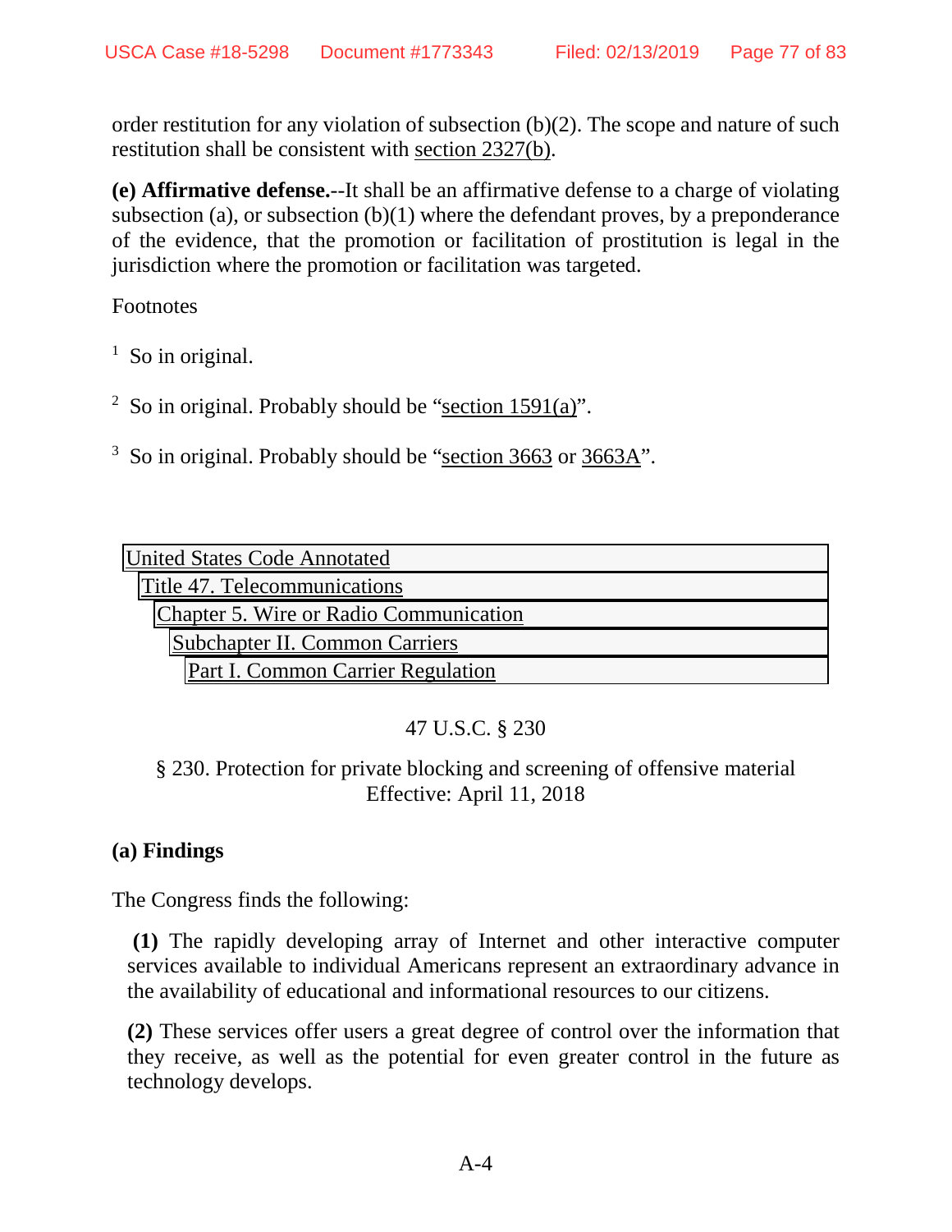order restitution for any violation of subsection (b)(2). The scope and nature of such restitution shall be consistent with section 2327(b).

**(e) Affirmative defense.**--It shall be an affirmative defense to a charge of violating subsection (a), or subsection (b)(1) where the defendant proves, by a preponderance of the evidence, that the promotion or facilitation of prostitution is legal in the jurisdiction where the promotion or facilitation was targeted.

Footnotes

[1] So in original.

[2] So in original. Probably should be "section 1591(a)".

[3] So in original. Probably should be "section 3663 or 3663A".

United States Code Annotated
Title 47. Telecommunications
Chapter 5. Wire or Radio Communication
Subchapter II. Common Carriers
Part I. Common Carrier Regulation

47 U.S.C. § 230

§ 230. Protection for private blocking and screening of offensive material
Effective: April 11, 2018

**(a) Findings**

The Congress finds the following:

**(1)** The rapidly developing array of Internet and other interactive computer services available to individual Americans represent an extraordinary advance in the availability of educational and informational resources to our citizens.

**(2)** These services offer users a great degree of control over the information that they receive, as well as the potential for even greater control in the future as technology develops.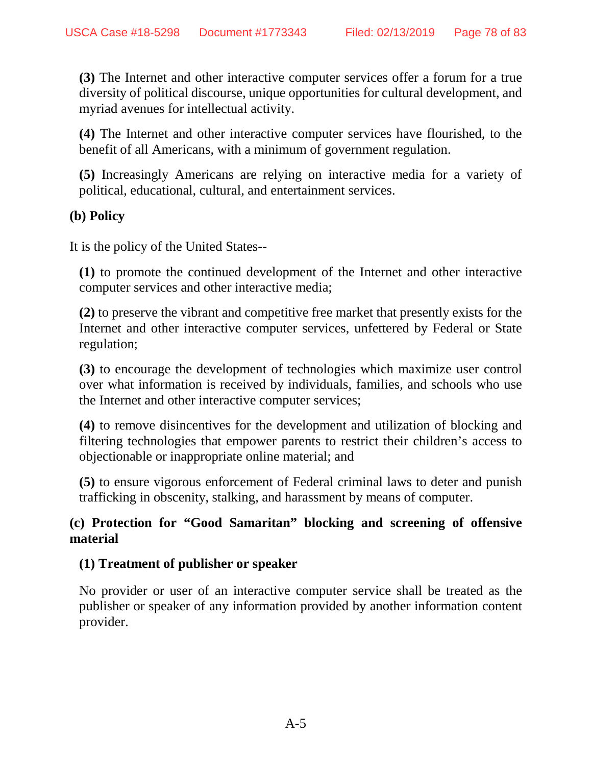**(3)** The Internet and other interactive computer services offer a forum for a true diversity of political discourse, unique opportunities for cultural development, and myriad avenues for intellectual activity.

**(4)** The Internet and other interactive computer services have flourished, to the benefit of all Americans, with a minimum of government regulation.

**(5)** Increasingly Americans are relying on interactive media for a variety of political, educational, cultural, and entertainment services.

**(b) Policy**

It is the policy of the United States--

**(1)** to promote the continued development of the Internet and other interactive computer services and other interactive media;

**(2)** to preserve the vibrant and competitive free market that presently exists for the Internet and other interactive computer services, unfettered by Federal or State regulation;

**(3)** to encourage the development of technologies which maximize user control over what information is received by individuals, families, and schools who use the Internet and other interactive computer services;

**(4)** to remove disincentives for the development and utilization of blocking and filtering technologies that empower parents to restrict their children's access to objectionable or inappropriate online material; and

**(5)** to ensure vigorous enforcement of Federal criminal laws to deter and punish trafficking in obscenity, stalking, and harassment by means of computer.

**(c) Protection for "Good Samaritan" blocking and screening of offensive material**

**(1) Treatment of publisher or speaker**

No provider or user of an interactive computer service shall be treated as the publisher or speaker of any information provided by another information content provider.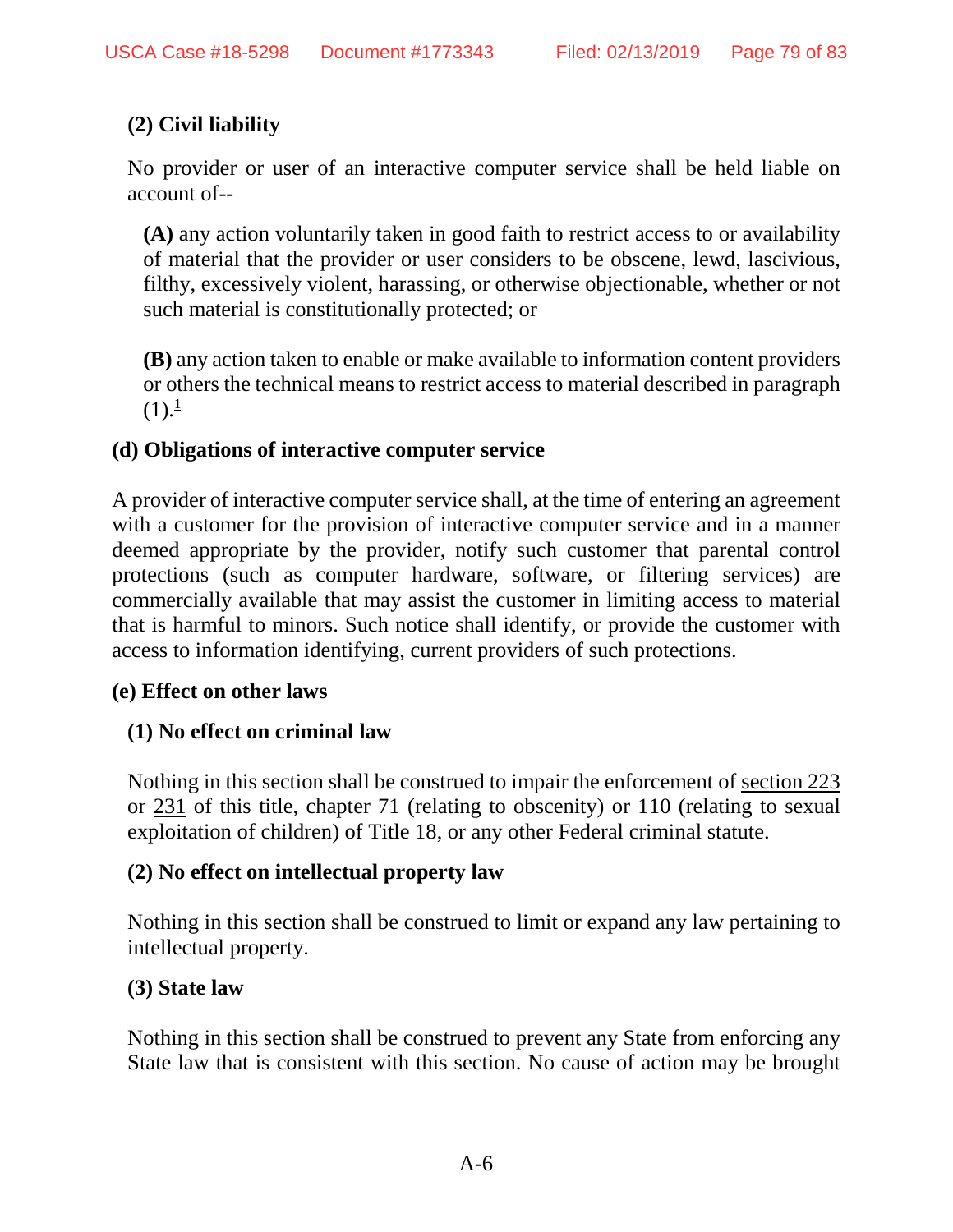**(2) Civil liability**

No provider or user of an interactive computer service shall be held liable on account of--

**(A)** any action voluntarily taken in good faith to restrict access to or availability of material that the provider or user considers to be obscene, lewd, lascivious, filthy, excessively violent, harassing, or otherwise objectionable, whether or not such material is constitutionally protected; or

**(B)** any action taken to enable or make available to information content providers or others the technical means to restrict access to material described in paragraph (1).[1]

**(d) Obligations of interactive computer service**

A provider of interactive computer service shall, at the time of entering an agreement with a customer for the provision of interactive computer service and in a manner deemed appropriate by the provider, notify such customer that parental control protections (such as computer hardware, software, or filtering services) are commercially available that may assist the customer in limiting access to material that is harmful to minors. Such notice shall identify, or provide the customer with access to information identifying, current providers of such protections.

**(e) Effect on other laws**

**(1) No effect on criminal law**

Nothing in this section shall be construed to impair the enforcement of section 223 or 231 of this title, chapter 71 (relating to obscenity) or 110 (relating to sexual exploitation of children) of Title 18, or any other Federal criminal statute.

**(2) No effect on intellectual property law**

Nothing in this section shall be construed to limit or expand any law pertaining to intellectual property.

**(3) State law**

Nothing in this section shall be construed to prevent any State from enforcing any State law that is consistent with this section. No cause of action may be brought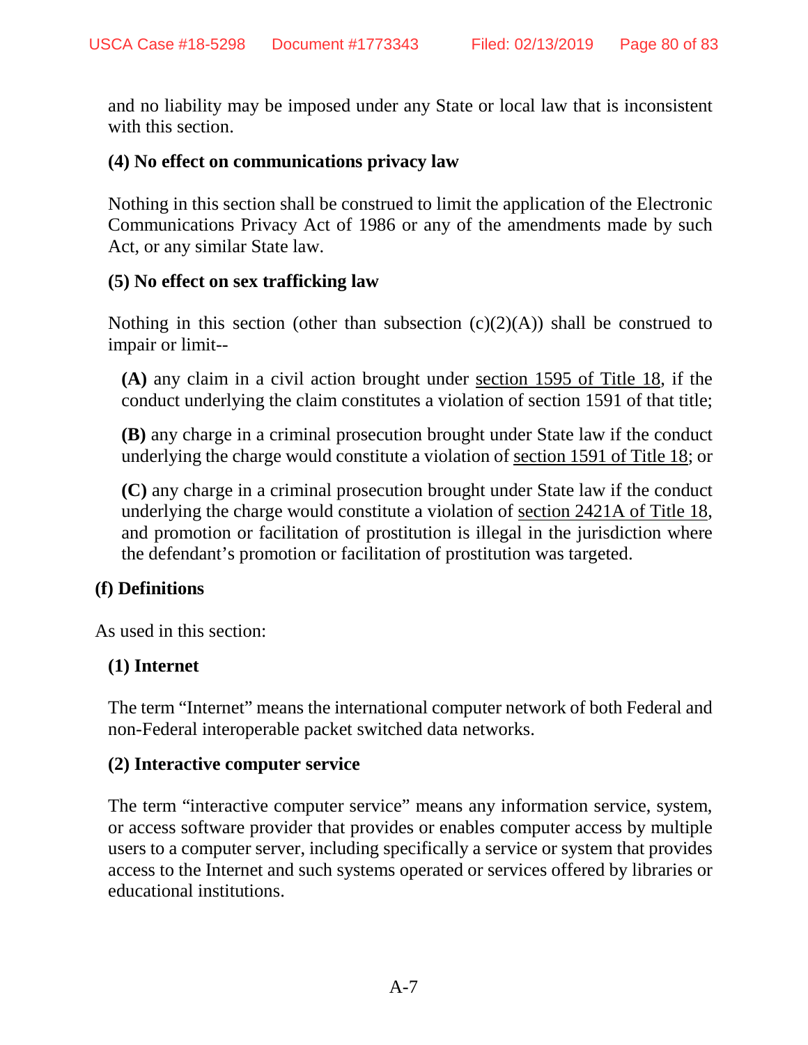and no liability may be imposed under any State or local law that is inconsistent with this section.

**(4) No effect on communications privacy law**

Nothing in this section shall be construed to limit the application of the Electronic Communications Privacy Act of 1986 or any of the amendments made by such Act, or any similar State law.

**(5) No effect on sex trafficking law**

Nothing in this section (other than subsection (c)(2)(A)) shall be construed to impair or limit--

**(A)** any claim in a civil action brought under section 1595 of Title 18, if the conduct underlying the claim constitutes a violation of section 1591 of that title;

**(B)** any charge in a criminal prosecution brought under State law if the conduct underlying the charge would constitute a violation of section 1591 of Title 18; or

**(C)** any charge in a criminal prosecution brought under State law if the conduct underlying the charge would constitute a violation of section 2421A of Title 18, and promotion or facilitation of prostitution is illegal in the jurisdiction where the defendant's promotion or facilitation of prostitution was targeted.

**(f) Definitions**

As used in this section:

**(1) Internet**

The term "Internet" means the international computer network of both Federal and non-Federal interoperable packet switched data networks.

**(2) Interactive computer service**

The term "interactive computer service" means any information service, system, or access software provider that provides or enables computer access by multiple users to a computer server, including specifically a service or system that provides access to the Internet and such systems operated or services offered by libraries or educational institutions.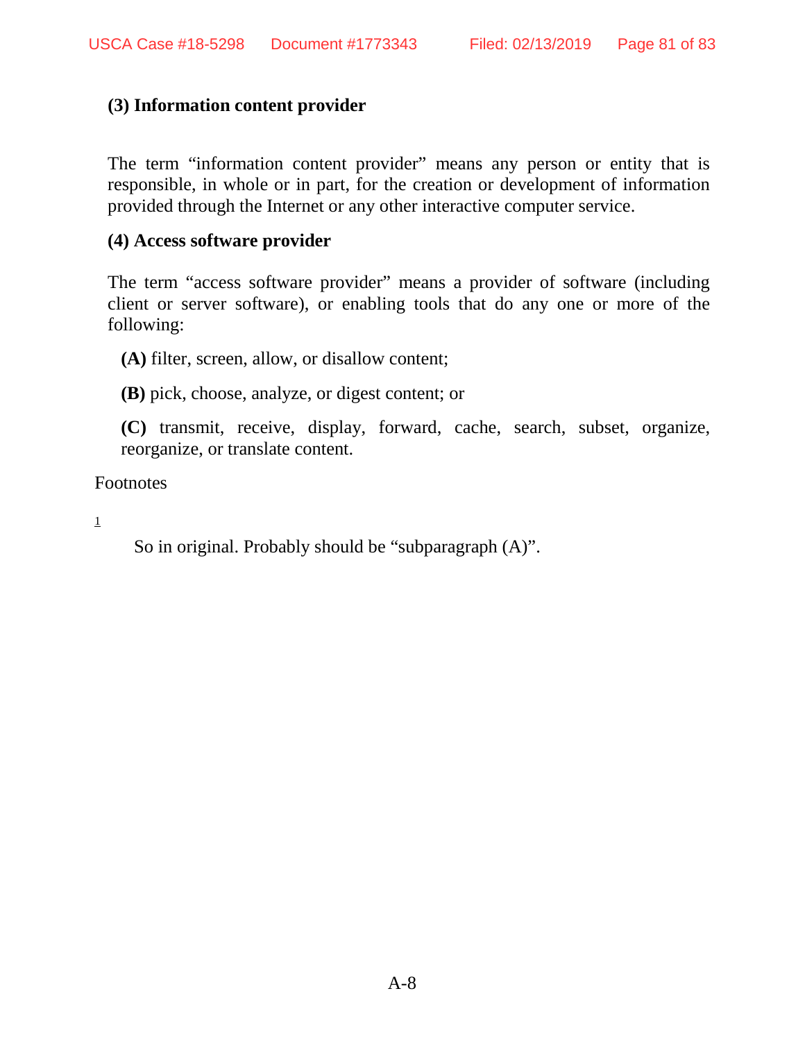**(3) Information content provider**

The term "information content provider" means any person or entity that is responsible, in whole or in part, for the creation or development of information provided through the Internet or any other interactive computer service.

**(4) Access software provider**

The term "access software provider" means a provider of software (including client or server software), or enabling tools that do any one or more of the following:

**(A)** filter, screen, allow, or disallow content;

**(B)** pick, choose, analyze, or digest content; or

**(C)** transmit, receive, display, forward, cache, search, subset, organize, reorganize, or translate content.

Footnotes

1

So in original. Probably should be "subparagraph (A)".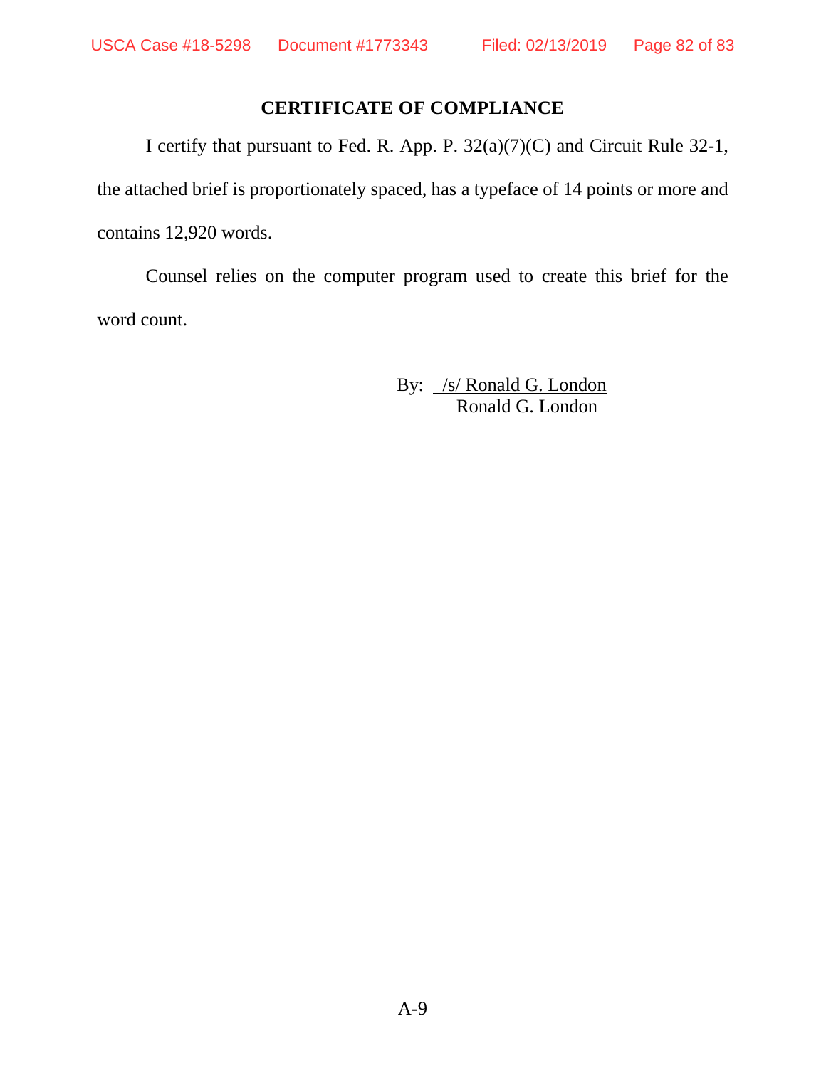## CERTIFICATE OF COMPLIANCE

I certify that pursuant to Fed. R. App. P. 32(a)(7)(C) and Circuit Rule 32-1, the attached brief is proportionately spaced, has a typeface of 14 points or more and contains 12,920 words.

Counsel relies on the computer program used to create this brief for the word count.

By: /s/ Ronald G. London
Ronald G. London

A-9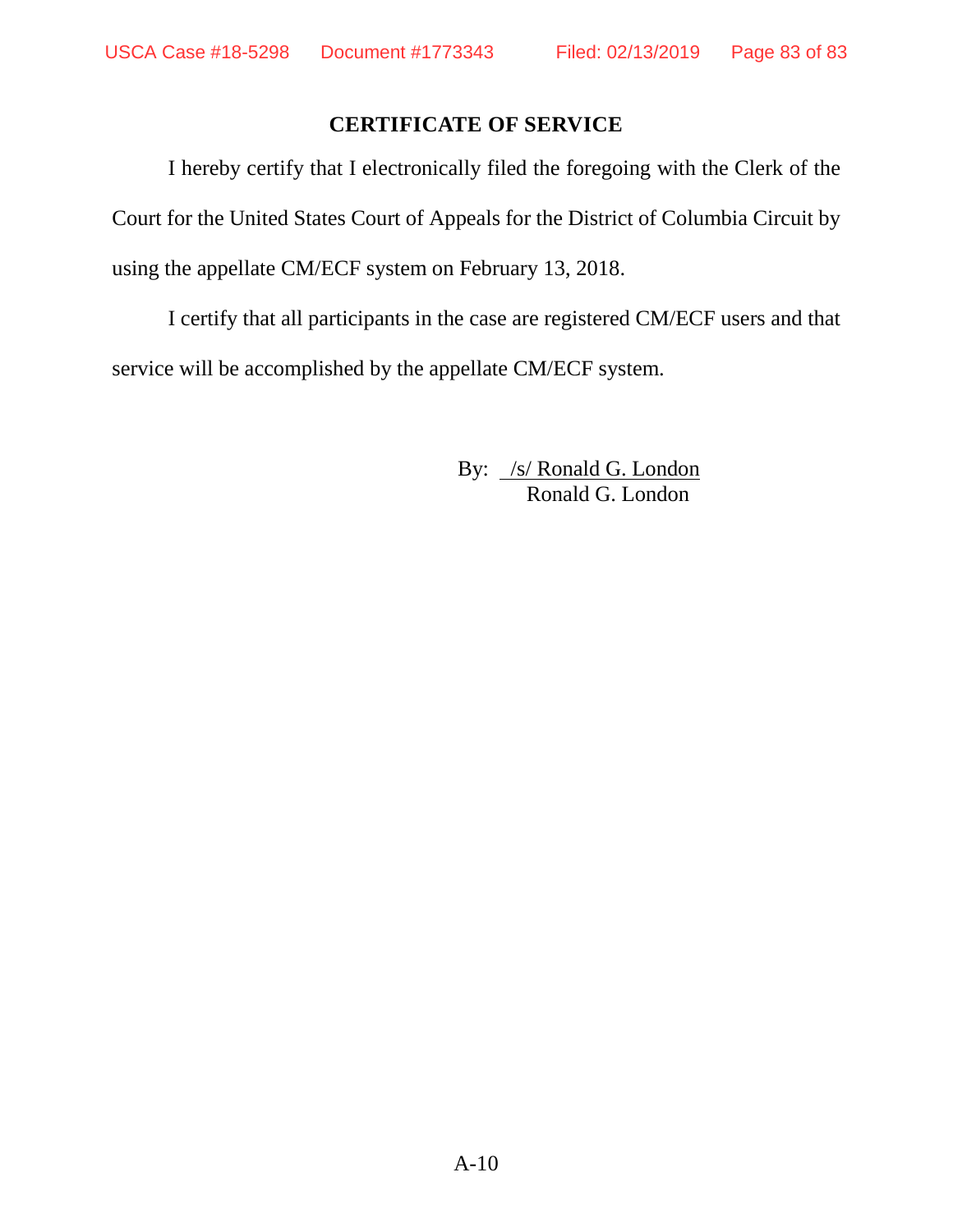## CERTIFICATE OF SERVICE

I hereby certify that I electronically filed the foregoing with the Clerk of the Court for the United States Court of Appeals for the District of Columbia Circuit by using the appellate CM/ECF system on February 13, 2018.

I certify that all participants in the case are registered CM/ECF users and that service will be accomplished by the appellate CM/ECF system.

By: /s/ Ronald G. London
Ronald G. London

A-10